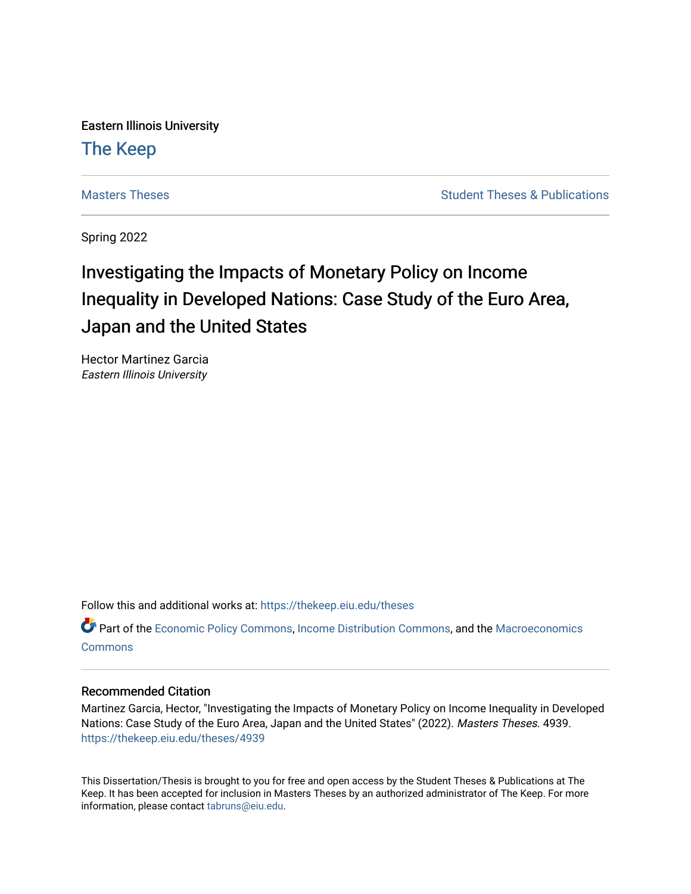Eastern Illinois University

The Keep

Masters Theses | Student Theses & Publications

Spring 2022

# Investigating the Impacts of Monetary Policy on Income Inequality in Developed Nations: Case Study of the Euro Area, Japan and the United States

Hector Martinez Garcia
*Eastern Illinois University*

Follow this and additional works at: https://thekeep.eiu.edu/theses

Part of the Economic Policy Commons, Income Distribution Commons, and the Macroeconomics Commons

## Recommended Citation

Martinez Garcia, Hector, "Investigating the Impacts of Monetary Policy on Income Inequality in Developed Nations: Case Study of the Euro Area, Japan and the United States" (2022). *Masters Theses*. 4939.
https://thekeep.eiu.edu/theses/4939

This Dissertation/Thesis is brought to you for free and open access by the Student Theses & Publications at The Keep. It has been accepted for inclusion in Masters Theses by an authorized administrator of The Keep. For more information, please contact tabruns@eiu.edu.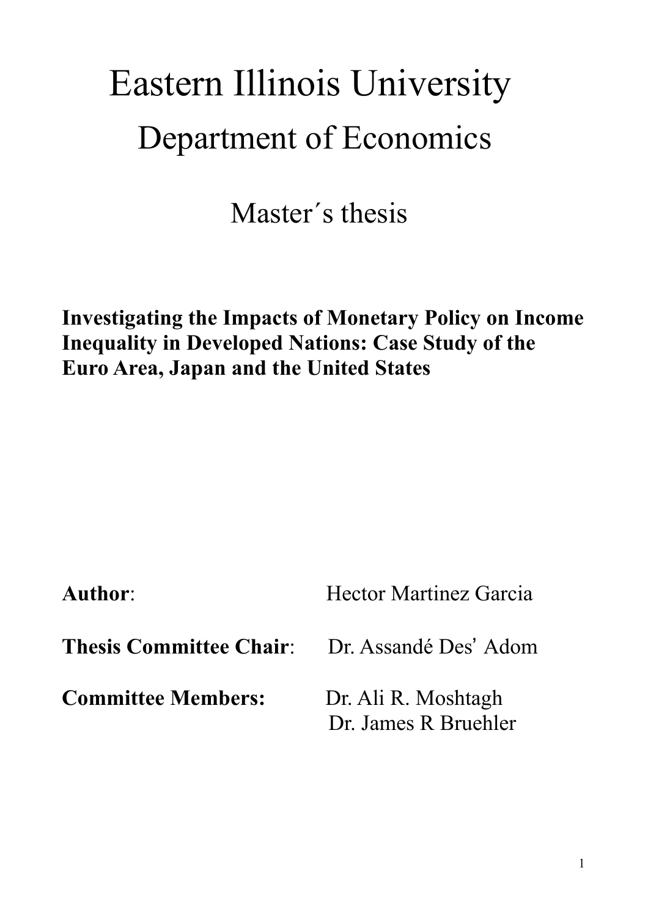# Eastern Illinois University

## Department of Economics

## Master´s thesis

**Investigating the Impacts of Monetary Policy on Income Inequality in Developed Nations: Case Study of the Euro Area, Japan and the United States**

**Author**: Hector Martinez Garcia

**Thesis Committee Chair**: Dr. Assandé Des' Adom

**Committee Members:** Dr. Ali R. Moshtagh
Dr. James R Bruehler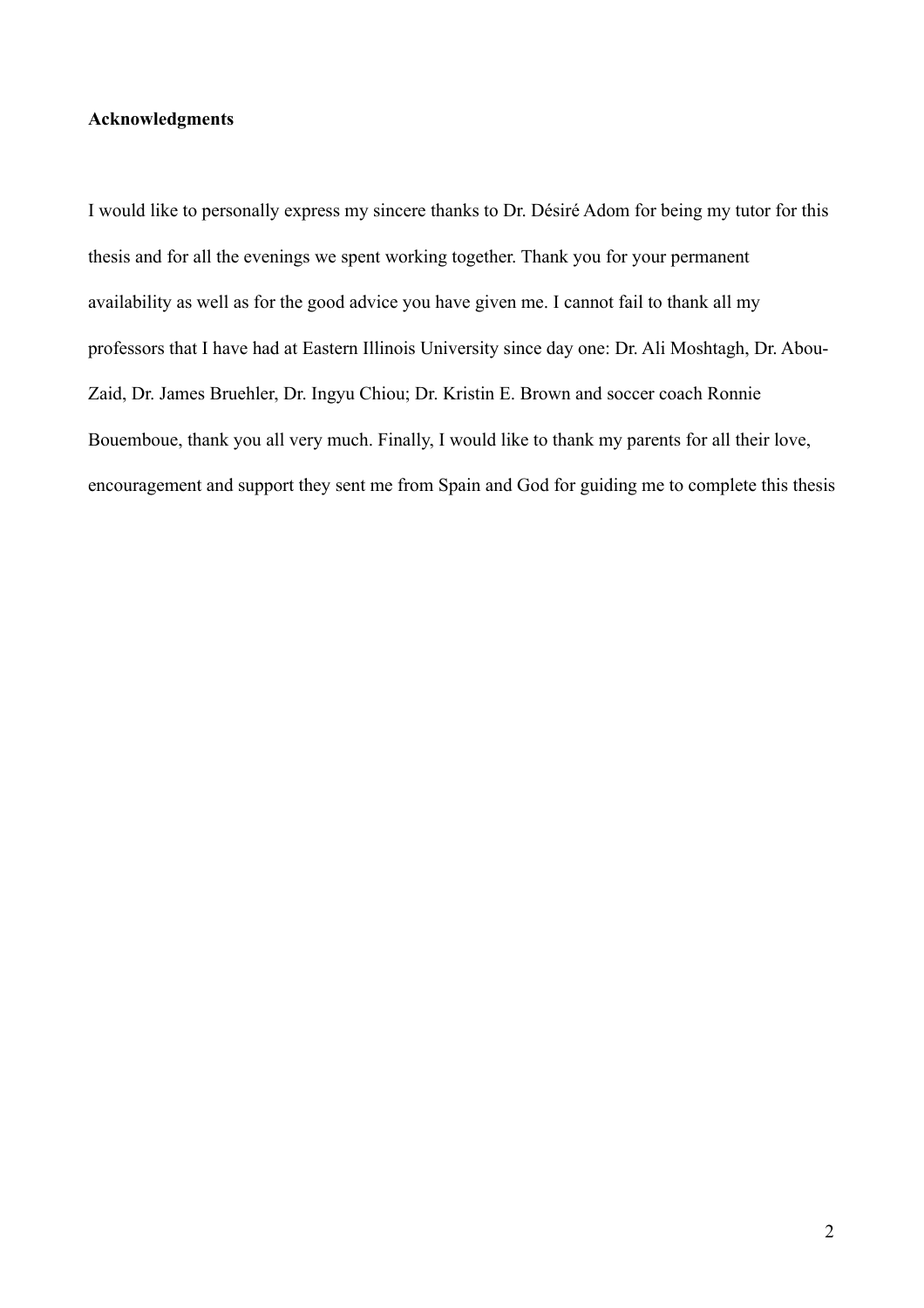**Acknowledgments**

I would like to personally express my sincere thanks to Dr. Désiré Adom for being my tutor for this thesis and for all the evenings we spent working together. Thank you for your permanent availability as well as for the good advice you have given me. I cannot fail to thank all my professors that I have had at Eastern Illinois University since day one: Dr. Ali Moshtagh, Dr. Abou-Zaid, Dr. James Bruehler, Dr. Ingyu Chiou; Dr. Kristin E. Brown and soccer coach Ronnie Bouemboue, thank you all very much. Finally, I would like to thank my parents for all their love, encouragement and support they sent me from Spain and God for guiding me to complete this thesis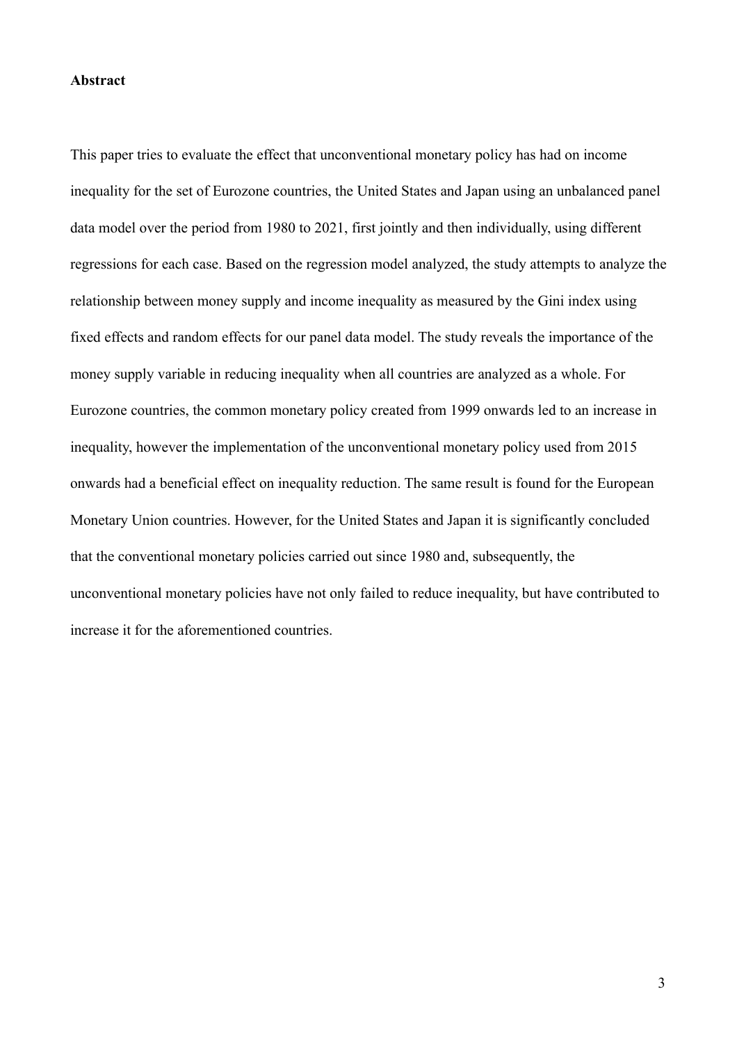**Abstract**

This paper tries to evaluate the effect that unconventional monetary policy has had on income inequality for the set of Eurozone countries, the United States and Japan using an unbalanced panel data model over the period from 1980 to 2021, first jointly and then individually, using different regressions for each case. Based on the regression model analyzed, the study attempts to analyze the relationship between money supply and income inequality as measured by the Gini index using fixed effects and random effects for our panel data model. The study reveals the importance of the money supply variable in reducing inequality when all countries are analyzed as a whole. For Eurozone countries, the common monetary policy created from 1999 onwards led to an increase in inequality, however the implementation of the unconventional monetary policy used from 2015 onwards had a beneficial effect on inequality reduction. The same result is found for the European Monetary Union countries. However, for the United States and Japan it is significantly concluded that the conventional monetary policies carried out since 1980 and, subsequently, the unconventional monetary policies have not only failed to reduce inequality, but have contributed to increase it for the aforementioned countries.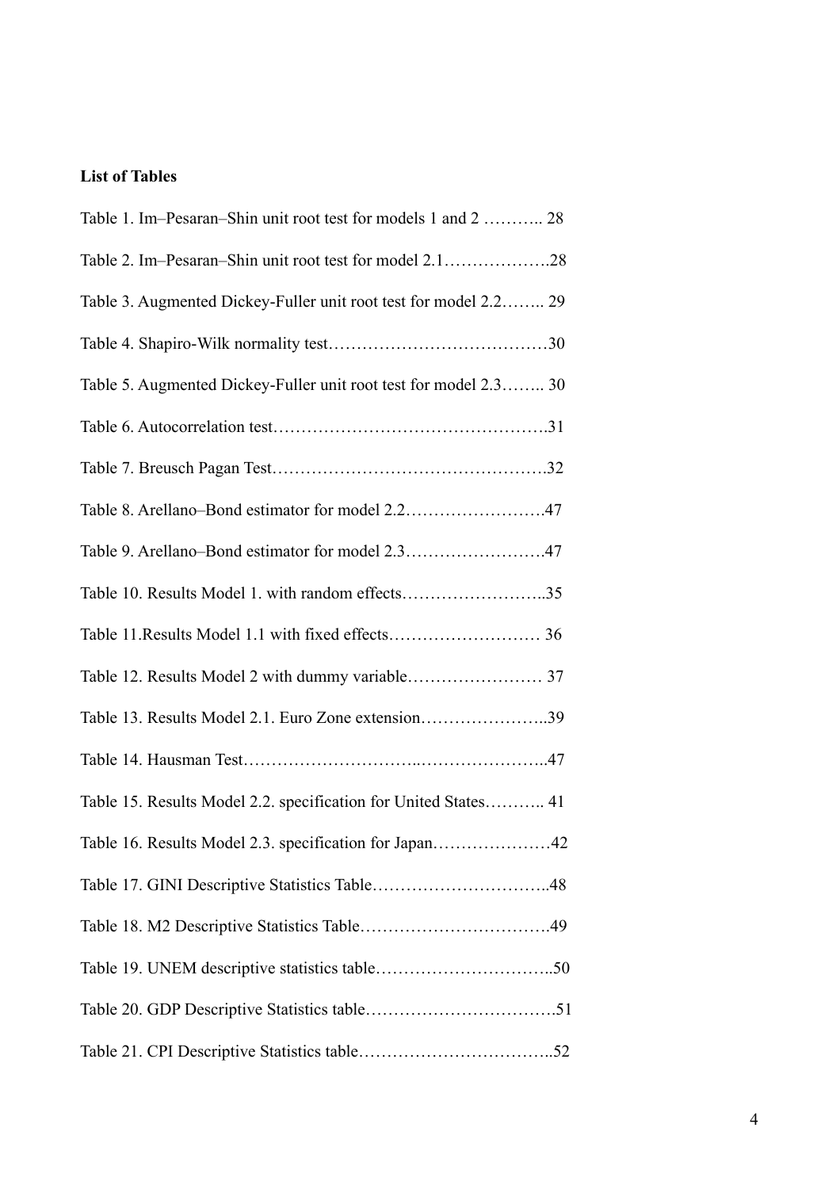**List of Tables**

Table 1. Im–Pesaran–Shin unit root test for models 1 and 2 ……….. 28

Table 2. Im–Pesaran–Shin unit root test for model 2.1……………….28

Table 3. Augmented Dickey-Fuller unit root test for model 2.2…….. 29

Table 4. Shapiro-Wilk normality test…………………………………30

Table 5. Augmented Dickey-Fuller unit root test for model 2.3…….. 30

Table 6. Autocorrelation test………………………………………….31

Table 7. Breusch Pagan Test………………………………………….32

Table 8. Arellano–Bond estimator for model 2.2…………………….47

Table 9. Arellano–Bond estimator for model 2.3…………………….47

Table 10. Results Model 1. with random effects……………………..35

Table 11.Results Model 1.1 with fixed effects……………………… 36

Table 12. Results Model 2 with dummy variable…………………… 37

Table 13. Results Model 2.1. Euro Zone extension…………………..39

Table 14. Hausman Test…………………………..…………………..47

Table 15. Results Model 2.2. specification for United States……….. 41

Table 16. Results Model 2.3. specification for Japan…………………42

Table 17. GINI Descriptive Statistics Table…………………………..48

Table 18. M2 Descriptive Statistics Table…………………………….49

Table 19. UNEM descriptive statistics table…………………………..50

Table 20. GDP Descriptive Statistics table…………………………….51

Table 21. CPI Descriptive Statistics table……………………………..52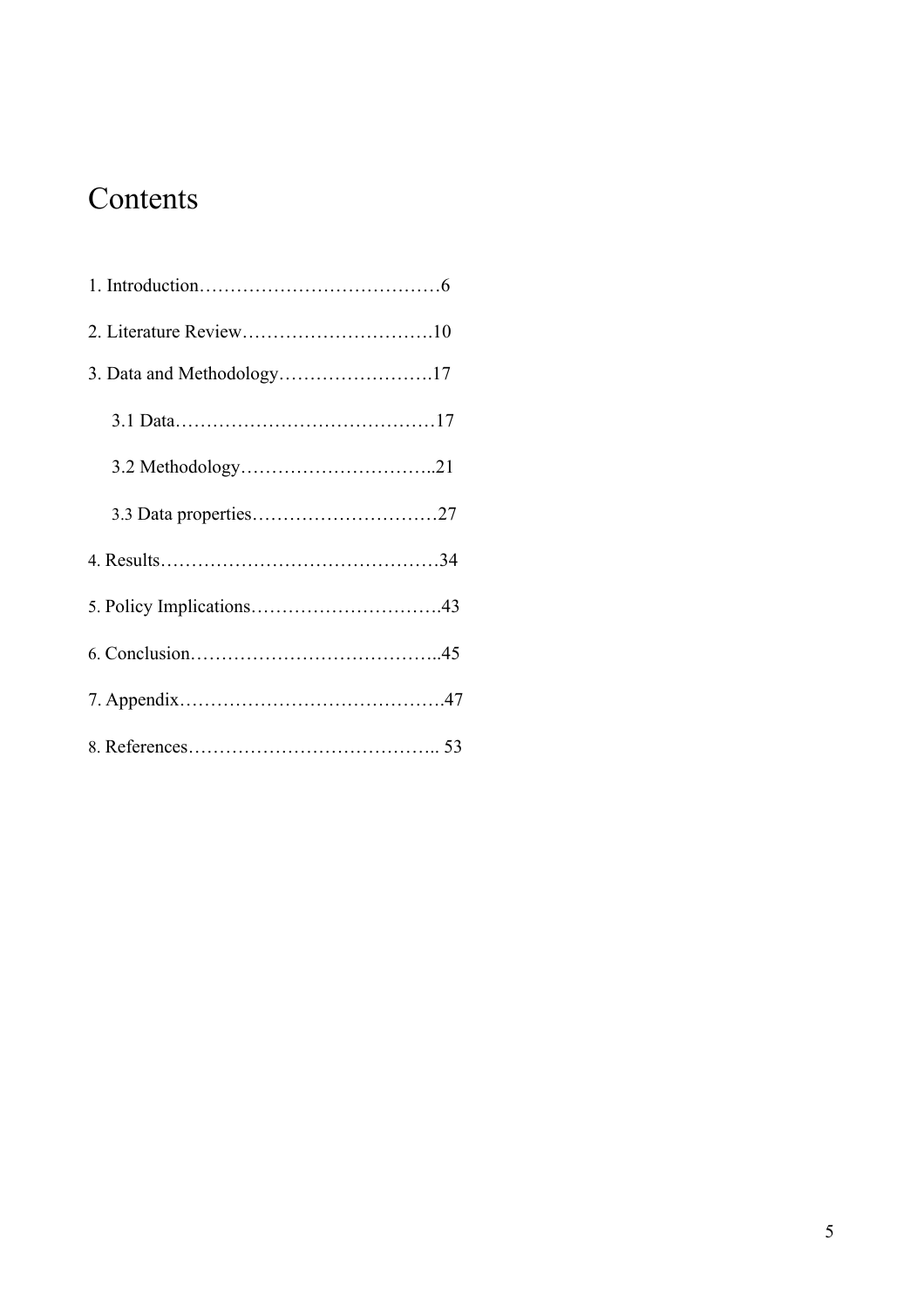# Contents

1. Introduction…………………………………6

2. Literature Review………………………….10

3. Data and Methodology…………………….17

   3.1 Data……………………………………17

   3.2 Methodology…………………………..21

   3.3 Data properties…………………………27

4. Results………………………………………34

5. Policy Implications………………………….43

6. Conclusion…………………………………..45

7. Appendix…………………………………….47

8. References………………………………….. 53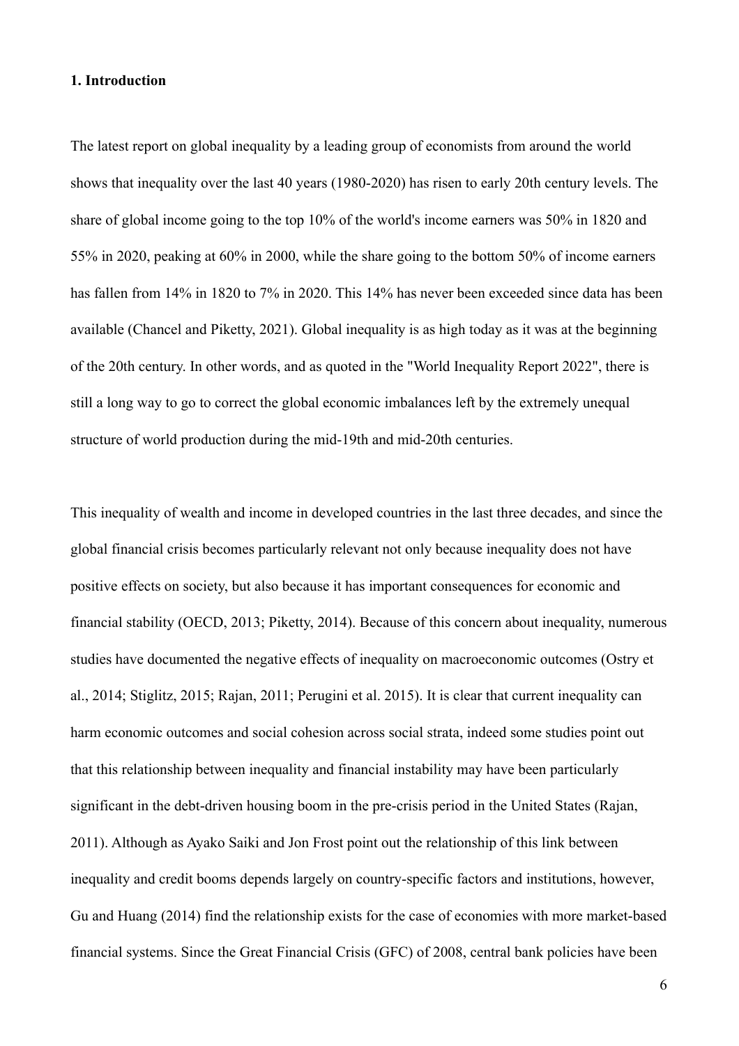**1. Introduction**

The latest report on global inequality by a leading group of economists from around the world shows that inequality over the last 40 years (1980-2020) has risen to early 20th century levels. The share of global income going to the top 10% of the world's income earners was 50% in 1820 and 55% in 2020, peaking at 60% in 2000, while the share going to the bottom 50% of income earners has fallen from 14% in 1820 to 7% in 2020. This 14% has never been exceeded since data has been available (Chancel and Piketty, 2021). Global inequality is as high today as it was at the beginning of the 20th century. In other words, and as quoted in the "World Inequality Report 2022", there is still a long way to go to correct the global economic imbalances left by the extremely unequal structure of world production during the mid-19th and mid-20th centuries.

This inequality of wealth and income in developed countries in the last three decades, and since the global financial crisis becomes particularly relevant not only because inequality does not have positive effects on society, but also because it has important consequences for economic and financial stability (OECD, 2013; Piketty, 2014). Because of this concern about inequality, numerous studies have documented the negative effects of inequality on macroeconomic outcomes (Ostry et al., 2014; Stiglitz, 2015; Rajan, 2011; Perugini et al. 2015). It is clear that current inequality can harm economic outcomes and social cohesion across social strata, indeed some studies point out that this relationship between inequality and financial instability may have been particularly significant in the debt-driven housing boom in the pre-crisis period in the United States (Rajan, 2011). Although as Ayako Saiki and Jon Frost point out the relationship of this link between inequality and credit booms depends largely on country-specific factors and institutions, however, Gu and Huang (2014) find the relationship exists for the case of economies with more market-based financial systems. Since the Great Financial Crisis (GFC) of 2008, central bank policies have been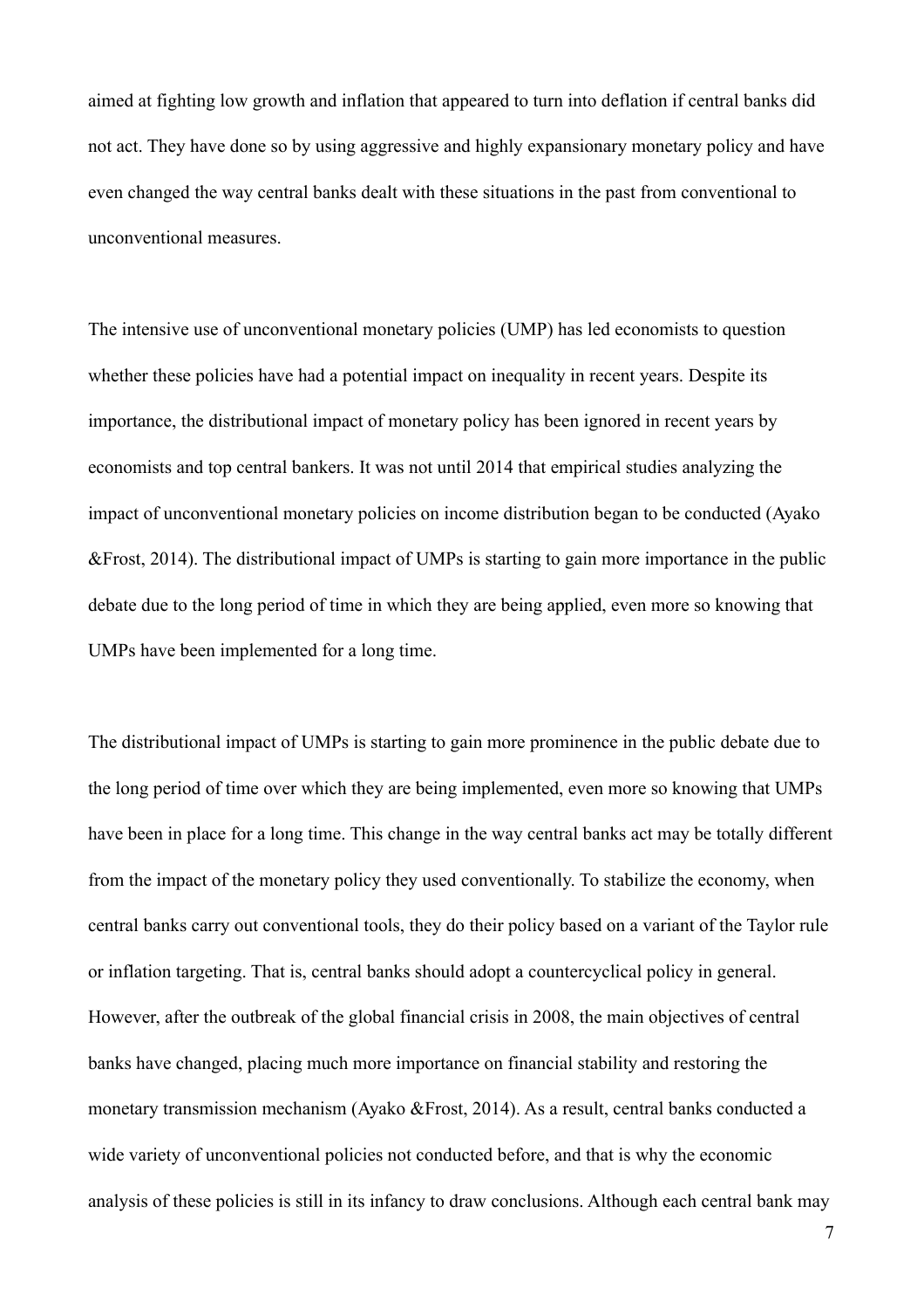aimed at fighting low growth and inflation that appeared to turn into deflation if central banks did not act. They have done so by using aggressive and highly expansionary monetary policy and have even changed the way central banks dealt with these situations in the past from conventional to unconventional measures.

The intensive use of unconventional monetary policies (UMP) has led economists to question whether these policies have had a potential impact on inequality in recent years. Despite its importance, the distributional impact of monetary policy has been ignored in recent years by economists and top central bankers. It was not until 2014 that empirical studies analyzing the impact of unconventional monetary policies on income distribution began to be conducted (Ayako &Frost, 2014). The distributional impact of UMPs is starting to gain more importance in the public debate due to the long period of time in which they are being applied, even more so knowing that UMPs have been implemented for a long time.

The distributional impact of UMPs is starting to gain more prominence in the public debate due to the long period of time over which they are being implemented, even more so knowing that UMPs have been in place for a long time. This change in the way central banks act may be totally different from the impact of the monetary policy they used conventionally. To stabilize the economy, when central banks carry out conventional tools, they do their policy based on a variant of the Taylor rule or inflation targeting. That is, central banks should adopt a countercyclical policy in general. However, after the outbreak of the global financial crisis in 2008, the main objectives of central banks have changed, placing much more importance on financial stability and restoring the monetary transmission mechanism (Ayako &Frost, 2014). As a result, central banks conducted a wide variety of unconventional policies not conducted before, and that is why the economic analysis of these policies is still in its infancy to draw conclusions. Although each central bank may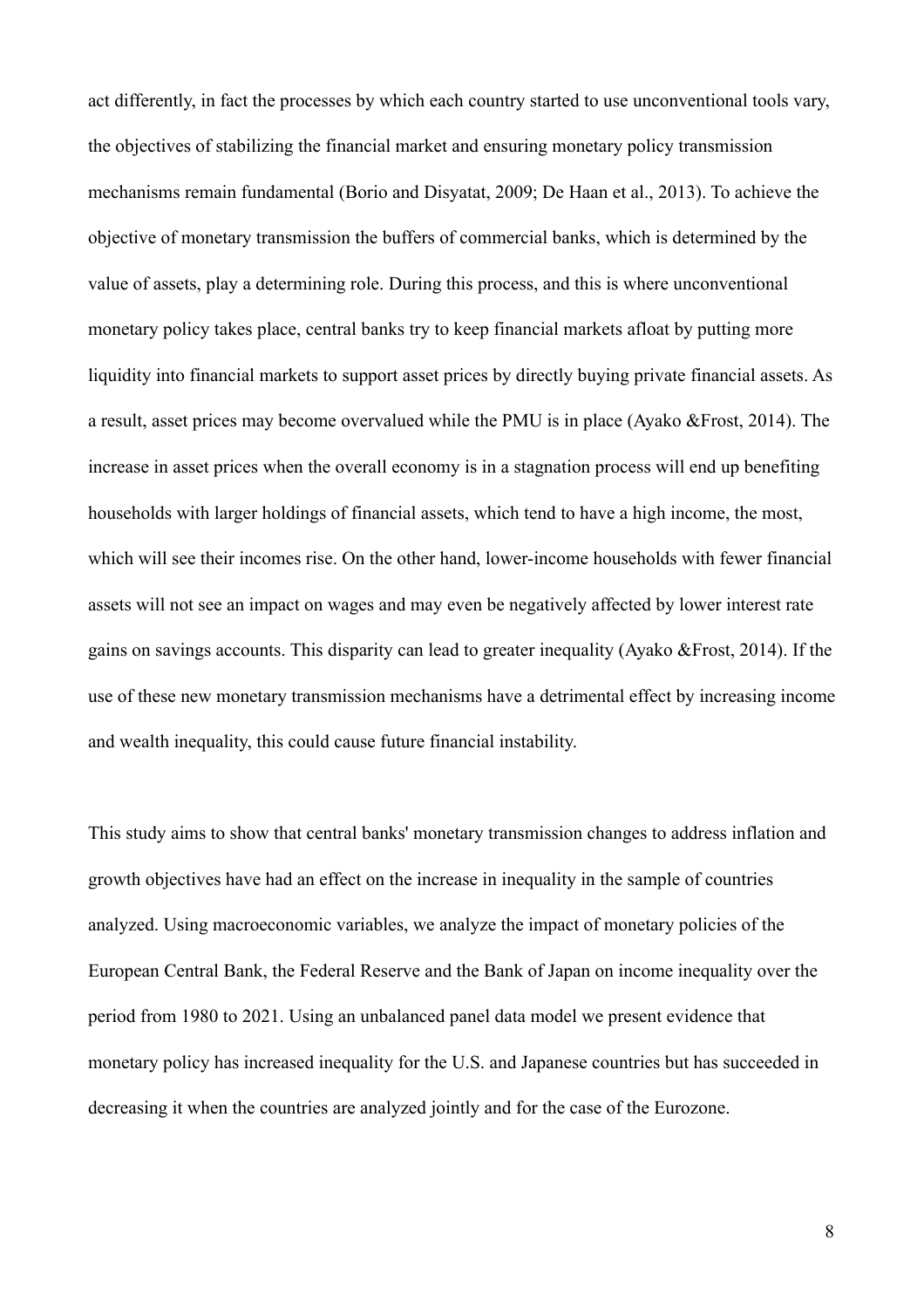act differently, in fact the processes by which each country started to use unconventional tools vary, the objectives of stabilizing the financial market and ensuring monetary policy transmission mechanisms remain fundamental (Borio and Disyatat, 2009; De Haan et al., 2013). To achieve the objective of monetary transmission the buffers of commercial banks, which is determined by the value of assets, play a determining role. During this process, and this is where unconventional monetary policy takes place, central banks try to keep financial markets afloat by putting more liquidity into financial markets to support asset prices by directly buying private financial assets. As a result, asset prices may become overvalued while the PMU is in place (Ayako &Frost, 2014). The increase in asset prices when the overall economy is in a stagnation process will end up benefiting households with larger holdings of financial assets, which tend to have a high income, the most, which will see their incomes rise. On the other hand, lower-income households with fewer financial assets will not see an impact on wages and may even be negatively affected by lower interest rate gains on savings accounts. This disparity can lead to greater inequality (Ayako &Frost, 2014). If the use of these new monetary transmission mechanisms have a detrimental effect by increasing income and wealth inequality, this could cause future financial instability.

This study aims to show that central banks' monetary transmission changes to address inflation and growth objectives have had an effect on the increase in inequality in the sample of countries analyzed. Using macroeconomic variables, we analyze the impact of monetary policies of the European Central Bank, the Federal Reserve and the Bank of Japan on income inequality over the period from 1980 to 2021. Using an unbalanced panel data model we present evidence that monetary policy has increased inequality for the U.S. and Japanese countries but has succeeded in decreasing it when the countries are analyzed jointly and for the case of the Eurozone.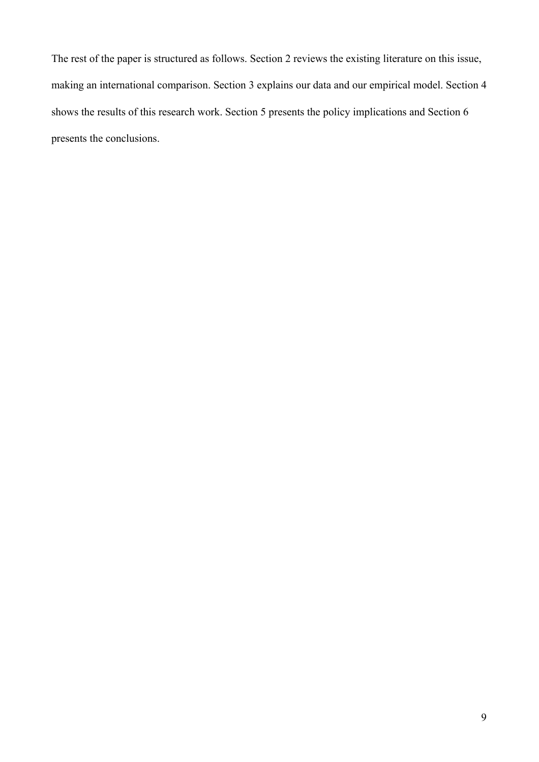The rest of the paper is structured as follows. Section 2 reviews the existing literature on this issue, making an international comparison. Section 3 explains our data and our empirical model. Section 4 shows the results of this research work. Section 5 presents the policy implications and Section 6 presents the conclusions.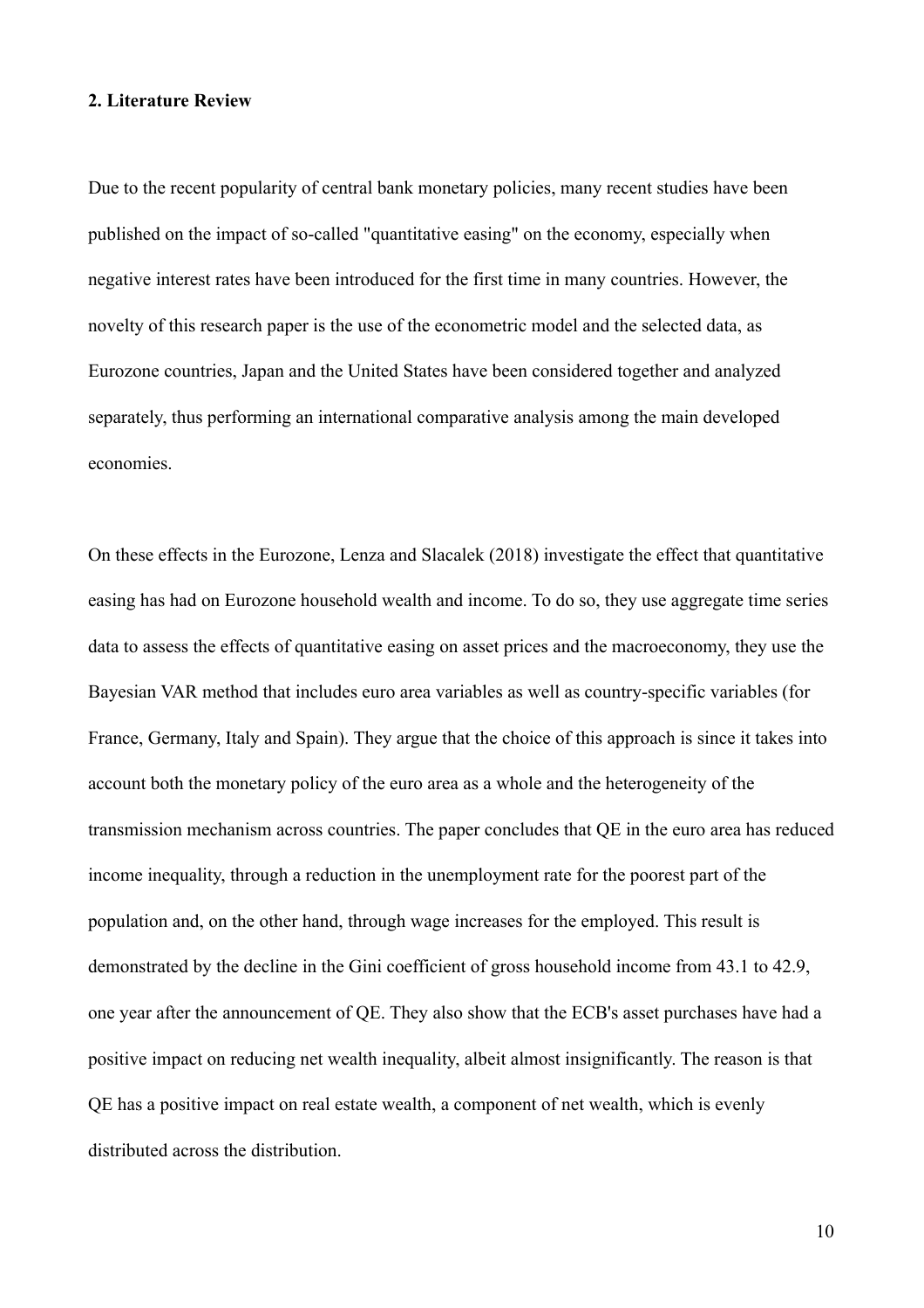## 2. Literature Review

Due to the recent popularity of central bank monetary policies, many recent studies have been published on the impact of so-called "quantitative easing" on the economy, especially when negative interest rates have been introduced for the first time in many countries. However, the novelty of this research paper is the use of the econometric model and the selected data, as Eurozone countries, Japan and the United States have been considered together and analyzed separately, thus performing an international comparative analysis among the main developed economies.

On these effects in the Eurozone, Lenza and Slacalek (2018) investigate the effect that quantitative easing has had on Eurozone household wealth and income. To do so, they use aggregate time series data to assess the effects of quantitative easing on asset prices and the macroeconomy, they use the Bayesian VAR method that includes euro area variables as well as country-specific variables (for France, Germany, Italy and Spain). They argue that the choice of this approach is since it takes into account both the monetary policy of the euro area as a whole and the heterogeneity of the transmission mechanism across countries. The paper concludes that QE in the euro area has reduced income inequality, through a reduction in the unemployment rate for the poorest part of the population and, on the other hand, through wage increases for the employed. This result is demonstrated by the decline in the Gini coefficient of gross household income from 43.1 to 42.9, one year after the announcement of QE. They also show that the ECB's asset purchases have had a positive impact on reducing net wealth inequality, albeit almost insignificantly. The reason is that QE has a positive impact on real estate wealth, a component of net wealth, which is evenly distributed across the distribution.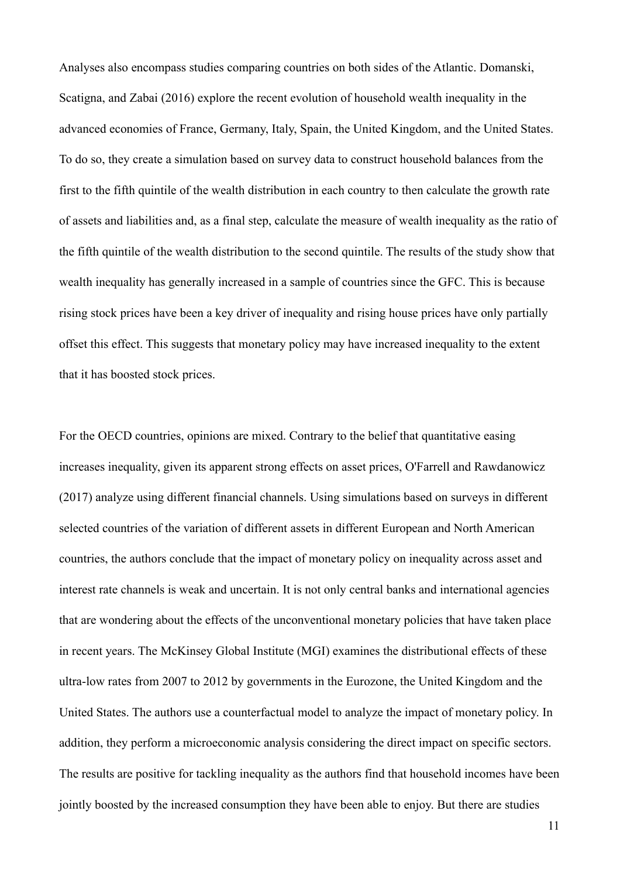Analyses also encompass studies comparing countries on both sides of the Atlantic. Domanski, Scatigna, and Zabai (2016) explore the recent evolution of household wealth inequality in the advanced economies of France, Germany, Italy, Spain, the United Kingdom, and the United States. To do so, they create a simulation based on survey data to construct household balances from the first to the fifth quintile of the wealth distribution in each country to then calculate the growth rate of assets and liabilities and, as a final step, calculate the measure of wealth inequality as the ratio of the fifth quintile of the wealth distribution to the second quintile. The results of the study show that wealth inequality has generally increased in a sample of countries since the GFC. This is because rising stock prices have been a key driver of inequality and rising house prices have only partially offset this effect. This suggests that monetary policy may have increased inequality to the extent that it has boosted stock prices.

For the OECD countries, opinions are mixed. Contrary to the belief that quantitative easing increases inequality, given its apparent strong effects on asset prices, O'Farrell and Rawdanowicz (2017) analyze using different financial channels. Using simulations based on surveys in different selected countries of the variation of different assets in different European and North American countries, the authors conclude that the impact of monetary policy on inequality across asset and interest rate channels is weak and uncertain. It is not only central banks and international agencies that are wondering about the effects of the unconventional monetary policies that have taken place in recent years. The McKinsey Global Institute (MGI) examines the distributional effects of these ultra-low rates from 2007 to 2012 by governments in the Eurozone, the United Kingdom and the United States. The authors use a counterfactual model to analyze the impact of monetary policy. In addition, they perform a microeconomic analysis considering the direct impact on specific sectors. The results are positive for tackling inequality as the authors find that household incomes have been jointly boosted by the increased consumption they have been able to enjoy. But there are studies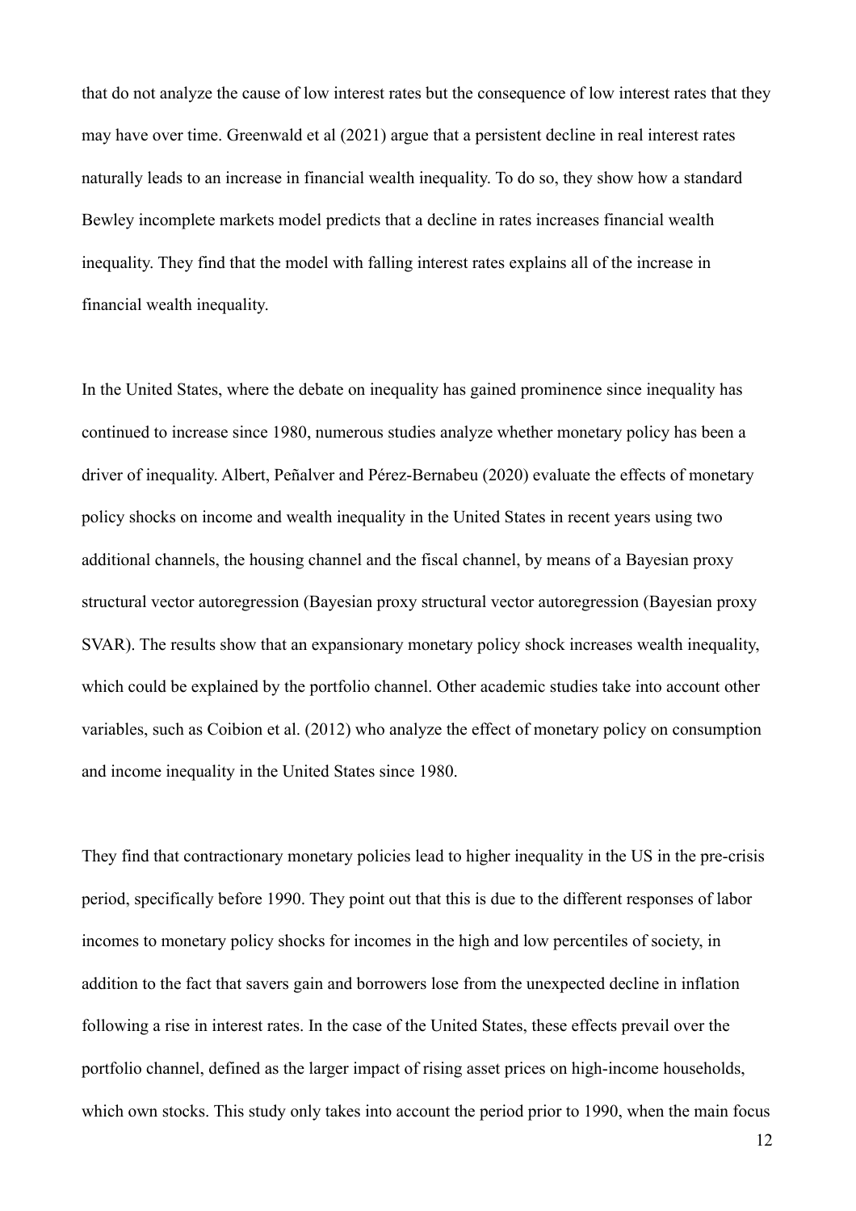that do not analyze the cause of low interest rates but the consequence of low interest rates that they may have over time. Greenwald et al (2021) argue that a persistent decline in real interest rates naturally leads to an increase in financial wealth inequality. To do so, they show how a standard Bewley incomplete markets model predicts that a decline in rates increases financial wealth inequality. They find that the model with falling interest rates explains all of the increase in financial wealth inequality.

In the United States, where the debate on inequality has gained prominence since inequality has continued to increase since 1980, numerous studies analyze whether monetary policy has been a driver of inequality. Albert, Peñalver and Pérez-Bernabeu (2020) evaluate the effects of monetary policy shocks on income and wealth inequality in the United States in recent years using two additional channels, the housing channel and the fiscal channel, by means of a Bayesian proxy structural vector autoregression (Bayesian proxy structural vector autoregression (Bayesian proxy SVAR). The results show that an expansionary monetary policy shock increases wealth inequality, which could be explained by the portfolio channel. Other academic studies take into account other variables, such as Coibion et al. (2012) who analyze the effect of monetary policy on consumption and income inequality in the United States since 1980.

They find that contractionary monetary policies lead to higher inequality in the US in the pre-crisis period, specifically before 1990. They point out that this is due to the different responses of labor incomes to monetary policy shocks for incomes in the high and low percentiles of society, in addition to the fact that savers gain and borrowers lose from the unexpected decline in inflation following a rise in interest rates. In the case of the United States, these effects prevail over the portfolio channel, defined as the larger impact of rising asset prices on high-income households, which own stocks. This study only takes into account the period prior to 1990, when the main focus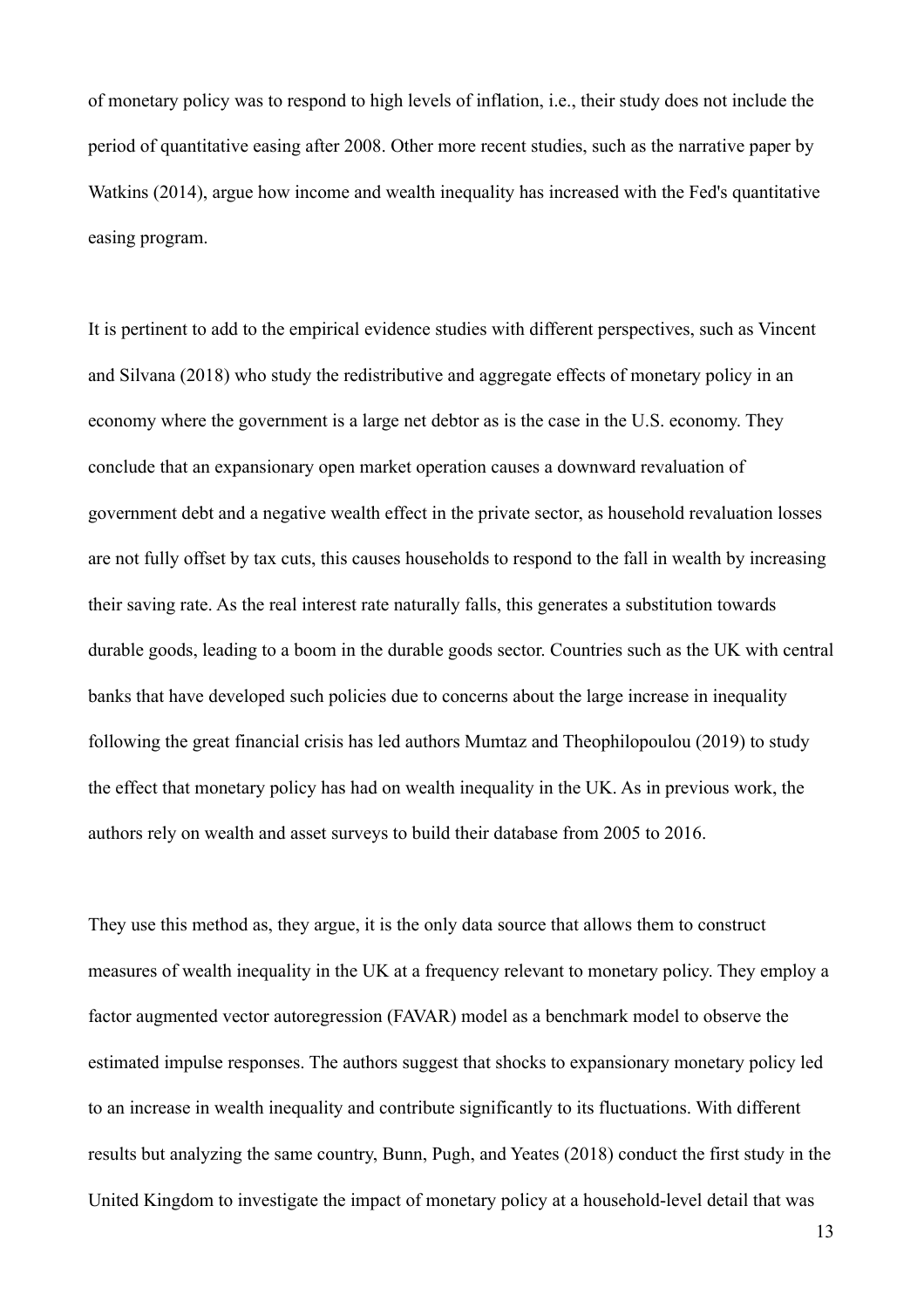of monetary policy was to respond to high levels of inflation, i.e., their study does not include the period of quantitative easing after 2008. Other more recent studies, such as the narrative paper by Watkins (2014), argue how income and wealth inequality has increased with the Fed's quantitative easing program.

It is pertinent to add to the empirical evidence studies with different perspectives, such as Vincent and Silvana (2018) who study the redistributive and aggregate effects of monetary policy in an economy where the government is a large net debtor as is the case in the U.S. economy. They conclude that an expansionary open market operation causes a downward revaluation of government debt and a negative wealth effect in the private sector, as household revaluation losses are not fully offset by tax cuts, this causes households to respond to the fall in wealth by increasing their saving rate. As the real interest rate naturally falls, this generates a substitution towards durable goods, leading to a boom in the durable goods sector. Countries such as the UK with central banks that have developed such policies due to concerns about the large increase in inequality following the great financial crisis has led authors Mumtaz and Theophilopoulou (2019) to study the effect that monetary policy has had on wealth inequality in the UK. As in previous work, the authors rely on wealth and asset surveys to build their database from 2005 to 2016.

They use this method as, they argue, it is the only data source that allows them to construct measures of wealth inequality in the UK at a frequency relevant to monetary policy. They employ a factor augmented vector autoregression (FAVAR) model as a benchmark model to observe the estimated impulse responses. The authors suggest that shocks to expansionary monetary policy led to an increase in wealth inequality and contribute significantly to its fluctuations. With different results but analyzing the same country, Bunn, Pugh, and Yeates (2018) conduct the first study in the United Kingdom to investigate the impact of monetary policy at a household-level detail that was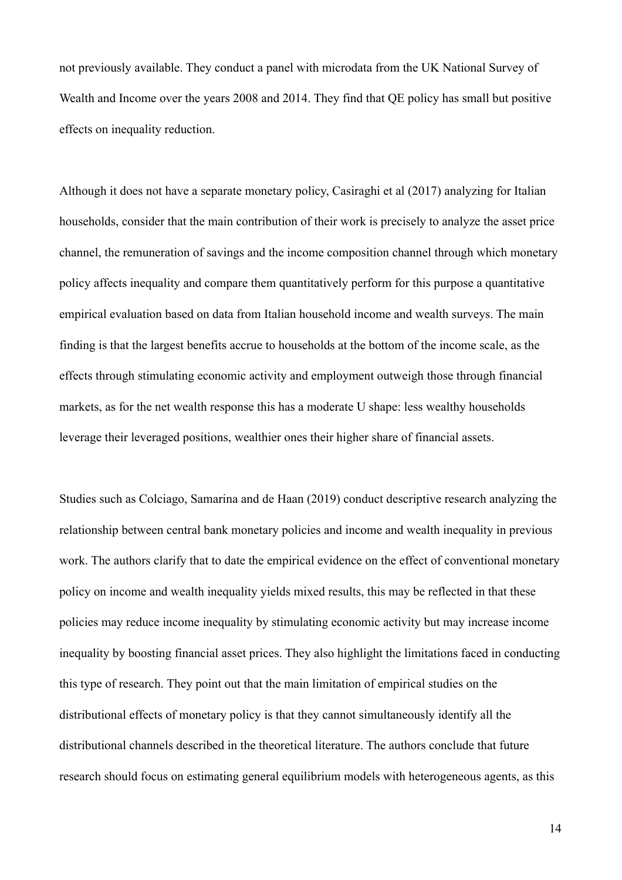not previously available. They conduct a panel with microdata from the UK National Survey of Wealth and Income over the years 2008 and 2014. They find that QE policy has small but positive effects on inequality reduction.

Although it does not have a separate monetary policy, Casiraghi et al (2017) analyzing for Italian households, consider that the main contribution of their work is precisely to analyze the asset price channel, the remuneration of savings and the income composition channel through which monetary policy affects inequality and compare them quantitatively perform for this purpose a quantitative empirical evaluation based on data from Italian household income and wealth surveys. The main finding is that the largest benefits accrue to households at the bottom of the income scale, as the effects through stimulating economic activity and employment outweigh those through financial markets, as for the net wealth response this has a moderate U shape: less wealthy households leverage their leveraged positions, wealthier ones their higher share of financial assets.

Studies such as Colciago, Samarina and de Haan (2019) conduct descriptive research analyzing the relationship between central bank monetary policies and income and wealth inequality in previous work. The authors clarify that to date the empirical evidence on the effect of conventional monetary policy on income and wealth inequality yields mixed results, this may be reflected in that these policies may reduce income inequality by stimulating economic activity but may increase income inequality by boosting financial asset prices. They also highlight the limitations faced in conducting this type of research. They point out that the main limitation of empirical studies on the distributional effects of monetary policy is that they cannot simultaneously identify all the distributional channels described in the theoretical literature. The authors conclude that future research should focus on estimating general equilibrium models with heterogeneous agents, as this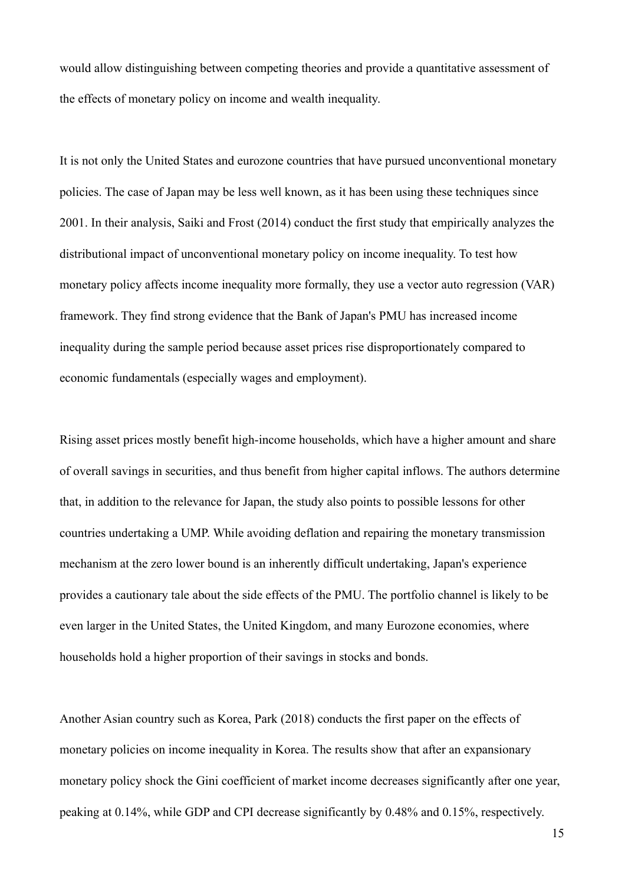would allow distinguishing between competing theories and provide a quantitative assessment of the effects of monetary policy on income and wealth inequality.

It is not only the United States and eurozone countries that have pursued unconventional monetary policies. The case of Japan may be less well known, as it has been using these techniques since 2001. In their analysis, Saiki and Frost (2014) conduct the first study that empirically analyzes the distributional impact of unconventional monetary policy on income inequality. To test how monetary policy affects income inequality more formally, they use a vector auto regression (VAR) framework. They find strong evidence that the Bank of Japan's PMU has increased income inequality during the sample period because asset prices rise disproportionately compared to economic fundamentals (especially wages and employment).

Rising asset prices mostly benefit high-income households, which have a higher amount and share of overall savings in securities, and thus benefit from higher capital inflows. The authors determine that, in addition to the relevance for Japan, the study also points to possible lessons for other countries undertaking a UMP. While avoiding deflation and repairing the monetary transmission mechanism at the zero lower bound is an inherently difficult undertaking, Japan's experience provides a cautionary tale about the side effects of the PMU. The portfolio channel is likely to be even larger in the United States, the United Kingdom, and many Eurozone economies, where households hold a higher proportion of their savings in stocks and bonds.

Another Asian country such as Korea, Park (2018) conducts the first paper on the effects of monetary policies on income inequality in Korea. The results show that after an expansionary monetary policy shock the Gini coefficient of market income decreases significantly after one year, peaking at 0.14%, while GDP and CPI decrease significantly by 0.48% and 0.15%, respectively.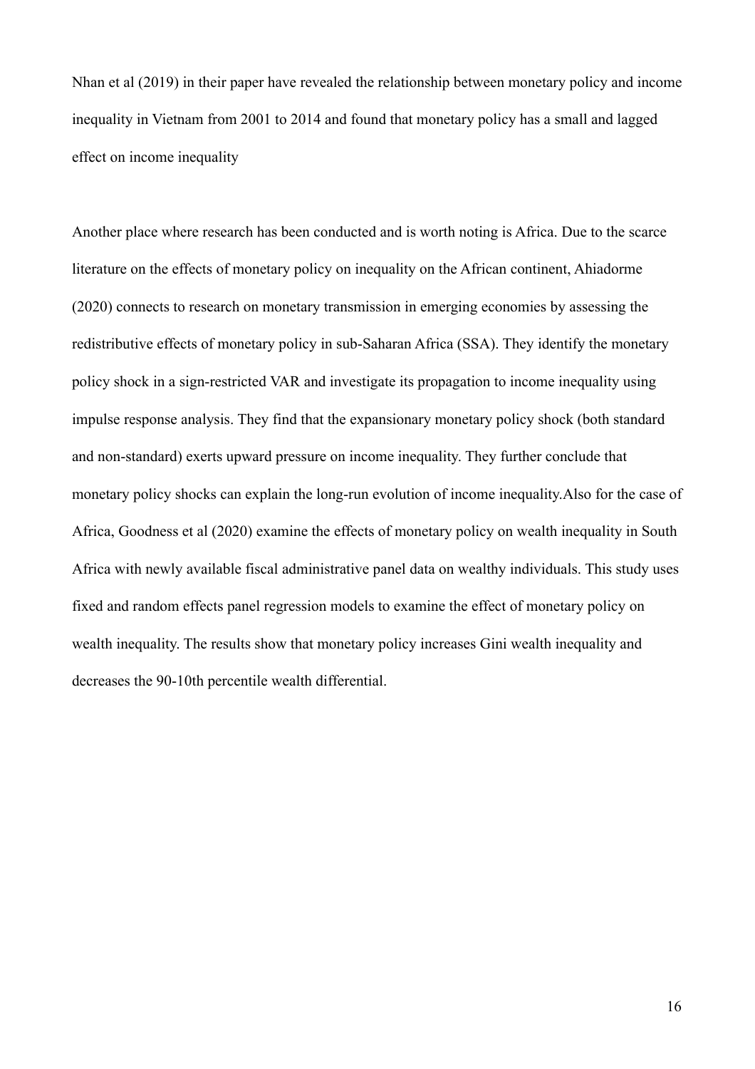Nhan et al (2019) in their paper have revealed the relationship between monetary policy and income inequality in Vietnam from 2001 to 2014 and found that monetary policy has a small and lagged effect on income inequality

Another place where research has been conducted and is worth noting is Africa. Due to the scarce literature on the effects of monetary policy on inequality on the African continent, Ahiadorme (2020) connects to research on monetary transmission in emerging economies by assessing the redistributive effects of monetary policy in sub-Saharan Africa (SSA). They identify the monetary policy shock in a sign-restricted VAR and investigate its propagation to income inequality using impulse response analysis. They find that the expansionary monetary policy shock (both standard and non-standard) exerts upward pressure on income inequality. They further conclude that monetary policy shocks can explain the long-run evolution of income inequality.Also for the case of Africa, Goodness et al (2020) examine the effects of monetary policy on wealth inequality in South Africa with newly available fiscal administrative panel data on wealthy individuals. This study uses fixed and random effects panel regression models to examine the effect of monetary policy on wealth inequality. The results show that monetary policy increases Gini wealth inequality and decreases the 90-10th percentile wealth differential.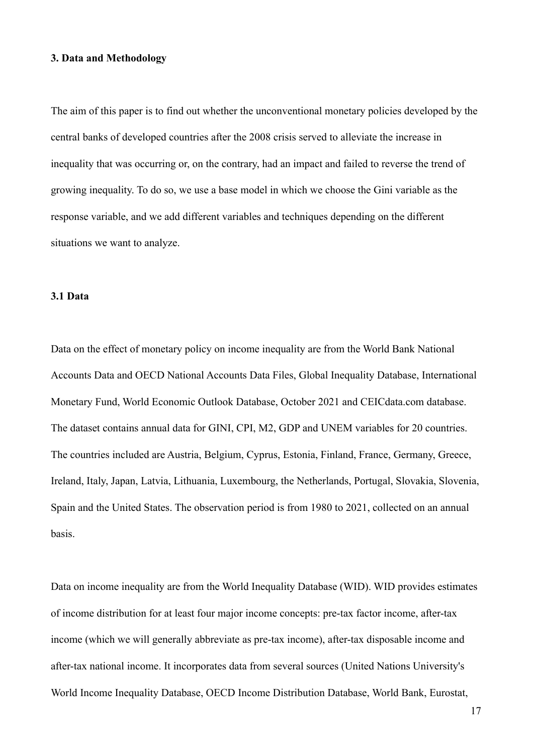### 3. Data and Methodology

The aim of this paper is to find out whether the unconventional monetary policies developed by the central banks of developed countries after the 2008 crisis served to alleviate the increase in inequality that was occurring or, on the contrary, had an impact and failed to reverse the trend of growing inequality. To do so, we use a base model in which we choose the Gini variable as the response variable, and we add different variables and techniques depending on the different situations we want to analyze.

#### 3.1 Data

Data on the effect of monetary policy on income inequality are from the World Bank National Accounts Data and OECD National Accounts Data Files, Global Inequality Database, International Monetary Fund, World Economic Outlook Database, October 2021 and CEICdata.com database. The dataset contains annual data for GINI, CPI, M2, GDP and UNEM variables for 20 countries. The countries included are Austria, Belgium, Cyprus, Estonia, Finland, France, Germany, Greece, Ireland, Italy, Japan, Latvia, Lithuania, Luxembourg, the Netherlands, Portugal, Slovakia, Slovenia, Spain and the United States. The observation period is from 1980 to 2021, collected on an annual basis.

Data on income inequality are from the World Inequality Database (WID). WID provides estimates of income distribution for at least four major income concepts: pre-tax factor income, after-tax income (which we will generally abbreviate as pre-tax income), after-tax disposable income and after-tax national income. It incorporates data from several sources (United Nations University's World Income Inequality Database, OECD Income Distribution Database, World Bank, Eurostat,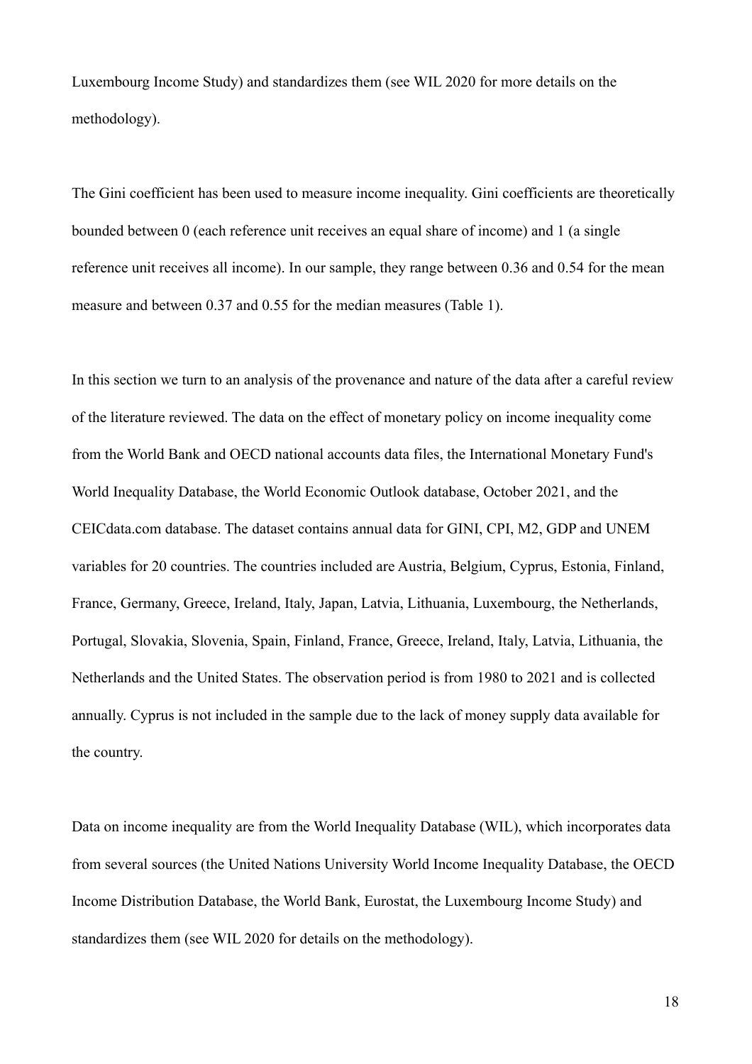Luxembourg Income Study) and standardizes them (see WIL 2020 for more details on the methodology).

The Gini coefficient has been used to measure income inequality. Gini coefficients are theoretically bounded between 0 (each reference unit receives an equal share of income) and 1 (a single reference unit receives all income). In our sample, they range between 0.36 and 0.54 for the mean measure and between 0.37 and 0.55 for the median measures (Table 1).

In this section we turn to an analysis of the provenance and nature of the data after a careful review of the literature reviewed. The data on the effect of monetary policy on income inequality come from the World Bank and OECD national accounts data files, the International Monetary Fund's World Inequality Database, the World Economic Outlook database, October 2021, and the CEICdata.com database. The dataset contains annual data for GINI, CPI, M2, GDP and UNEM variables for 20 countries. The countries included are Austria, Belgium, Cyprus, Estonia, Finland, France, Germany, Greece, Ireland, Italy, Japan, Latvia, Lithuania, Luxembourg, the Netherlands, Portugal, Slovakia, Slovenia, Spain, Finland, France, Greece, Ireland, Italy, Latvia, Lithuania, the Netherlands and the United States. The observation period is from 1980 to 2021 and is collected annually. Cyprus is not included in the sample due to the lack of money supply data available for the country.

Data on income inequality are from the World Inequality Database (WIL), which incorporates data from several sources (the United Nations University World Income Inequality Database, the OECD Income Distribution Database, the World Bank, Eurostat, the Luxembourg Income Study) and standardizes them (see WIL 2020 for details on the methodology).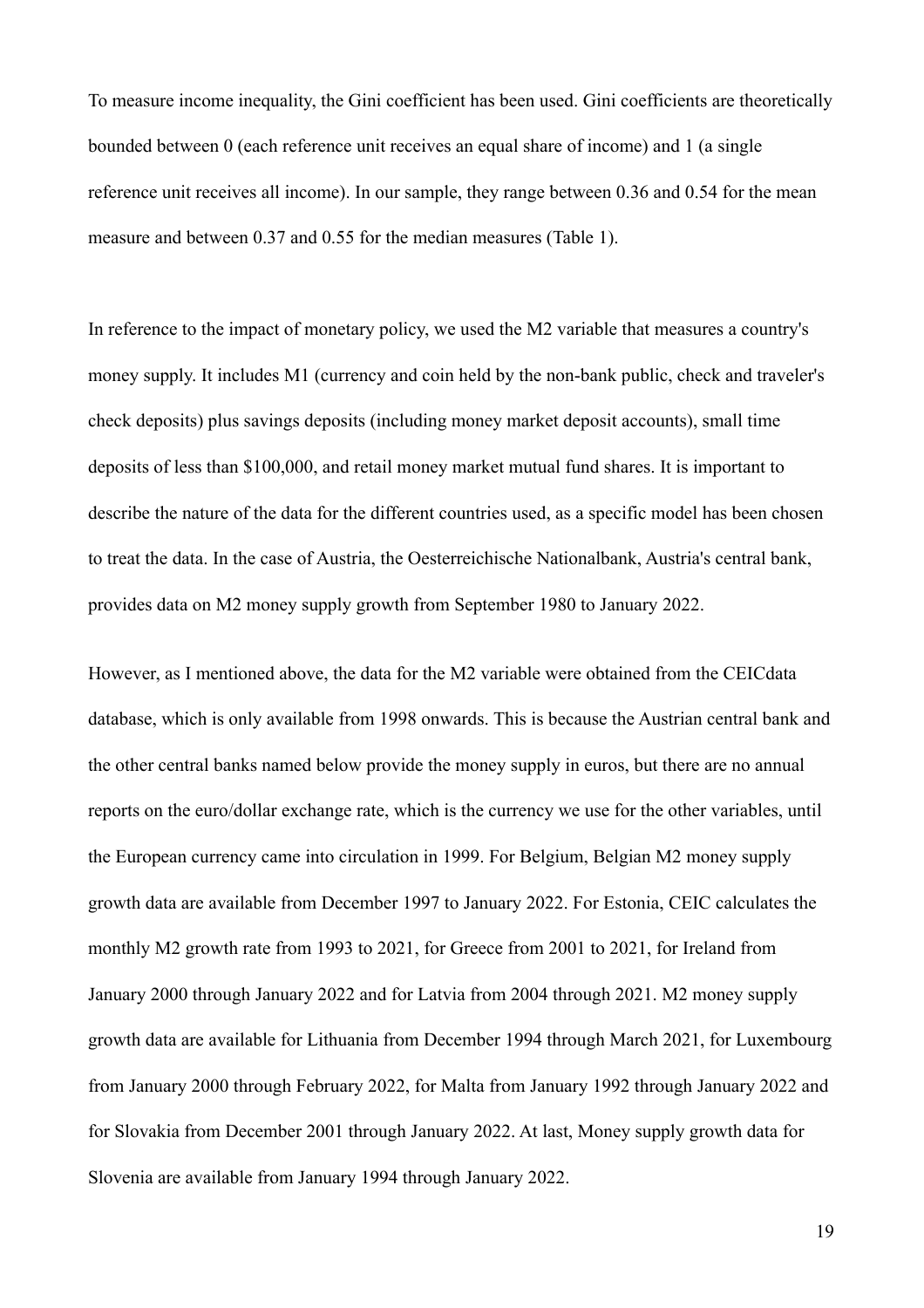To measure income inequality, the Gini coefficient has been used. Gini coefficients are theoretically bounded between 0 (each reference unit receives an equal share of income) and 1 (a single reference unit receives all income). In our sample, they range between 0.36 and 0.54 for the mean measure and between 0.37 and 0.55 for the median measures (Table 1).

In reference to the impact of monetary policy, we used the M2 variable that measures a country's money supply. It includes M1 (currency and coin held by the non-bank public, check and traveler's check deposits) plus savings deposits (including money market deposit accounts), small time deposits of less than $100,000, and retail money market mutual fund shares. It is important to describe the nature of the data for the different countries used, as a specific model has been chosen to treat the data. In the case of Austria, the Oesterreichische Nationalbank, Austria's central bank, provides data on M2 money supply growth from September 1980 to January 2022.

However, as I mentioned above, the data for the M2 variable were obtained from the CEICdata database, which is only available from 1998 onwards. This is because the Austrian central bank and the other central banks named below provide the money supply in euros, but there are no annual reports on the euro/dollar exchange rate, which is the currency we use for the other variables, until the European currency came into circulation in 1999. For Belgium, Belgian M2 money supply growth data are available from December 1997 to January 2022. For Estonia, CEIC calculates the monthly M2 growth rate from 1993 to 2021, for Greece from 2001 to 2021, for Ireland from January 2000 through January 2022 and for Latvia from 2004 through 2021. M2 money supply growth data are available for Lithuania from December 1994 through March 2021, for Luxembourg from January 2000 through February 2022, for Malta from January 1992 through January 2022 and for Slovakia from December 2001 through January 2022. At last, Money supply growth data for Slovenia are available from January 1994 through January 2022.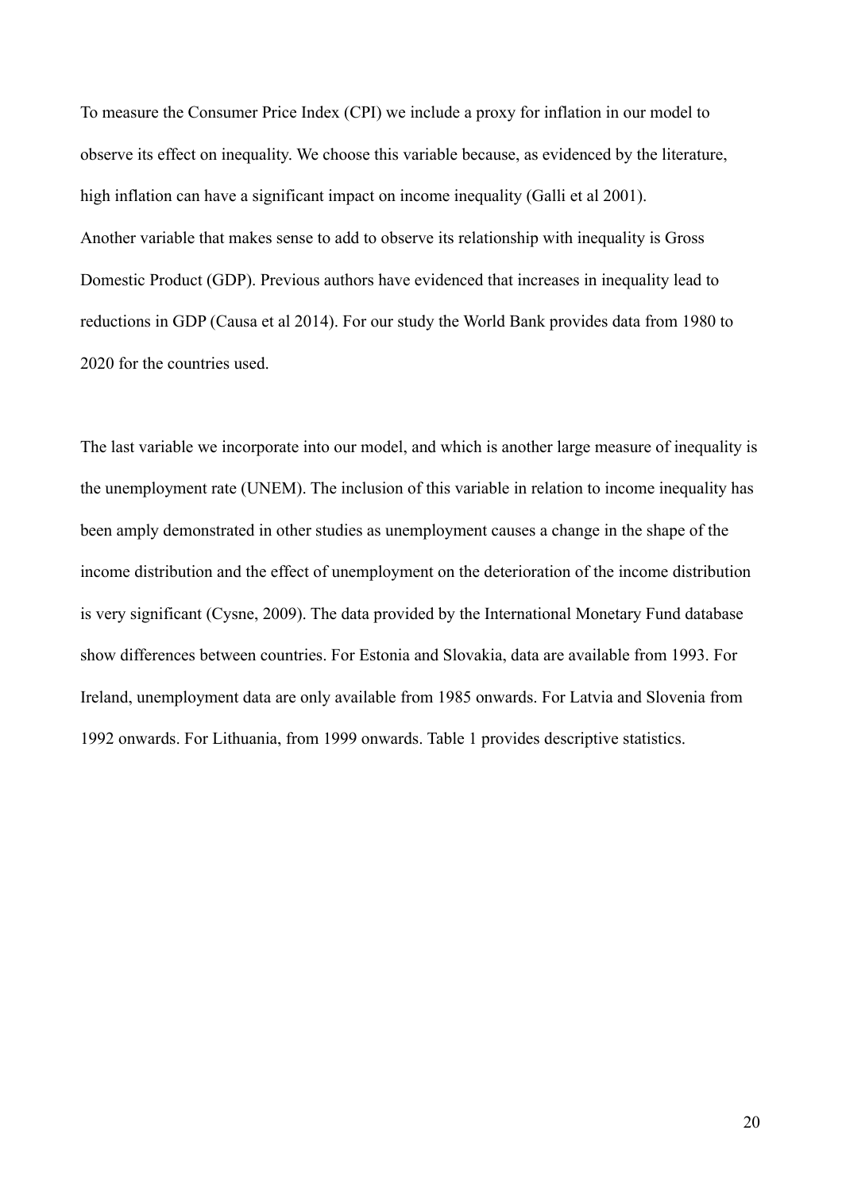To measure the Consumer Price Index (CPI) we include a proxy for inflation in our model to observe its effect on inequality. We choose this variable because, as evidenced by the literature, high inflation can have a significant impact on income inequality (Galli et al 2001).
Another variable that makes sense to add to observe its relationship with inequality is Gross Domestic Product (GDP). Previous authors have evidenced that increases in inequality lead to reductions in GDP (Causa et al 2014). For our study the World Bank provides data from 1980 to 2020 for the countries used.

The last variable we incorporate into our model, and which is another large measure of inequality is the unemployment rate (UNEM). The inclusion of this variable in relation to income inequality has been amply demonstrated in other studies as unemployment causes a change in the shape of the income distribution and the effect of unemployment on the deterioration of the income distribution is very significant (Cysne, 2009). The data provided by the International Monetary Fund database show differences between countries. For Estonia and Slovakia, data are available from 1993. For Ireland, unemployment data are only available from 1985 onwards. For Latvia and Slovenia from 1992 onwards. For Lithuania, from 1999 onwards. Table 1 provides descriptive statistics.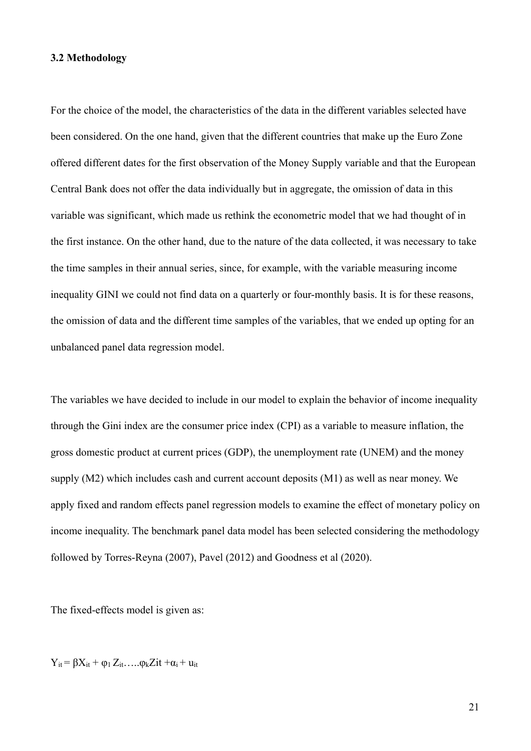### 3.2 Methodology

For the choice of the model, the characteristics of the data in the different variables selected have been considered. On the one hand, given that the different countries that make up the Euro Zone offered different dates for the first observation of the Money Supply variable and that the European Central Bank does not offer the data individually but in aggregate, the omission of data in this variable was significant, which made us rethink the econometric model that we had thought of in the first instance. On the other hand, due to the nature of the data collected, it was necessary to take the time samples in their annual series, since, for example, with the variable measuring income inequality GINI we could not find data on a quarterly or four-monthly basis. It is for these reasons, the omission of data and the different time samples of the variables, that we ended up opting for an unbalanced panel data regression model.

The variables we have decided to include in our model to explain the behavior of income inequality through the Gini index are the consumer price index (CPI) as a variable to measure inflation, the gross domestic product at current prices (GDP), the unemployment rate (UNEM) and the money supply (M2) which includes cash and current account deposits (M1) as well as near money. We apply fixed and random effects panel regression models to examine the effect of monetary policy on income inequality. The benchmark panel data model has been selected considering the methodology followed by Torres-Reyna (2007), Pavel (2012) and Goodness et al (2020).

The fixed-effects model is given as:

$$Y_{it} = \beta X_{it} + \varphi_1 Z_{it} \ldots\ldots \varphi_k Zit + \alpha_i + u_{it}$$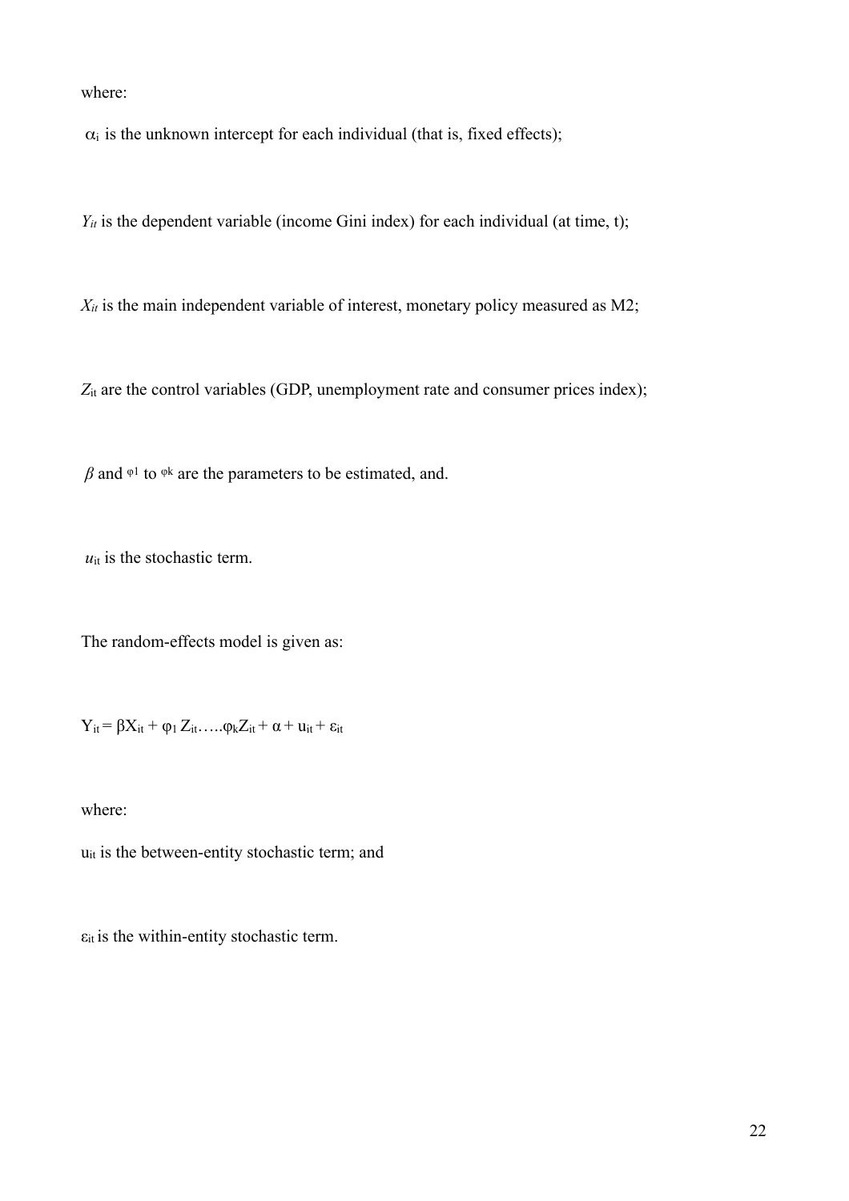where:

$\alpha_i$ is the unknown intercept for each individual (that is, fixed effects);

$Y_{it}$ is the dependent variable (income Gini index) for each individual (at time, t);

$X_{it}$ is the main independent variable of interest, monetary policy measured as M2;

$Z_{it}$ are the control variables (GDP, unemployment rate and consumer prices index);

$\beta$ and $\varphi_1$ to $\varphi_k$ are the parameters to be estimated, and.

$u_{it}$ is the stochastic term.

The random-effects model is given as:

$$Y_{it} = \beta X_{it} + \varphi_1 Z_{it} \ldots . \varphi_k Z_{it} + \alpha + u_{it} + \varepsilon_{it}$$

where:

$u_{it}$ is the between-entity stochastic term; and

$\varepsilon_{it}$ is the within-entity stochastic term.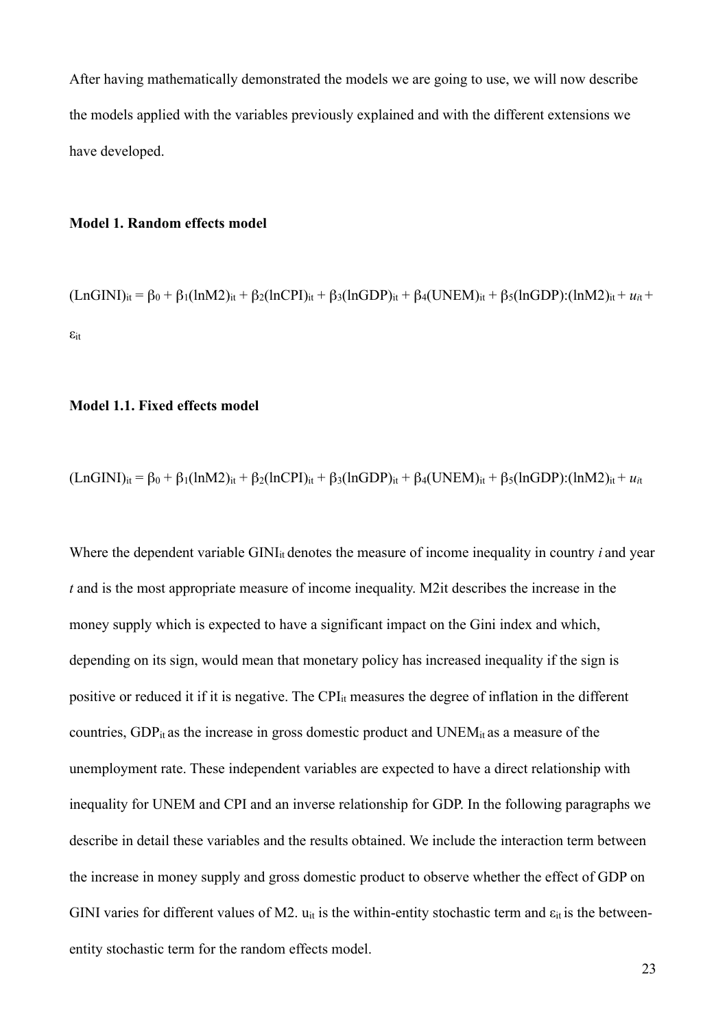After having mathematically demonstrated the models we are going to use, we will now describe the models applied with the variables previously explained and with the different extensions we have developed.

**Model 1. Random effects model**

$$(\text{LnGINI})_{it} = \beta_0 + \beta_1(\text{lnM2})_{it} + \beta_2(\text{lnCPI})_{it} + \beta_3(\text{lnGDP})_{it} + \beta_4(\text{UNEM})_{it} + \beta_5(\text{lnGDP}):(\text{lnM2})_{it} + u_{it} + \varepsilon_{it}$$

**Model 1.1. Fixed effects model**

$$(\text{LnGINI})_{it} = \beta_0 + \beta_1(\text{lnM2})_{it} + \beta_2(\text{lnCPI})_{it} + \beta_3(\text{lnGDP})_{it} + \beta_4(\text{UNEM})_{it} + \beta_5(\text{lnGDP}):(\text{lnM2})_{it} + u_{it}$$

Where the dependent variable $GINI_{it}$ denotes the measure of income inequality in country *i* and year *t* and is the most appropriate measure of income inequality. M2it describes the increase in the money supply which is expected to have a significant impact on the Gini index and which, depending on its sign, would mean that monetary policy has increased inequality if the sign is positive or reduced it if it is negative. The $CPI_{it}$ measures the degree of inflation in the different countries, $GDP_{it}$ as the increase in gross domestic product and $UNEM_{it}$ as a measure of the unemployment rate. These independent variables are expected to have a direct relationship with inequality for UNEM and CPI and an inverse relationship for GDP. In the following paragraphs we describe in detail these variables and the results obtained. We include the interaction term between the increase in money supply and gross domestic product to observe whether the effect of GDP on GINI varies for different values of M2. $u_{it}$ is the within-entity stochastic term and $\varepsilon_{it}$ is the between-entity stochastic term for the random effects model.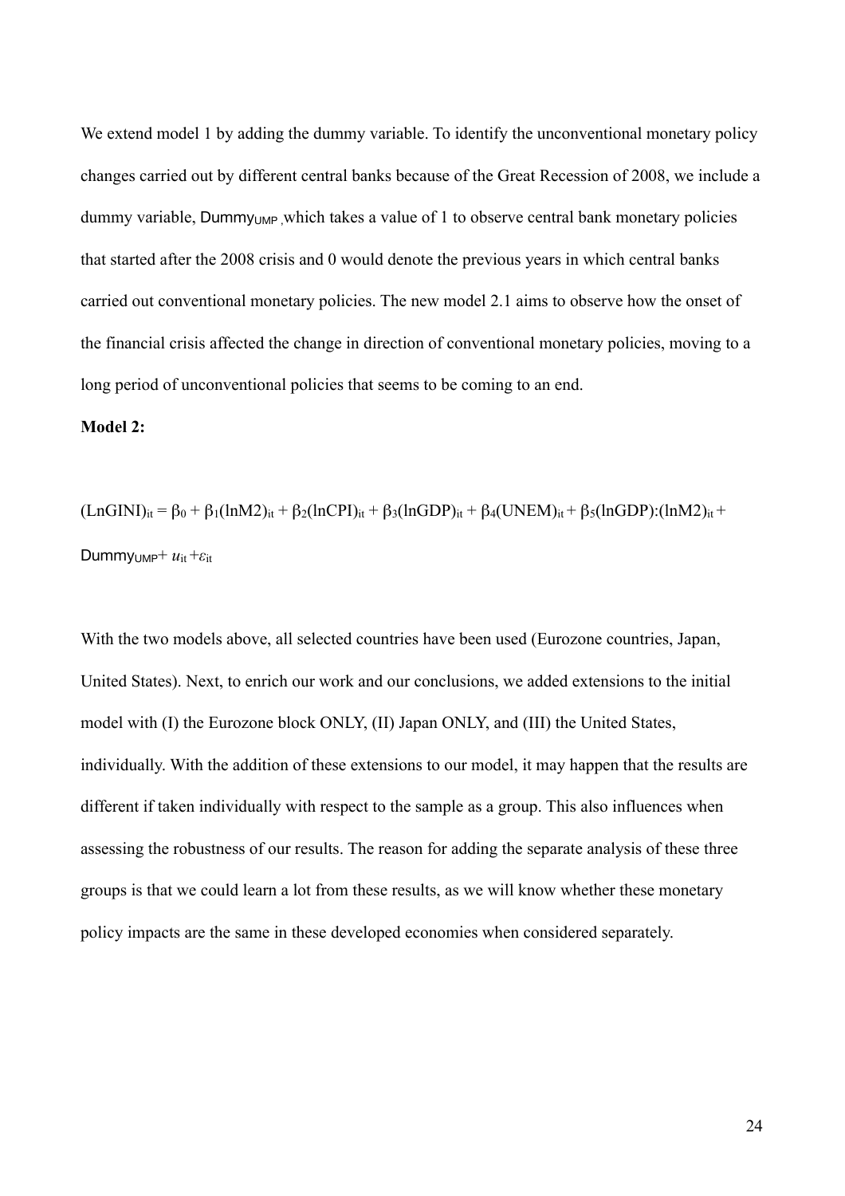We extend model 1 by adding the dummy variable. To identify the unconventional monetary policy changes carried out by different central banks because of the Great Recession of 2008, we include a dummy variable, $Dummy_{UMP}$ ,which takes a value of 1 to observe central bank monetary policies that started after the 2008 crisis and 0 would denote the previous years in which central banks carried out conventional monetary policies. The new model 2.1 aims to observe how the onset of the financial crisis affected the change in direction of conventional monetary policies, moving to a long period of unconventional policies that seems to be coming to an end.

**Model 2:**

$$(LnGINI)_{it} = \beta_0 + \beta_1(lnM2)_{it} + \beta_2(lnCPI)_{it} + \beta_3(lnGDP)_{it} + \beta_4(UNEM)_{it} + \beta_5(lnGDP):(lnM2)_{it} + Dummy_{UMP} + u_{it} + \varepsilon_{it}$$

With the two models above, all selected countries have been used (Eurozone countries, Japan, United States). Next, to enrich our work and our conclusions, we added extensions to the initial model with (I) the Eurozone block ONLY, (II) Japan ONLY, and (III) the United States, individually. With the addition of these extensions to our model, it may happen that the results are different if taken individually with respect to the sample as a group. This also influences when assessing the robustness of our results. The reason for adding the separate analysis of these three groups is that we could learn a lot from these results, as we will know whether these monetary policy impacts are the same in these developed economies when considered separately.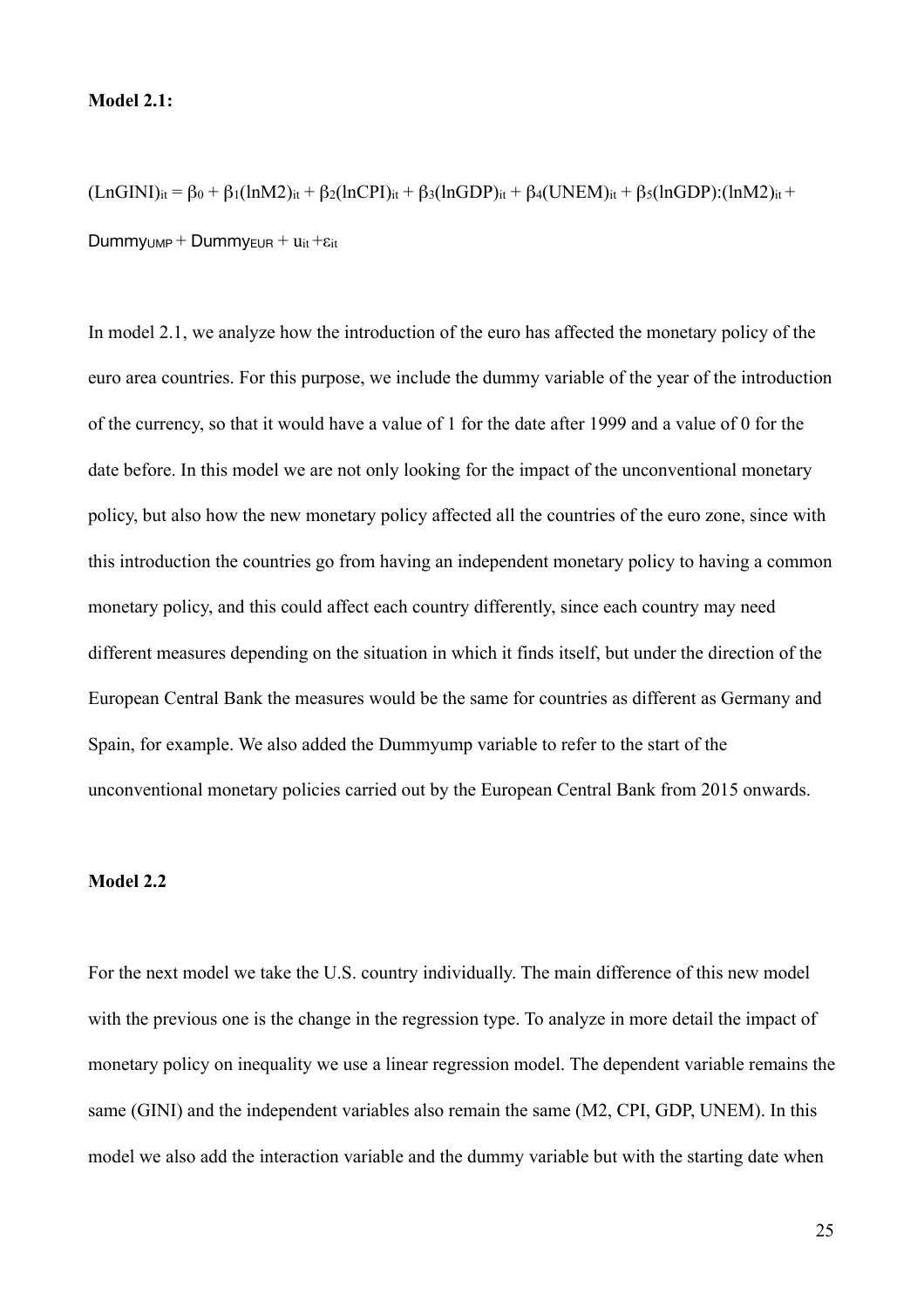**Model 2.1:**

$$(LnGINI)_{it} = \beta_0 + \beta_1(lnM2)_{it} + \beta_2(lnCPI)_{it} + \beta_3(lnGDP)_{it} + \beta_4(UNEM)_{it} + \beta_5(lnGDP):(lnM2)_{it} + Dummy_{UMP} + Dummy_{EUR} + u_{it} + \varepsilon_{it}$$

In model 2.1, we analyze how the introduction of the euro has affected the monetary policy of the euro area countries. For this purpose, we include the dummy variable of the year of the introduction of the currency, so that it would have a value of 1 for the date after 1999 and a value of 0 for the date before. In this model we are not only looking for the impact of the unconventional monetary policy, but also how the new monetary policy affected all the countries of the euro zone, since with this introduction the countries go from having an independent monetary policy to having a common monetary policy, and this could affect each country differently, since each country may need different measures depending on the situation in which it finds itself, but under the direction of the European Central Bank the measures would be the same for countries as different as Germany and Spain, for example. We also added the Dummyump variable to refer to the start of the unconventional monetary policies carried out by the European Central Bank from 2015 onwards.

**Model 2.2**

For the next model we take the U.S. country individually. The main difference of this new model with the previous one is the change in the regression type. To analyze in more detail the impact of monetary policy on inequality we use a linear regression model. The dependent variable remains the same (GINI) and the independent variables also remain the same (M2, CPI, GDP, UNEM). In this model we also add the interaction variable and the dummy variable but with the starting date when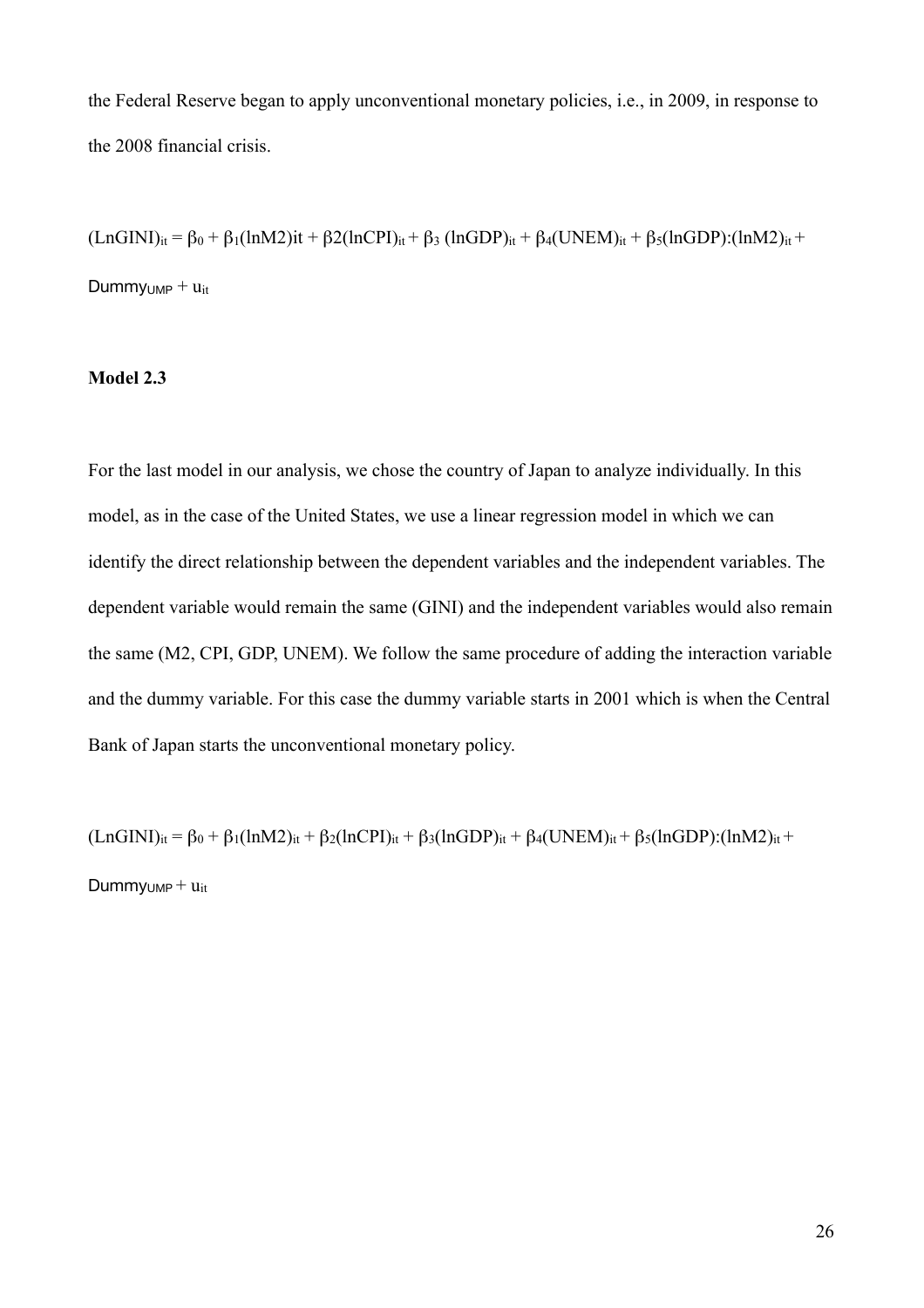the Federal Reserve began to apply unconventional monetary policies, i.e., in 2009, in response to the 2008 financial crisis.

$$(LnGINI)_{it} = \beta_0 + \beta_1(lnM2)it + \beta2(lnCPI)_{it} + \beta_3 (lnGDP)_{it} + \beta_4(UNEM)_{it} + \beta_5(lnGDP):(lnM2)_{it} + Dummy_{UMP} + u_{it}$$

**Model 2.3**

For the last model in our analysis, we chose the country of Japan to analyze individually. In this model, as in the case of the United States, we use a linear regression model in which we can identify the direct relationship between the dependent variables and the independent variables. The dependent variable would remain the same (GINI) and the independent variables would also remain the same (M2, CPI, GDP, UNEM). We follow the same procedure of adding the interaction variable and the dummy variable. For this case the dummy variable starts in 2001 which is when the Central Bank of Japan starts the unconventional monetary policy.

$$(LnGINI)_{it} = \beta_0 + \beta_1(lnM2)_{it} + \beta_2(lnCPI)_{it} + \beta_3(lnGDP)_{it} + \beta_4(UNEM)_{it} + \beta_5(lnGDP):(lnM2)_{it} + Dummy_{UMP} + u_{it}$$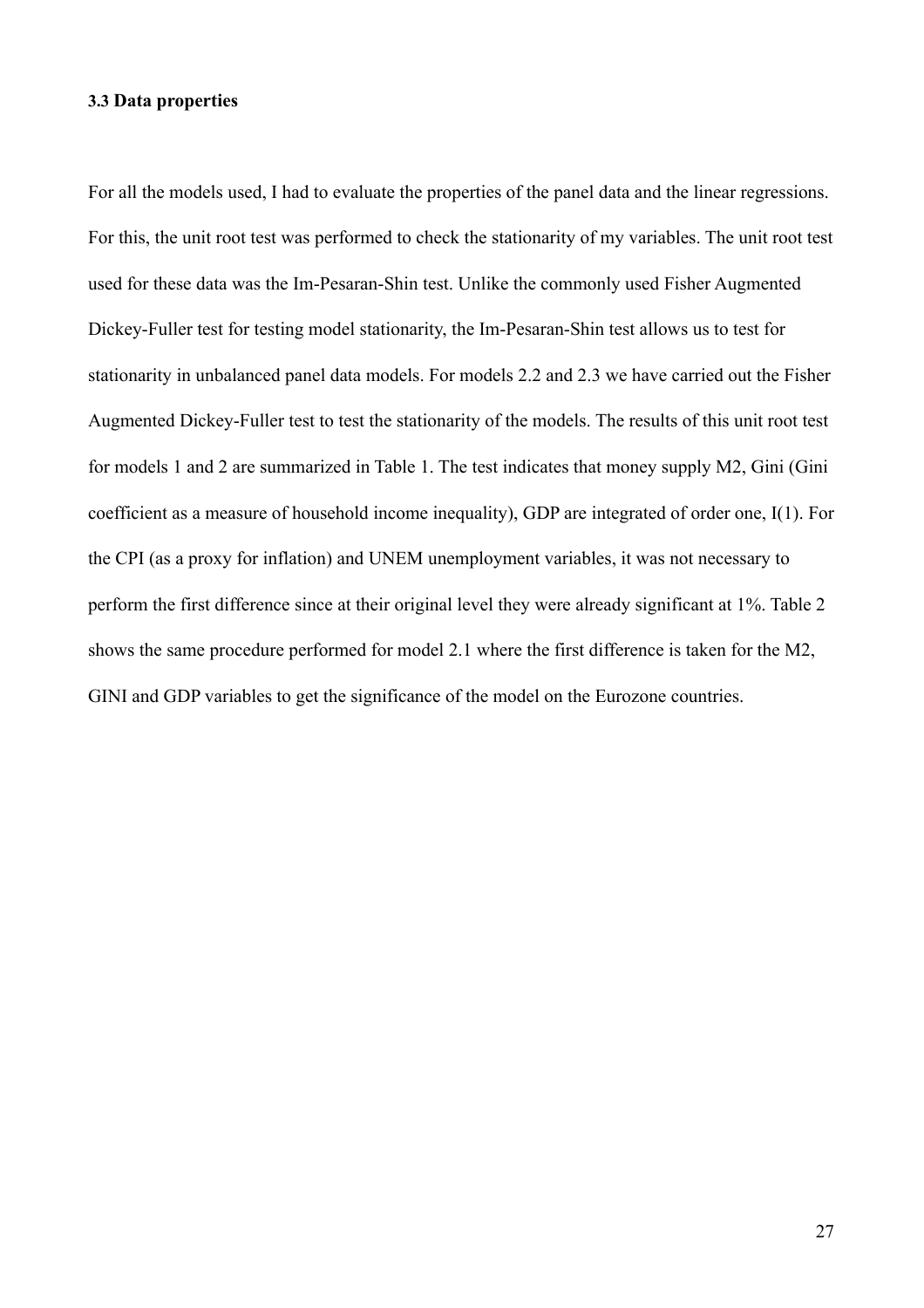### 3.3 Data properties

For all the models used, I had to evaluate the properties of the panel data and the linear regressions. For this, the unit root test was performed to check the stationarity of my variables. The unit root test used for these data was the Im-Pesaran-Shin test. Unlike the commonly used Fisher Augmented Dickey-Fuller test for testing model stationarity, the Im-Pesaran-Shin test allows us to test for stationarity in unbalanced panel data models. For models 2.2 and 2.3 we have carried out the Fisher Augmented Dickey-Fuller test to test the stationarity of the models. The results of this unit root test for models 1 and 2 are summarized in Table 1. The test indicates that money supply M2, Gini (Gini coefficient as a measure of household income inequality), GDP are integrated of order one, I(1). For the CPI (as a proxy for inflation) and UNEM unemployment variables, it was not necessary to perform the first difference since at their original level they were already significant at 1%. Table 2 shows the same procedure performed for model 2.1 where the first difference is taken for the M2, GINI and GDP variables to get the significance of the model on the Eurozone countries.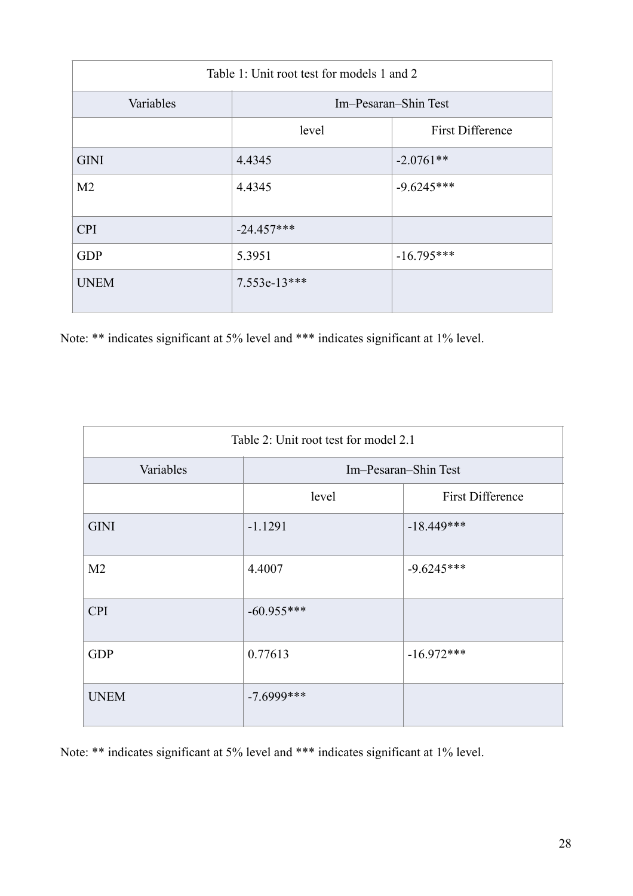| Table 1: Unit root test for models 1 and 2 | | |
|---|---|---|
| Variables | Im–Pesaran–Shin Test | |
| | level | First Difference |
| GINI | 4.4345 | -2.0761** |
| M2 | 4.4345 | -9.6245*** |
| CPI | -24.457*** | |
| GDP | 5.3951 | -16.795*** |
| UNEM | 7.553e-13*** | |

Note: ** indicates significant at 5% level and *** indicates significant at 1% level.

| Table 2: Unit root test for model 2.1 | | |
|---|---|---|
| Variables | Im–Pesaran–Shin Test | |
| | level | First Difference |
| GINI | -1.1291 | -18.449*** |
| M2 | 4.4007 | -9.6245*** |
| CPI | -60.955*** | |
| GDP | 0.77613 | -16.972*** |
| UNEM | -7.6999*** | |

Note: ** indicates significant at 5% level and *** indicates significant at 1% level.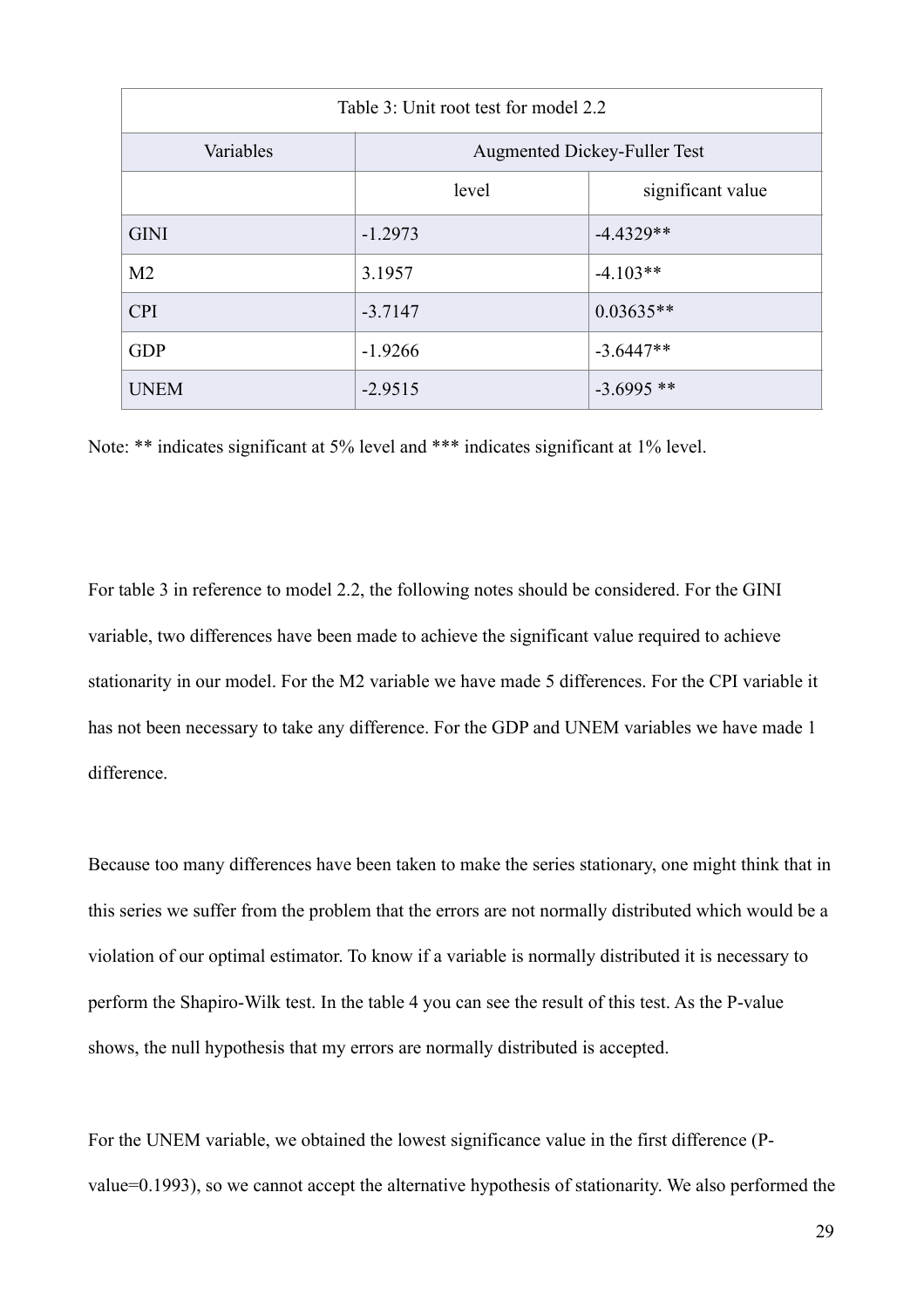| Table 3: Unit root test for model 2.2 | | |
|---|---|---|
| Variables | Augmented Dickey-Fuller Test | |
| | level | significant value |
| GINI | -1.2973 | -4.4329** |
| M2 | 3.1957 | -4.103** |
| CPI | -3.7147 | 0.03635** |
| GDP | -1.9266 | -3.6447** |
| UNEM | -2.9515 | -3.6995 ** |

Note: ** indicates significant at 5% level and *** indicates significant at 1% level.

For table 3 in reference to model 2.2, the following notes should be considered. For the GINI variable, two differences have been made to achieve the significant value required to achieve stationarity in our model. For the M2 variable we have made 5 differences. For the CPI variable it has not been necessary to take any difference. For the GDP and UNEM variables we have made 1 difference.

Because too many differences have been taken to make the series stationary, one might think that in this series we suffer from the problem that the errors are not normally distributed which would be a violation of our optimal estimator. To know if a variable is normally distributed it is necessary to perform the Shapiro-Wilk test. In the table 4 you can see the result of this test. As the P-value shows, the null hypothesis that my errors are normally distributed is accepted.

For the UNEM variable, we obtained the lowest significance value in the first difference (P-value=0.1993), so we cannot accept the alternative hypothesis of stationarity. We also performed the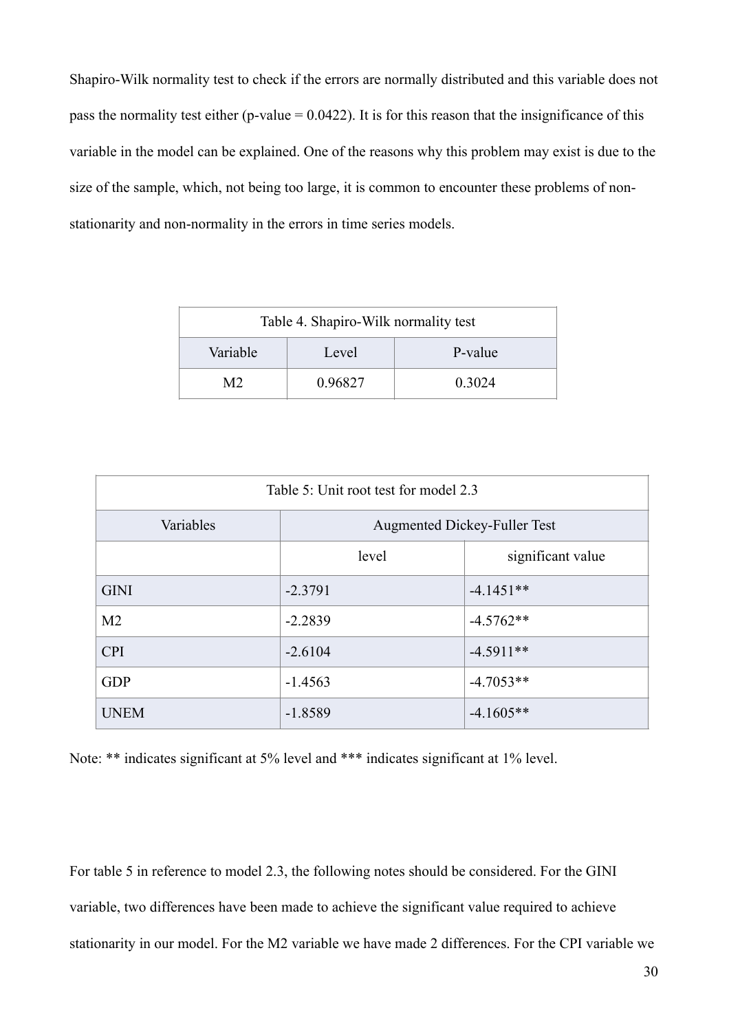Shapiro-Wilk normality test to check if the errors are normally distributed and this variable does not pass the normality test either (p-value = 0.0422). It is for this reason that the insignificance of this variable in the model can be explained. One of the reasons why this problem may exist is due to the size of the sample, which, not being too large, it is common to encounter these problems of non-stationarity and non-normality in the errors in time series models.

| Table 4. Shapiro-Wilk normality test | | |
|---|---|---|
| Variable | Level | P-value |
| M2 | 0.96827 | 0.3024 |

| Table 5: Unit root test for model 2.3 | | |
|---|---|---|
| Variables | Augmented Dickey-Fuller Test | |
| | level | significant value |
| GINI | -2.3791 | -4.1451** |
| M2 | -2.2839 | -4.5762** |
| CPI | -2.6104 | -4.5911** |
| GDP | -1.4563 | -4.7053** |
| UNEM | -1.8589 | -4.1605** |

Note: ** indicates significant at 5% level and *** indicates significant at 1% level.

For table 5 in reference to model 2.3, the following notes should be considered. For the GINI variable, two differences have been made to achieve the significant value required to achieve stationarity in our model. For the M2 variable we have made 2 differences. For the CPI variable we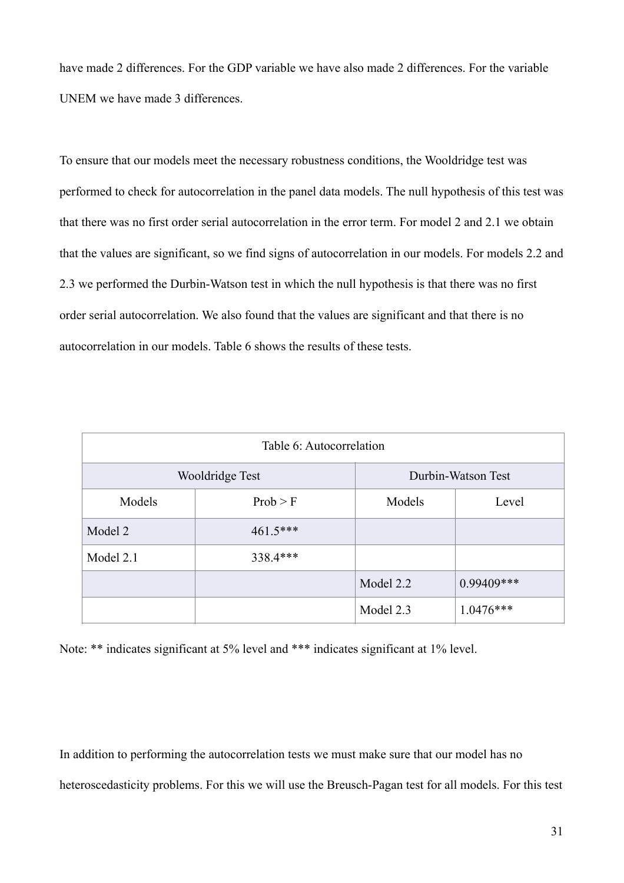have made 2 differences. For the GDP variable we have also made 2 differences. For the variable UNEM we have made 3 differences.

To ensure that our models meet the necessary robustness conditions, the Wooldridge test was performed to check for autocorrelation in the panel data models. The null hypothesis of this test was that there was no first order serial autocorrelation in the error term. For model 2 and 2.1 we obtain that the values are significant, so we find signs of autocorrelation in our models. For models 2.2 and 2.3 we performed the Durbin-Watson test in which the null hypothesis is that there was no first order serial autocorrelation. We also found that the values are significant and that there is no autocorrelation in our models. Table 6 shows the results of these tests.

| Table 6: Autocorrelation | | | |
|---|---|---|---|
| Wooldridge Test | | Durbin-Watson Test | |
| Models | Prob > F | Models | Level |
| Model 2 | 461.5*** | | |
| Model 2.1 | 338.4*** | | |
| | | Model 2.2 | 0.99409*** |
| | | Model 2.3 | 1.0476*** |

Note: ** indicates significant at 5% level and *** indicates significant at 1% level.

In addition to performing the autocorrelation tests we must make sure that our model has no heteroscedasticity problems. For this we will use the Breusch-Pagan test for all models. For this test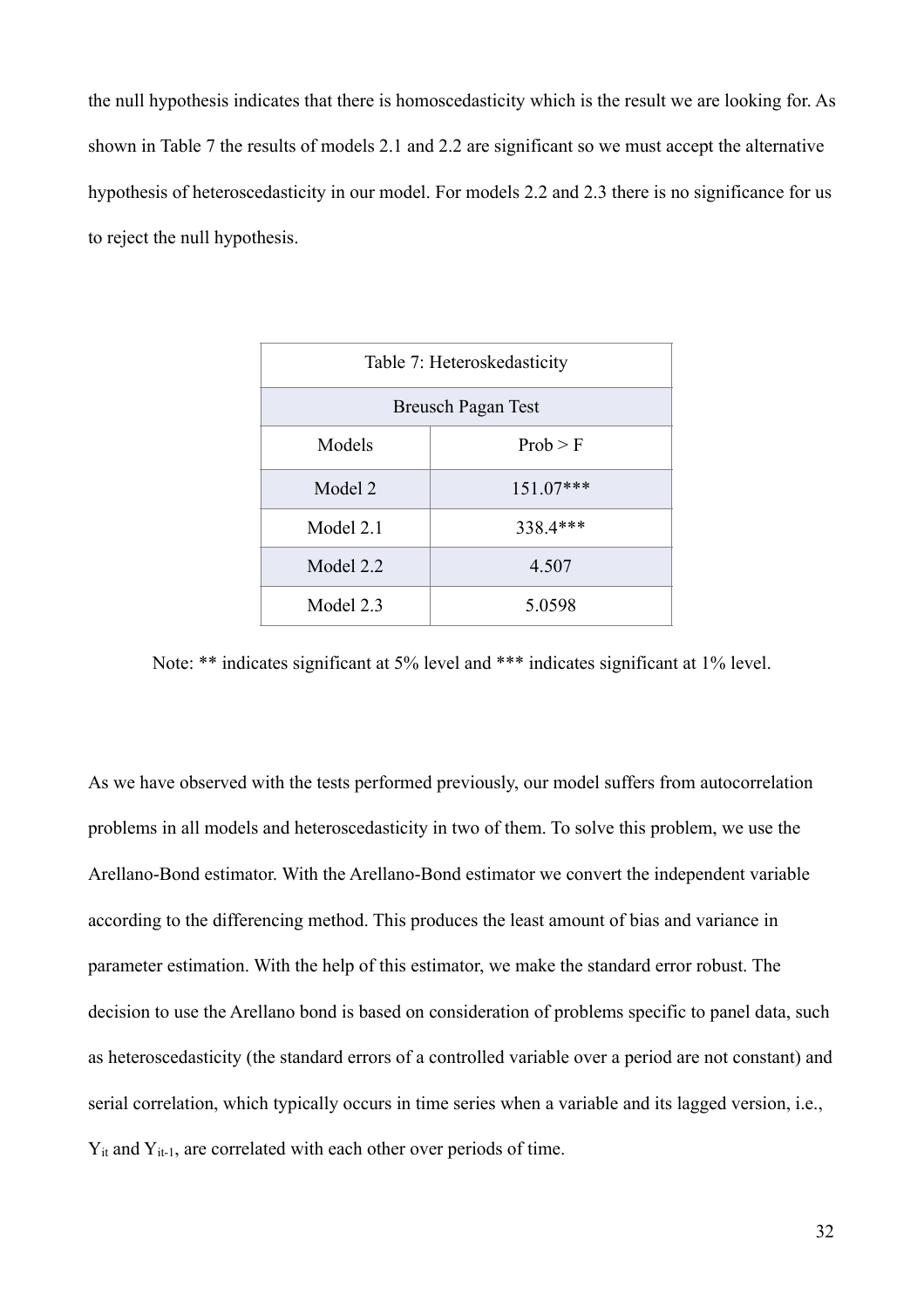the null hypothesis indicates that there is homoscedasticity which is the result we are looking for. As shown in Table 7 the results of models 2.1 and 2.2 are significant so we must accept the alternative hypothesis of heteroscedasticity in our model. For models 2.2 and 2.3 there is no significance for us to reject the null hypothesis.

| Table 7: Heteroskedasticity | |
|---|---|
| Breusch Pagan Test | |
| Models | Prob > F |
| Model 2 | 151.07*** |
| Model 2.1 | 338.4*** |
| Model 2.2 | 4.507 |
| Model 2.3 | 5.0598 |

Note: ** indicates significant at 5% level and *** indicates significant at 1% level.

As we have observed with the tests performed previously, our model suffers from autocorrelation problems in all models and heteroscedasticity in two of them. To solve this problem, we use the Arellano-Bond estimator. With the Arellano-Bond estimator we convert the independent variable according to the differencing method. This produces the least amount of bias and variance in parameter estimation. With the help of this estimator, we make the standard error robust. The decision to use the Arellano bond is based on consideration of problems specific to panel data, such as heteroscedasticity (the standard errors of a controlled variable over a period are not constant) and serial correlation, which typically occurs in time series when a variable and its lagged version, i.e., $Y_{it}$ and $Y_{it-1}$, are correlated with each other over periods of time.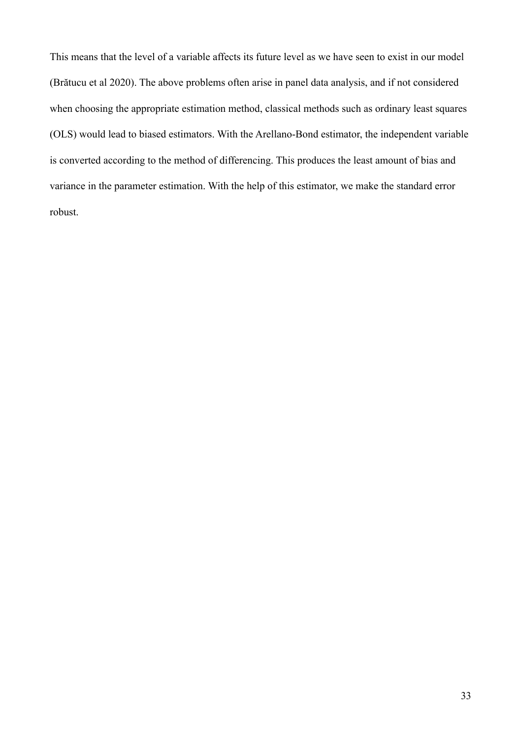This means that the level of a variable affects its future level as we have seen to exist in our model (Brătucu et al 2020). The above problems often arise in panel data analysis, and if not considered when choosing the appropriate estimation method, classical methods such as ordinary least squares (OLS) would lead to biased estimators. With the Arellano-Bond estimator, the independent variable is converted according to the method of differencing. This produces the least amount of bias and variance in the parameter estimation. With the help of this estimator, we make the standard error robust.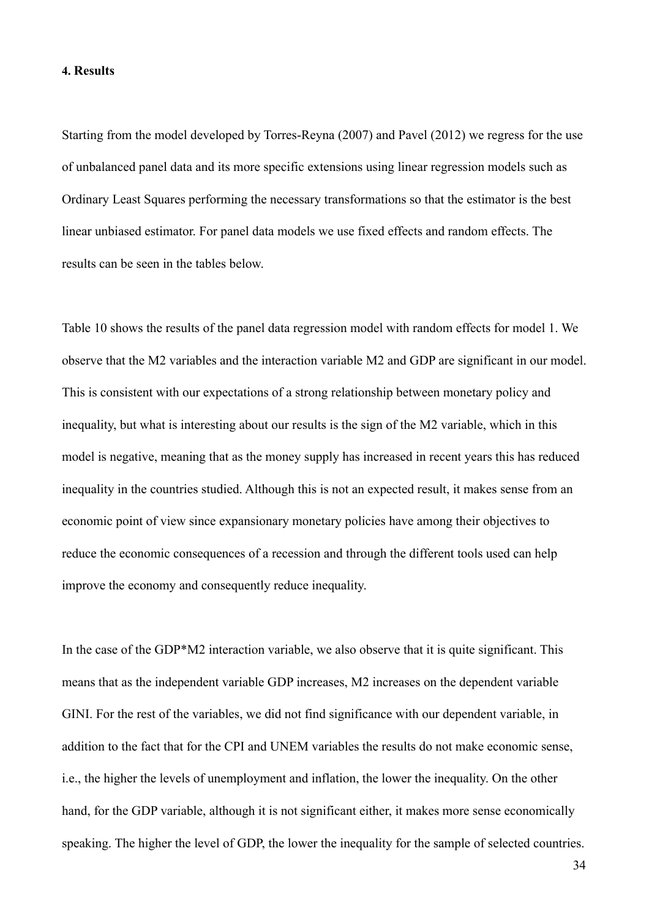#### 4. Results

Starting from the model developed by Torres-Reyna (2007) and Pavel (2012) we regress for the use of unbalanced panel data and its more specific extensions using linear regression models such as Ordinary Least Squares performing the necessary transformations so that the estimator is the best linear unbiased estimator. For panel data models we use fixed effects and random effects. The results can be seen in the tables below.

Table 10 shows the results of the panel data regression model with random effects for model 1. We observe that the M2 variables and the interaction variable M2 and GDP are significant in our model. This is consistent with our expectations of a strong relationship between monetary policy and inequality, but what is interesting about our results is the sign of the M2 variable, which in this model is negative, meaning that as the money supply has increased in recent years this has reduced inequality in the countries studied. Although this is not an expected result, it makes sense from an economic point of view since expansionary monetary policies have among their objectives to reduce the economic consequences of a recession and through the different tools used can help improve the economy and consequently reduce inequality.

In the case of the GDP*M2 interaction variable, we also observe that it is quite significant. This means that as the independent variable GDP increases, M2 increases on the dependent variable GINI. For the rest of the variables, we did not find significance with our dependent variable, in addition to the fact that for the CPI and UNEM variables the results do not make economic sense, i.e., the higher the levels of unemployment and inflation, the lower the inequality. On the other hand, for the GDP variable, although it is not significant either, it makes more sense economically speaking. The higher the level of GDP, the lower the inequality for the sample of selected countries.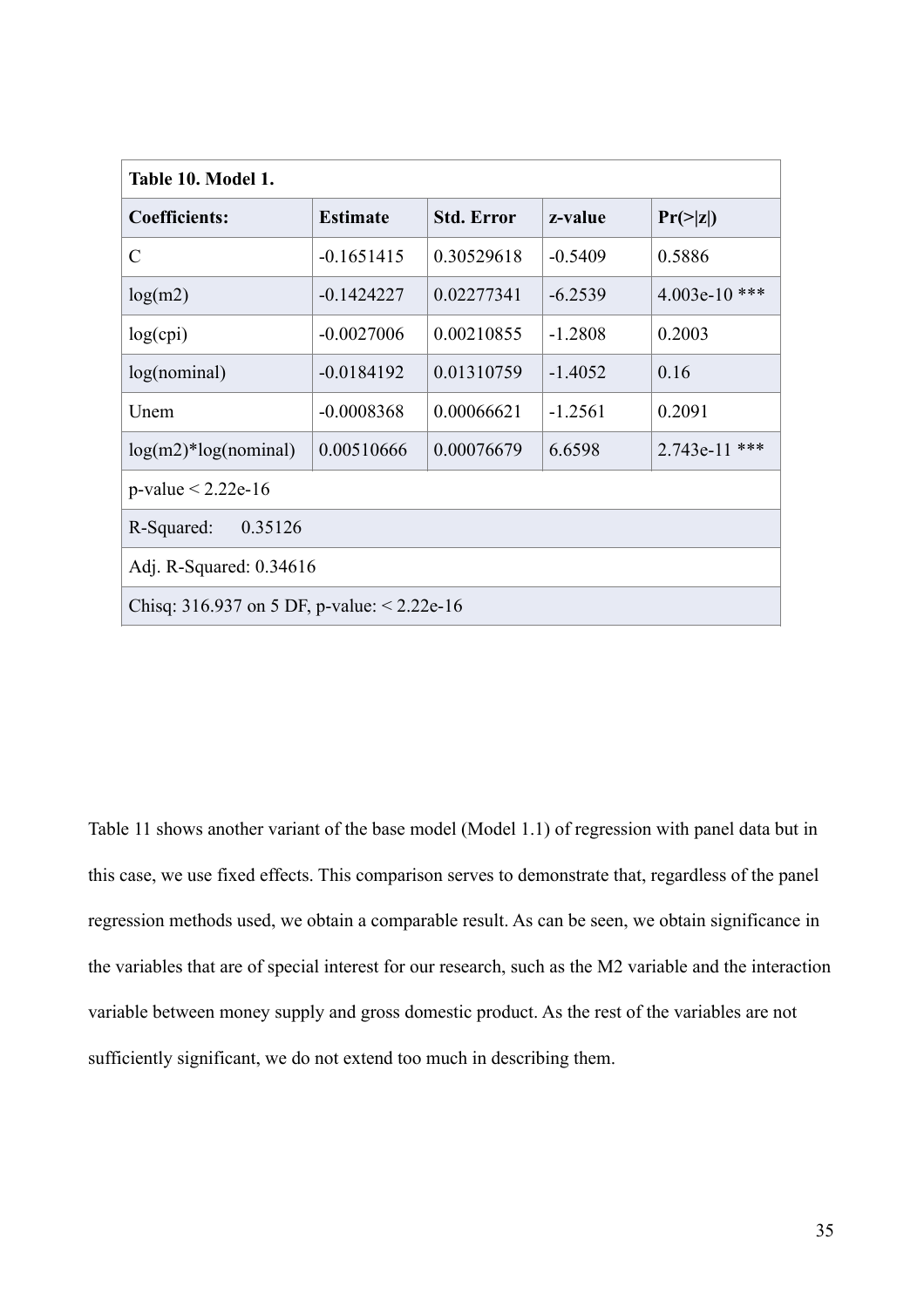| Table 10. Model 1. | | | | |
|---|---|---|---|---|
| **Coefficients:** | **Estimate** | **Std. Error** | **z-value** | **Pr(>\|z\|)** |
| C | -0.1651415 | 0.30529618 | -0.5409 | 0.5886 |
| log(m2) | -0.1424227 | 0.02277341 | -6.2539 | 4.003e-10 *** |
| log(cpi) | -0.0027006 | 0.00210855 | -1.2808 | 0.2003 |
| log(nominal) | -0.0184192 | 0.01310759 | -1.4052 | 0.16 |
| Unem | -0.0008368 | 0.00066621 | -1.2561 | 0.2091 |
| log(m2)*log(nominal) | 0.00510666 | 0.00076679 | 6.6598 | 2.743e-11 *** |
| p-value < 2.22e-16 | | | | |
| R-Squared: 0.35126 | | | | |
| Adj. R-Squared: 0.34616 | | | | |
| Chisq: 316.937 on 5 DF, p-value: < 2.22e-16 | | | | |

Table 11 shows another variant of the base model (Model 1.1) of regression with panel data but in this case, we use fixed effects. This comparison serves to demonstrate that, regardless of the panel regression methods used, we obtain a comparable result. As can be seen, we obtain significance in the variables that are of special interest for our research, such as the M2 variable and the interaction variable between money supply and gross domestic product. As the rest of the variables are not sufficiently significant, we do not extend too much in describing them.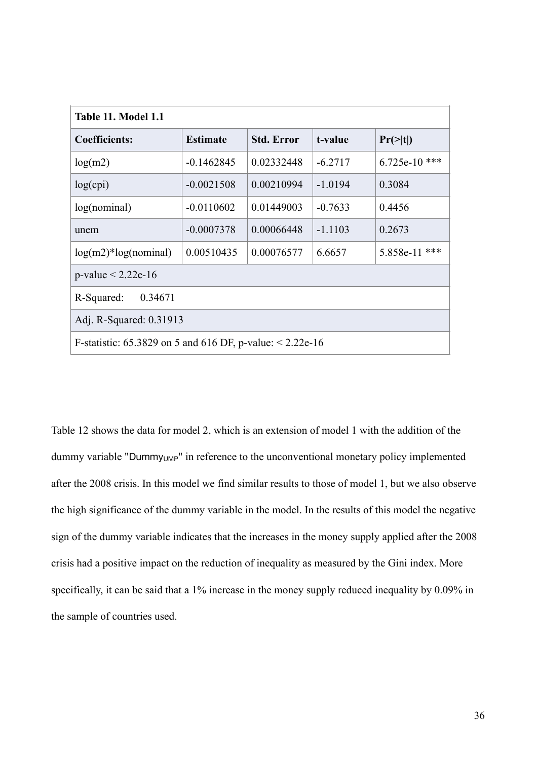| **Table 11. Model 1.1** | | | | |
|---|---|---|---|---|
| **Coefficients:** | **Estimate** | **Std. Error** | **t-value** | **Pr(>\|t\|)** |
| log(m2) | -0.1462845 | 0.02332448 | -6.2717 | 6.725e-10 *** |
| log(cpi) | -0.0021508 | 0.00210994 | -1.0194 | 0.3084 |
| log(nominal) | -0.0110602 | 0.01449003 | -0.7633 | 0.4456 |
| unem | -0.0007378 | 0.00066448 | -1.1103 | 0.2673 |
| log(m2)*log(nominal) | 0.00510435 | 0.00076577 | 6.6657 | 5.858e-11 *** |
| p-value < 2.22e-16 | | | | |
| R-Squared: 0.34671 | | | | |
| Adj. R-Squared: 0.31913 | | | | |
| F-statistic: 65.3829 on 5 and 616 DF, p-value: < 2.22e-16 | | | | |

Table 12 shows the data for model 2, which is an extension of model 1 with the addition of the dummy variable "$Dummy_{UMP}$" in reference to the unconventional monetary policy implemented after the 2008 crisis. In this model we find similar results to those of model 1, but we also observe the high significance of the dummy variable in the model. In the results of this model the negative sign of the dummy variable indicates that the increases in the money supply applied after the 2008 crisis had a positive impact on the reduction of inequality as measured by the Gini index. More specifically, it can be said that a 1% increase in the money supply reduced inequality by 0.09% in the sample of countries used.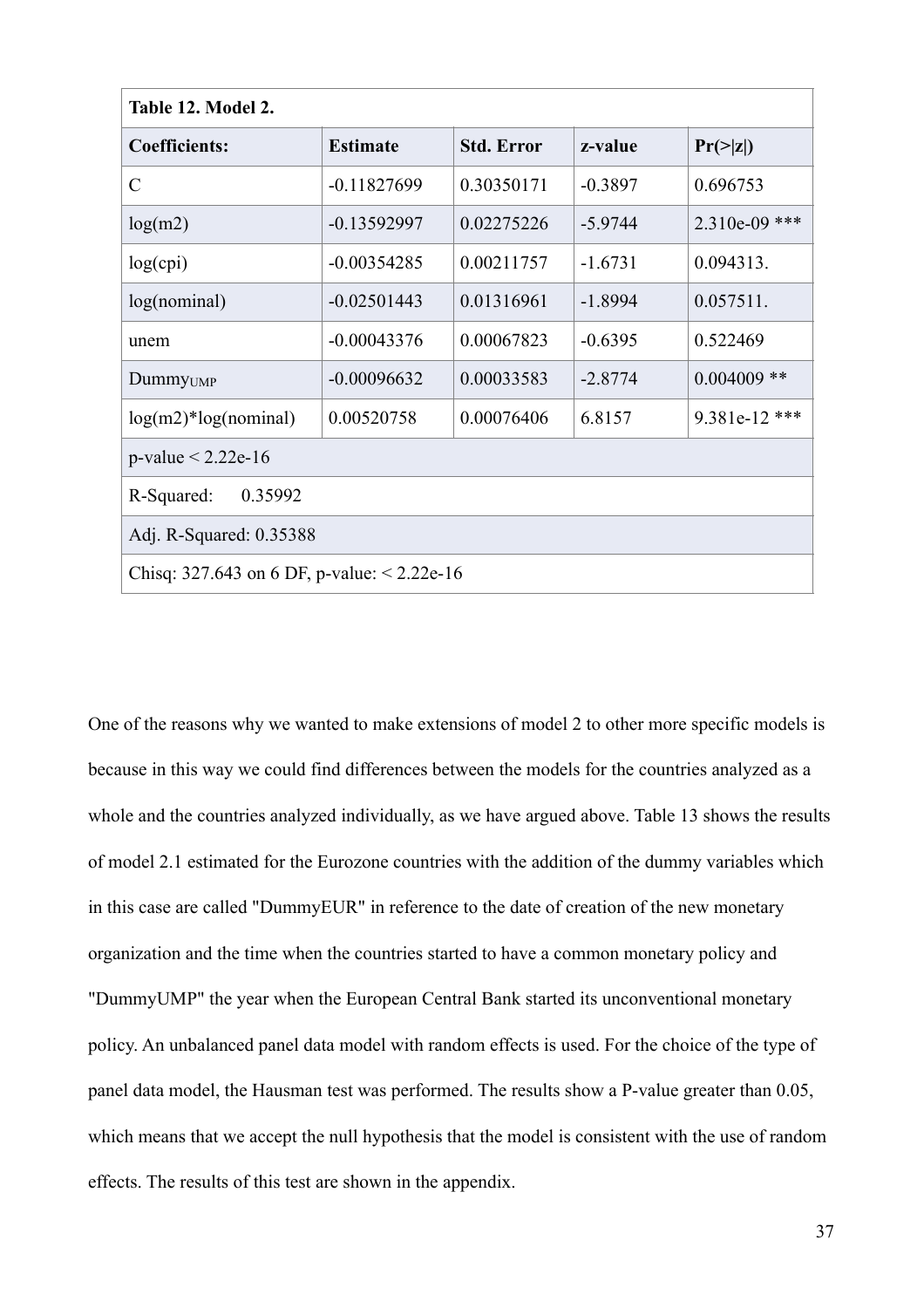| Table 12. Model 2. | | | | |
|---|---|---|---|---|
| **Coefficients:** | **Estimate** | **Std. Error** | **z-value** | **Pr(>\|z\|)** |
| C | -0.11827699 | 0.30350171 | -0.3897 | 0.696753 |
| log(m2) | -0.13592997 | 0.02275226 | -5.9744 | 2.310e-09 *** |
| log(cpi) | -0.00354285 | 0.00211757 | -1.6731 | 0.094313. |
| log(nominal) | -0.02501443 | 0.01316961 | -1.8994 | 0.057511. |
| unem | -0.00043376 | 0.00067823 | -0.6395 | 0.522469 |
| $Dummy_{UMP}$ | -0.00096632 | 0.00033583 | -2.8774 | 0.004009 ** |
| log(m2)*log(nominal) | 0.00520758 | 0.00076406 | 6.8157 | 9.381e-12 *** |
| p-value < 2.22e-16 | | | | |
| R-Squared: 0.35992 | | | | |
| Adj. R-Squared: 0.35388 | | | | |
| Chisq: 327.643 on 6 DF, p-value: < 2.22e-16 | | | | |

One of the reasons why we wanted to make extensions of model 2 to other more specific models is because in this way we could find differences between the models for the countries analyzed as a whole and the countries analyzed individually, as we have argued above. Table 13 shows the results of model 2.1 estimated for the Eurozone countries with the addition of the dummy variables which in this case are called "DummyEUR" in reference to the date of creation of the new monetary organization and the time when the countries started to have a common monetary policy and "DummyUMP" the year when the European Central Bank started its unconventional monetary policy. An unbalanced panel data model with random effects is used. For the choice of the type of panel data model, the Hausman test was performed. The results show a P-value greater than 0.05, which means that we accept the null hypothesis that the model is consistent with the use of random effects. The results of this test are shown in the appendix.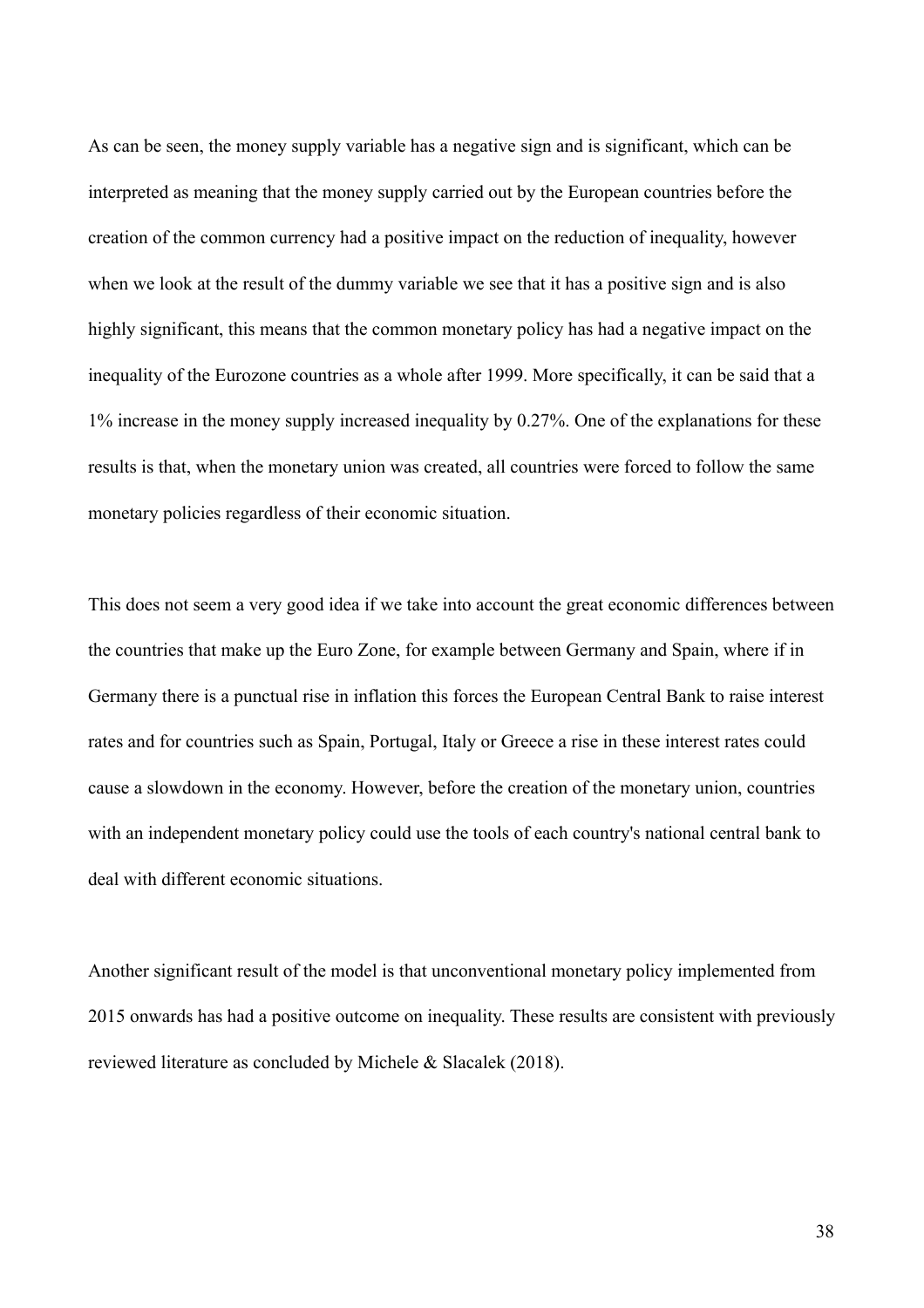As can be seen, the money supply variable has a negative sign and is significant, which can be interpreted as meaning that the money supply carried out by the European countries before the creation of the common currency had a positive impact on the reduction of inequality, however when we look at the result of the dummy variable we see that it has a positive sign and is also highly significant, this means that the common monetary policy has had a negative impact on the inequality of the Eurozone countries as a whole after 1999. More specifically, it can be said that a 1% increase in the money supply increased inequality by 0.27%. One of the explanations for these results is that, when the monetary union was created, all countries were forced to follow the same monetary policies regardless of their economic situation.

This does not seem a very good idea if we take into account the great economic differences between the countries that make up the Euro Zone, for example between Germany and Spain, where if in Germany there is a punctual rise in inflation this forces the European Central Bank to raise interest rates and for countries such as Spain, Portugal, Italy or Greece a rise in these interest rates could cause a slowdown in the economy. However, before the creation of the monetary union, countries with an independent monetary policy could use the tools of each country's national central bank to deal with different economic situations.

Another significant result of the model is that unconventional monetary policy implemented from 2015 onwards has had a positive outcome on inequality. These results are consistent with previously reviewed literature as concluded by Michele & Slacalek (2018).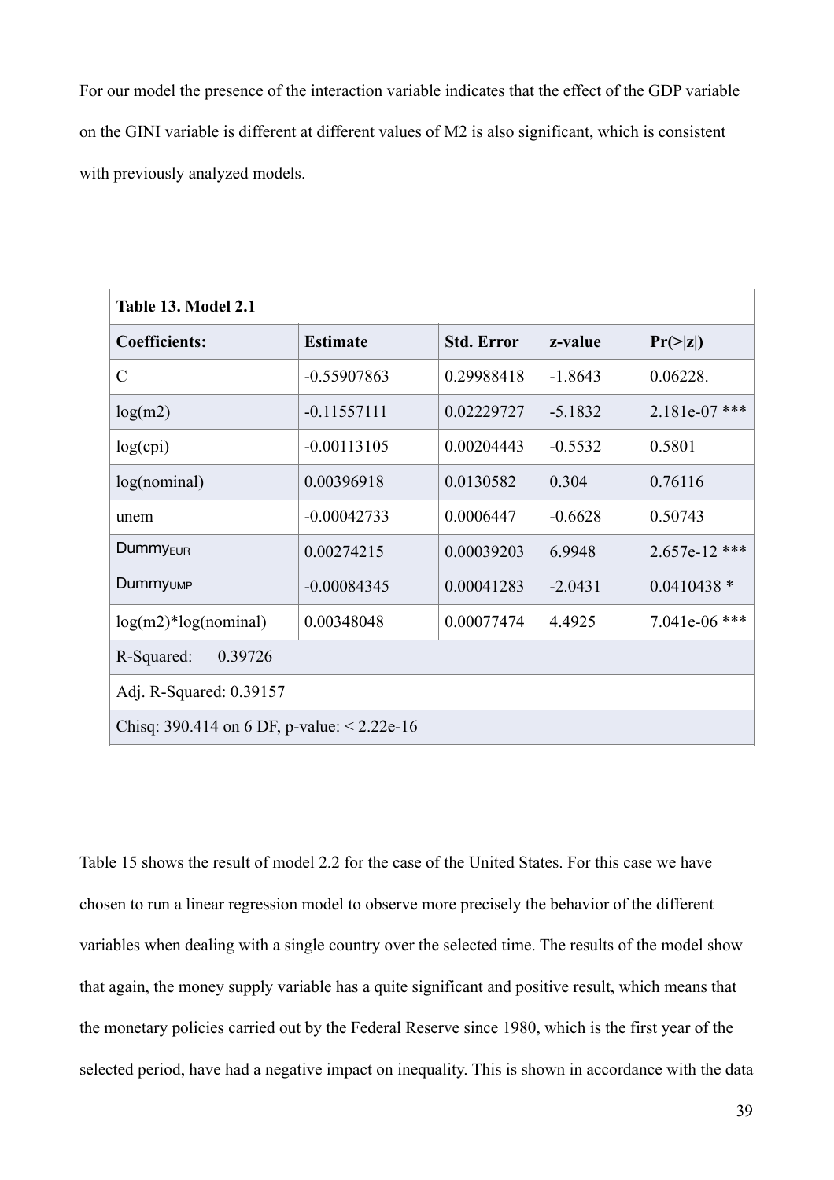For our model the presence of the interaction variable indicates that the effect of the GDP variable on the GINI variable is different at different values of M2 is also significant, which is consistent with previously analyzed models.

| **Table 13. Model 2.1** | | | | |
|---|---|---|---|---|
| **Coefficients:** | **Estimate** | **Std. Error** | **z-value** | **Pr(>\|z\|)** |
| C | -0.55907863 | 0.29988418 | -1.8643 | 0.06228. |
| log(m2) | -0.11557111 | 0.02229727 | -5.1832 | 2.181e-07 *** |
| log(cpi) | -0.00113105 | 0.00204443 | -0.5532 | 0.5801 |
| log(nominal) | 0.00396918 | 0.0130582 | 0.304 | 0.76116 |
| unem | -0.00042733 | 0.0006447 | -0.6628 | 0.50743 |
| $Dummy_{EUR}$ | 0.00274215 | 0.00039203 | 6.9948 | 2.657e-12 *** |
| $Dummy_{UMP}$ | -0.00084345 | 0.00041283 | -2.0431 | 0.0410438 * |
| log(m2)*log(nominal) | 0.00348048 | 0.00077474 | 4.4925 | 7.041e-06 *** |
| R-Squared: 0.39726 | | | | |
| Adj. R-Squared: 0.39157 | | | | |
| Chisq: 390.414 on 6 DF, p-value: < 2.22e-16 | | | | |

Table 15 shows the result of model 2.2 for the case of the United States. For this case we have chosen to run a linear regression model to observe more precisely the behavior of the different variables when dealing with a single country over the selected time. The results of the model show that again, the money supply variable has a quite significant and positive result, which means that the monetary policies carried out by the Federal Reserve since 1980, which is the first year of the selected period, have had a negative impact on inequality. This is shown in accordance with the data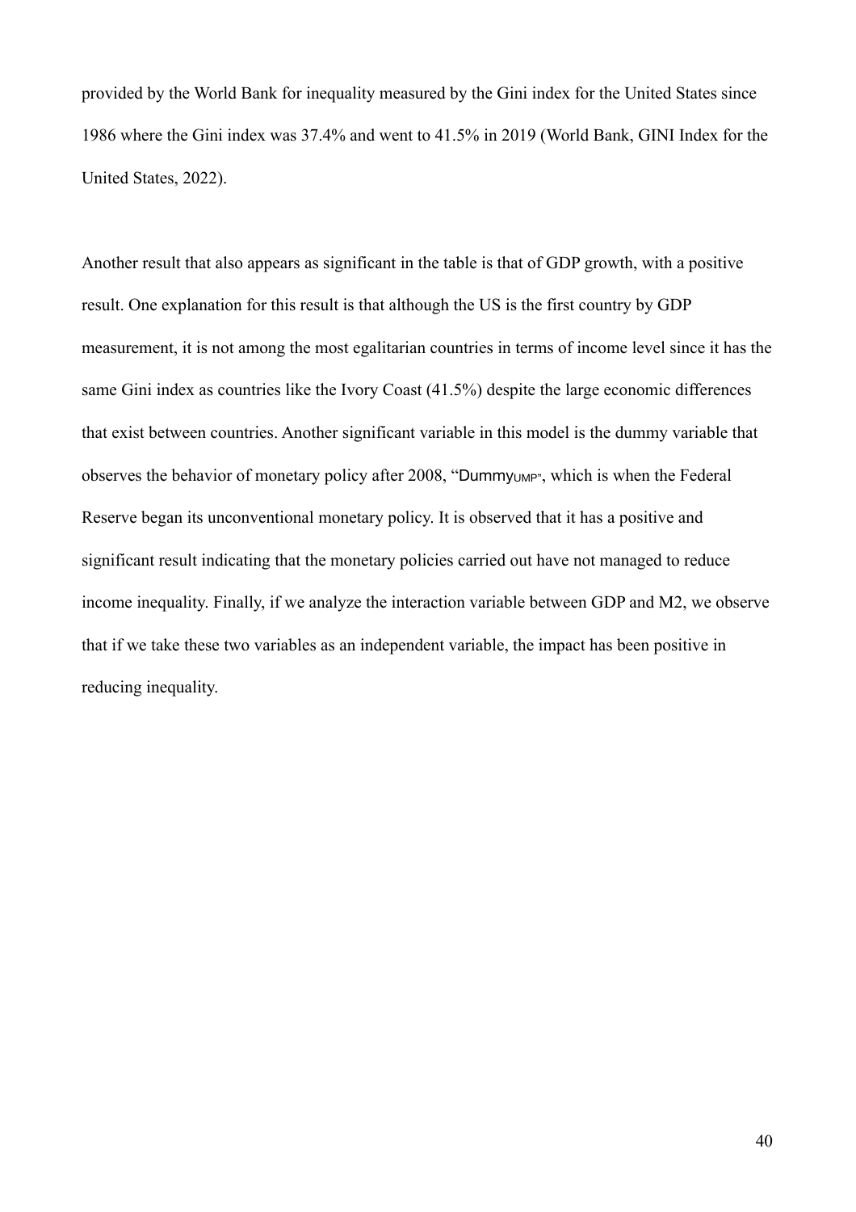provided by the World Bank for inequality measured by the Gini index for the United States since 1986 where the Gini index was 37.4% and went to 41.5% in 2019 (World Bank, GINI Index for the United States, 2022).

Another result that also appears as significant in the table is that of GDP growth, with a positive result. One explanation for this result is that although the US is the first country by GDP measurement, it is not among the most egalitarian countries in terms of income level since it has the same Gini index as countries like the Ivory Coast (41.5%) despite the large economic differences that exist between countries. Another significant variable in this model is the dummy variable that observes the behavior of monetary policy after 2008, "$Dummy_{UMP}$", which is when the Federal Reserve began its unconventional monetary policy. It is observed that it has a positive and significant result indicating that the monetary policies carried out have not managed to reduce income inequality. Finally, if we analyze the interaction variable between GDP and M2, we observe that if we take these two variables as an independent variable, the impact has been positive in reducing inequality.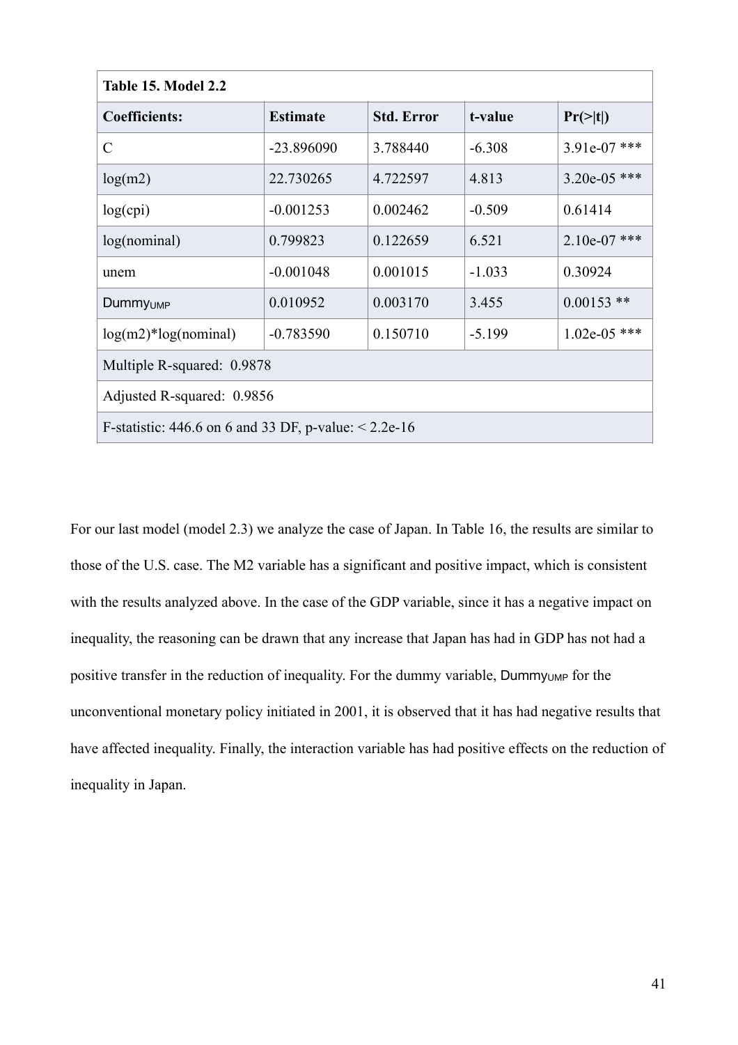| Table 15. Model 2.2 | | | | |
|---|---|---|---|---|
| **Coefficients:** | **Estimate** | **Std. Error** | **t-value** | **Pr(>\|t\|)** |
| C | -23.896090 | 3.788440 | -6.308 | 3.91e-07 *** |
| log(m2) | 22.730265 | 4.722597 | 4.813 | 3.20e-05 *** |
| log(cpi) | -0.001253 | 0.002462 | -0.509 | 0.61414 |
| log(nominal) | 0.799823 | 0.122659 | 6.521 | 2.10e-07 *** |
| unem | -0.001048 | 0.001015 | -1.033 | 0.30924 |
| $Dummy_{UMP}$ | 0.010952 | 0.003170 | 3.455 | 0.00153 ** |
| log(m2)*log(nominal) | -0.783590 | 0.150710 | -5.199 | 1.02e-05 *** |
| Multiple R-squared: 0.9878 | | | | |
| Adjusted R-squared: 0.9856 | | | | |
| F-statistic: 446.6 on 6 and 33 DF, p-value: < 2.2e-16 | | | | |

For our last model (model 2.3) we analyze the case of Japan. In Table 16, the results are similar to those of the U.S. case. The M2 variable has a significant and positive impact, which is consistent with the results analyzed above. In the case of the GDP variable, since it has a negative impact on inequality, the reasoning can be drawn that any increase that Japan has had in GDP has not had a positive transfer in the reduction of inequality. For the dummy variable, $Dummy_{UMP}$ for the unconventional monetary policy initiated in 2001, it is observed that it has had negative results that have affected inequality. Finally, the interaction variable has had positive effects on the reduction of inequality in Japan.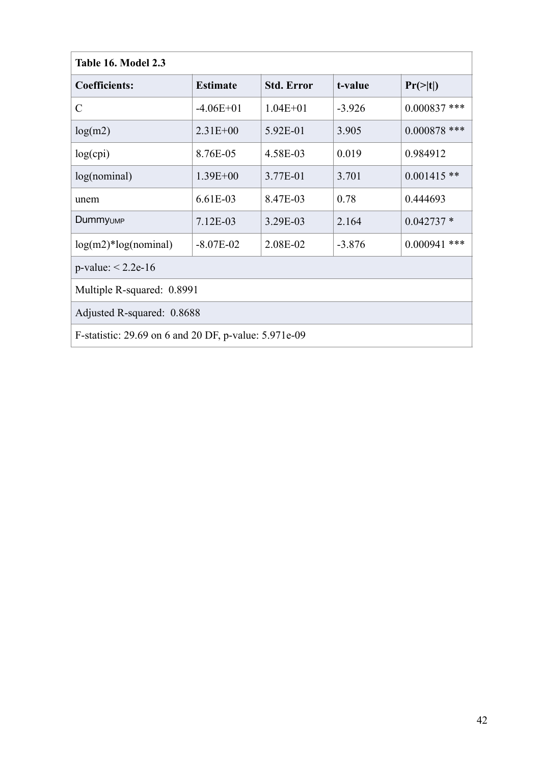| Table 16. Model 2.3 | | | | |
|---|---|---|---|---|
| **Coefficients:** | **Estimate** | **Std. Error** | **t-value** | **Pr(>\|t\|)** |
| C | -4.06E+01 | 1.04E+01 | -3.926 | 0.000837 *** |
| log(m2) | 2.31E+00 | 5.92E-01 | 3.905 | 0.000878 *** |
| log(cpi) | 8.76E-05 | 4.58E-03 | 0.019 | 0.984912 |
| log(nominal) | 1.39E+00 | 3.77E-01 | 3.701 | 0.001415 ** |
| unem | 6.61E-03 | 8.47E-03 | 0.78 | 0.444693 |
| $Dummy_{UMP}$ | 7.12E-03 | 3.29E-03 | 2.164 | 0.042737 * |
| log(m2)*log(nominal) | -8.07E-02 | 2.08E-02 | -3.876 | 0.000941 *** |
| p-value: < 2.2e-16 | | | | |
| Multiple R-squared: 0.8991 | | | | |
| Adjusted R-squared: 0.8688 | | | | |
| F-statistic: 29.69 on 6 and 20 DF, p-value: 5.971e-09 | | | | |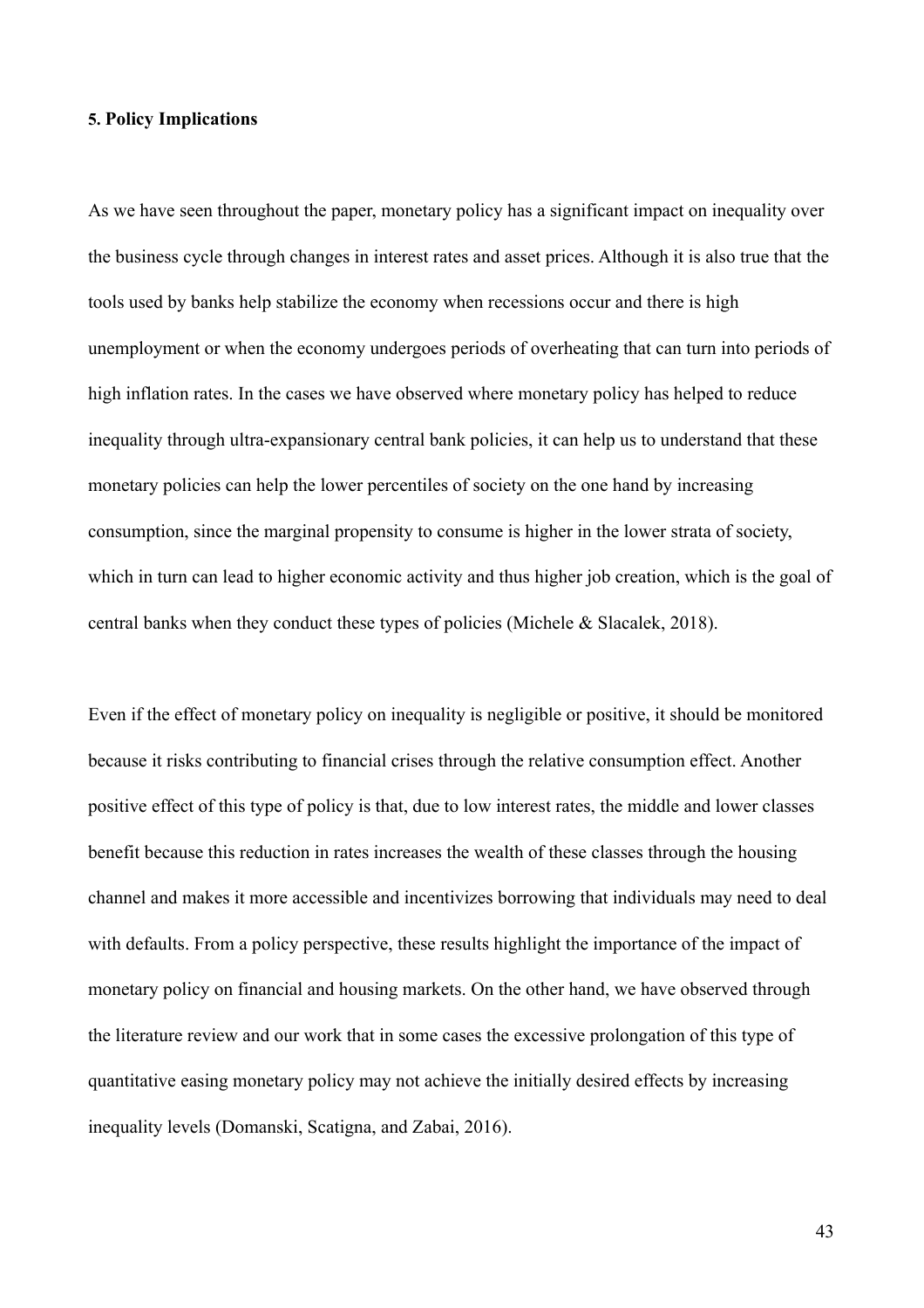## 5. Policy Implications

As we have seen throughout the paper, monetary policy has a significant impact on inequality over the business cycle through changes in interest rates and asset prices. Although it is also true that the tools used by banks help stabilize the economy when recessions occur and there is high unemployment or when the economy undergoes periods of overheating that can turn into periods of high inflation rates. In the cases we have observed where monetary policy has helped to reduce inequality through ultra-expansionary central bank policies, it can help us to understand that these monetary policies can help the lower percentiles of society on the one hand by increasing consumption, since the marginal propensity to consume is higher in the lower strata of society, which in turn can lead to higher economic activity and thus higher job creation, which is the goal of central banks when they conduct these types of policies (Michele & Slacalek, 2018).

Even if the effect of monetary policy on inequality is negligible or positive, it should be monitored because it risks contributing to financial crises through the relative consumption effect. Another positive effect of this type of policy is that, due to low interest rates, the middle and lower classes benefit because this reduction in rates increases the wealth of these classes through the housing channel and makes it more accessible and incentivizes borrowing that individuals may need to deal with defaults. From a policy perspective, these results highlight the importance of the impact of monetary policy on financial and housing markets. On the other hand, we have observed through the literature review and our work that in some cases the excessive prolongation of this type of quantitative easing monetary policy may not achieve the initially desired effects by increasing inequality levels (Domanski, Scatigna, and Zabai, 2016).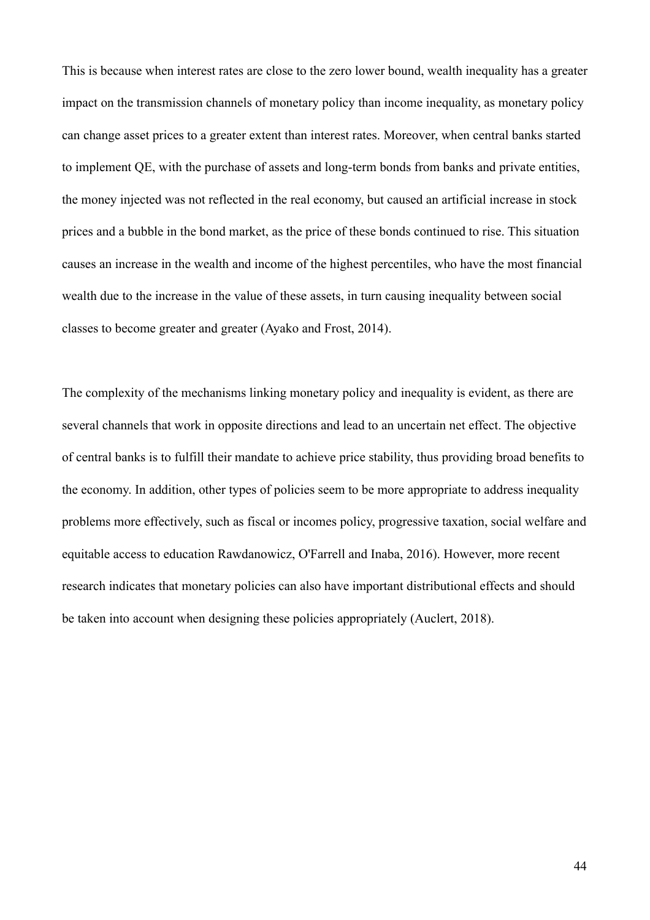This is because when interest rates are close to the zero lower bound, wealth inequality has a greater impact on the transmission channels of monetary policy than income inequality, as monetary policy can change asset prices to a greater extent than interest rates. Moreover, when central banks started to implement QE, with the purchase of assets and long-term bonds from banks and private entities, the money injected was not reflected in the real economy, but caused an artificial increase in stock prices and a bubble in the bond market, as the price of these bonds continued to rise. This situation causes an increase in the wealth and income of the highest percentiles, who have the most financial wealth due to the increase in the value of these assets, in turn causing inequality between social classes to become greater and greater (Ayako and Frost, 2014).

The complexity of the mechanisms linking monetary policy and inequality is evident, as there are several channels that work in opposite directions and lead to an uncertain net effect. The objective of central banks is to fulfill their mandate to achieve price stability, thus providing broad benefits to the economy. In addition, other types of policies seem to be more appropriate to address inequality problems more effectively, such as fiscal or incomes policy, progressive taxation, social welfare and equitable access to education Rawdanowicz, O'Farrell and Inaba, 2016). However, more recent research indicates that monetary policies can also have important distributional effects and should be taken into account when designing these policies appropriately (Auclert, 2018).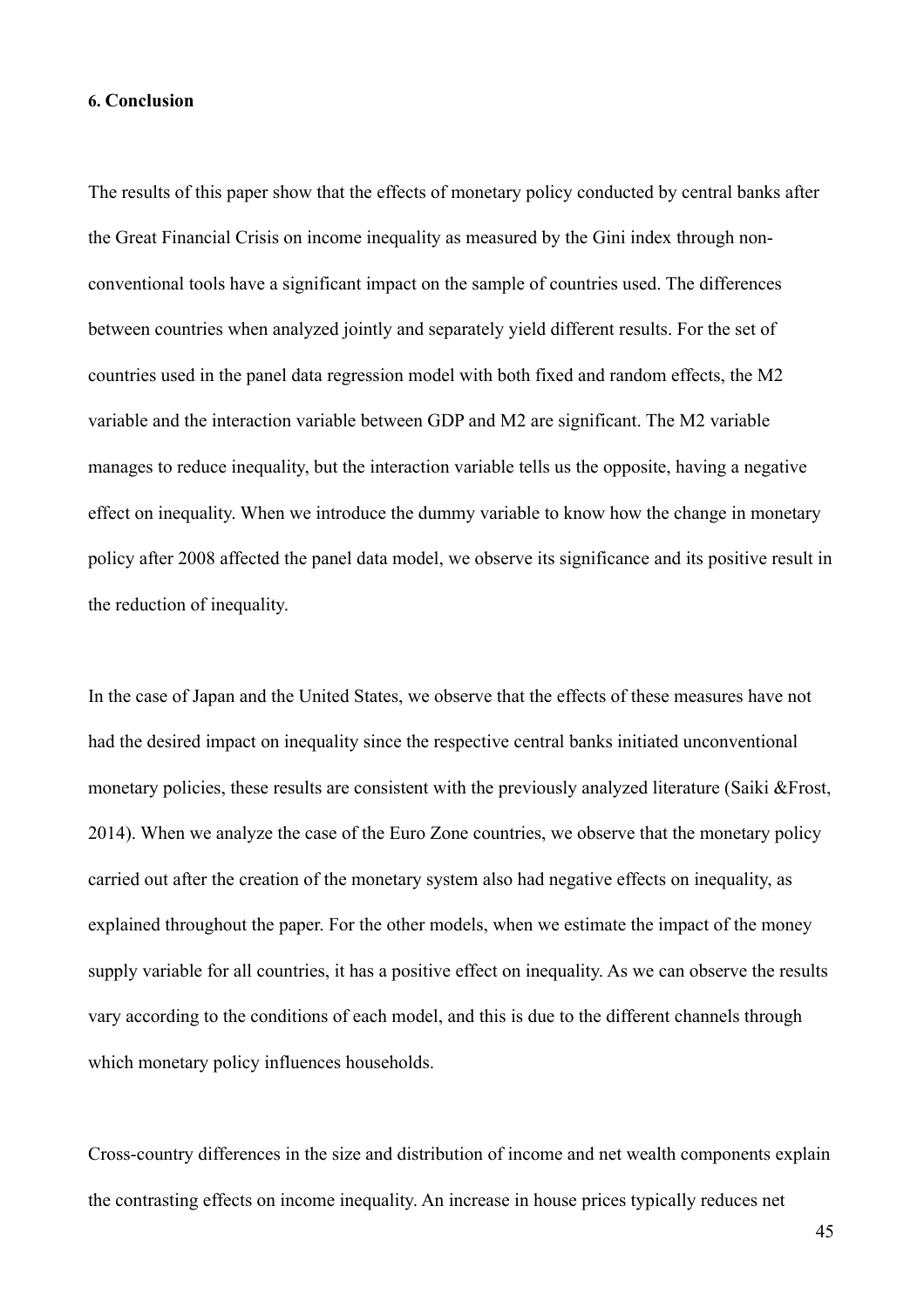### 6. Conclusion

The results of this paper show that the effects of monetary policy conducted by central banks after the Great Financial Crisis on income inequality as measured by the Gini index through non-conventional tools have a significant impact on the sample of countries used. The differences between countries when analyzed jointly and separately yield different results. For the set of countries used in the panel data regression model with both fixed and random effects, the M2 variable and the interaction variable between GDP and M2 are significant. The M2 variable manages to reduce inequality, but the interaction variable tells us the opposite, having a negative effect on inequality. When we introduce the dummy variable to know how the change in monetary policy after 2008 affected the panel data model, we observe its significance and its positive result in the reduction of inequality.

In the case of Japan and the United States, we observe that the effects of these measures have not had the desired impact on inequality since the respective central banks initiated unconventional monetary policies, these results are consistent with the previously analyzed literature (Saiki &Frost, 2014). When we analyze the case of the Euro Zone countries, we observe that the monetary policy carried out after the creation of the monetary system also had negative effects on inequality, as explained throughout the paper. For the other models, when we estimate the impact of the money supply variable for all countries, it has a positive effect on inequality. As we can observe the results vary according to the conditions of each model, and this is due to the different channels through which monetary policy influences households.

Cross-country differences in the size and distribution of income and net wealth components explain the contrasting effects on income inequality. An increase in house prices typically reduces net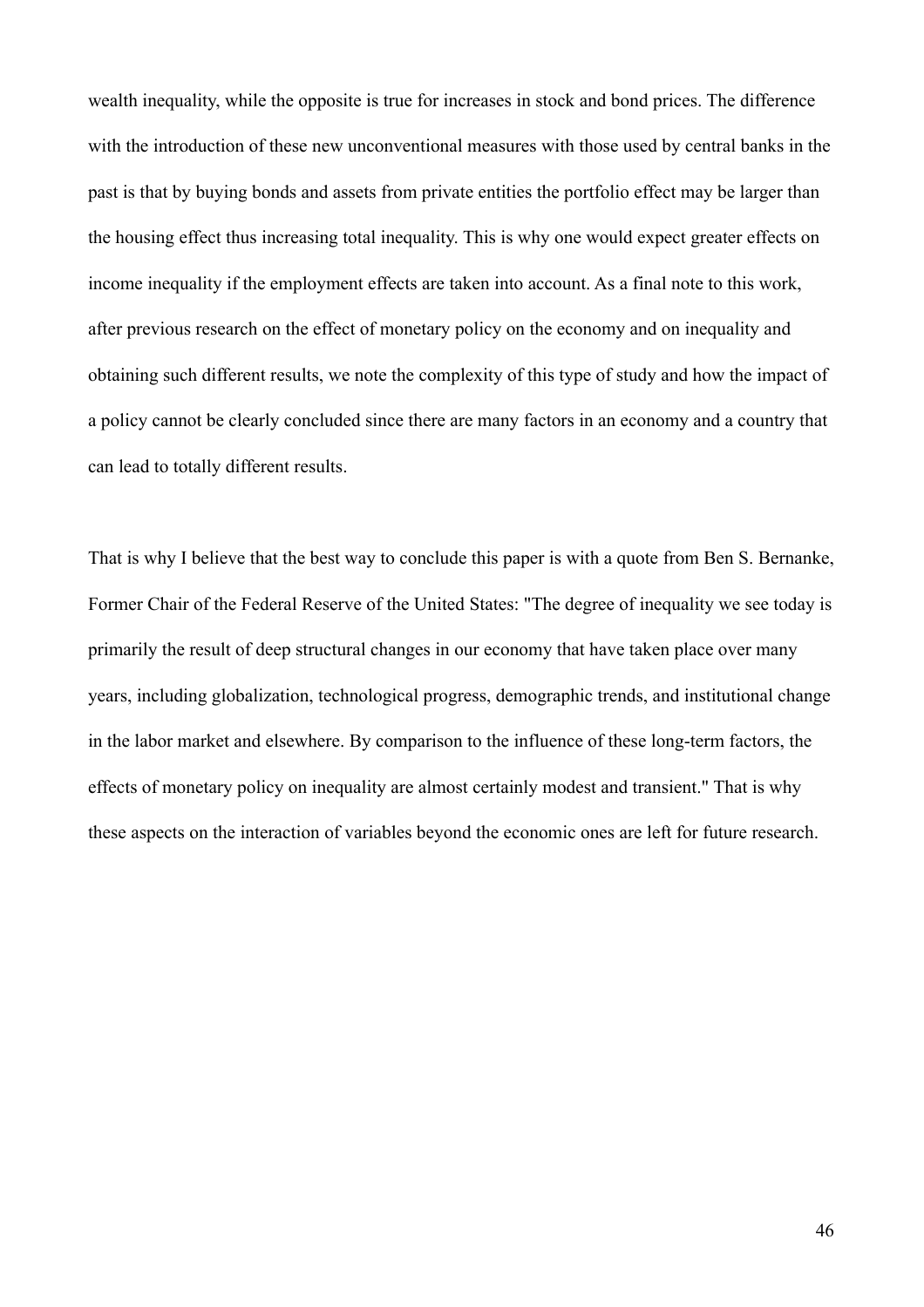wealth inequality, while the opposite is true for increases in stock and bond prices. The difference with the introduction of these new unconventional measures with those used by central banks in the past is that by buying bonds and assets from private entities the portfolio effect may be larger than the housing effect thus increasing total inequality. This is why one would expect greater effects on income inequality if the employment effects are taken into account. As a final note to this work, after previous research on the effect of monetary policy on the economy and on inequality and obtaining such different results, we note the complexity of this type of study and how the impact of a policy cannot be clearly concluded since there are many factors in an economy and a country that can lead to totally different results.

That is why I believe that the best way to conclude this paper is with a quote from Ben S. Bernanke, Former Chair of the Federal Reserve of the United States: "The degree of inequality we see today is primarily the result of deep structural changes in our economy that have taken place over many years, including globalization, technological progress, demographic trends, and institutional change in the labor market and elsewhere. By comparison to the influence of these long-term factors, the effects of monetary policy on inequality are almost certainly modest and transient." That is why these aspects on the interaction of variables beyond the economic ones are left for future research.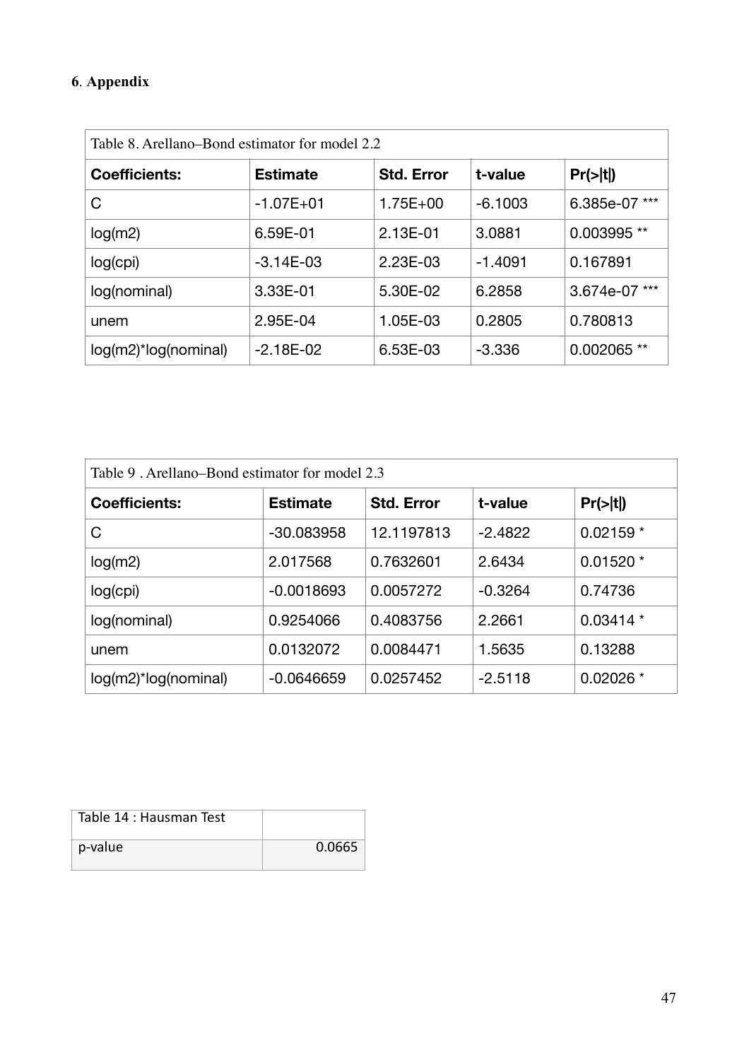## 6. Appendix

| Table 8. Arellano–Bond estimator for model 2.2 | | | | |
|---|---|---|---|---|
| **Coefficients:** | **Estimate** | **Std. Error** | **t-value** | **Pr(>\|t\|)** |
| C | -1.07E+01 | 1.75E+00 | -6.1003 | 6.385e-07 *** |
| log(m2) | 6.59E-01 | 2.13E-01 | 3.0881 | 0.003995 ** |
| log(cpi) | -3.14E-03 | 2.23E-03 | -1.4091 | 0.167891 |
| log(nominal) | 3.33E-01 | 5.30E-02 | 6.2858 | 3.674e-07 *** |
| unem | 2.95E-04 | 1.05E-03 | 0.2805 | 0.780813 |
| log(m2)*log(nominal) | -2.18E-02 | 6.53E-03 | -3.336 | 0.002065 ** |

| Table 9 . Arellano–Bond estimator for model 2.3 | | | | |
|---|---|---|---|---|
| **Coefficients:** | **Estimate** | **Std. Error** | **t-value** | **Pr(>\|t\|)** |
| C | -30.083958 | 12.1197813 | -2.4822 | 0.02159 * |
| log(m2) | 2.017568 | 0.7632601 | 2.6434 | 0.01520 * |
| log(cpi) | -0.0018693 | 0.0057272 | -0.3264 | 0.74736 |
| log(nominal) | 0.9254066 | 0.4083756 | 2.2661 | 0.03414 * |
| unem | 0.0132072 | 0.0084471 | 1.5635 | 0.13288 |
| log(m2)*log(nominal) | -0.0646659 | 0.0257452 | -2.5118 | 0.02026 * |

| Table 14 : Hausman Test | |
|---|---|
| p-value | 0.0665 |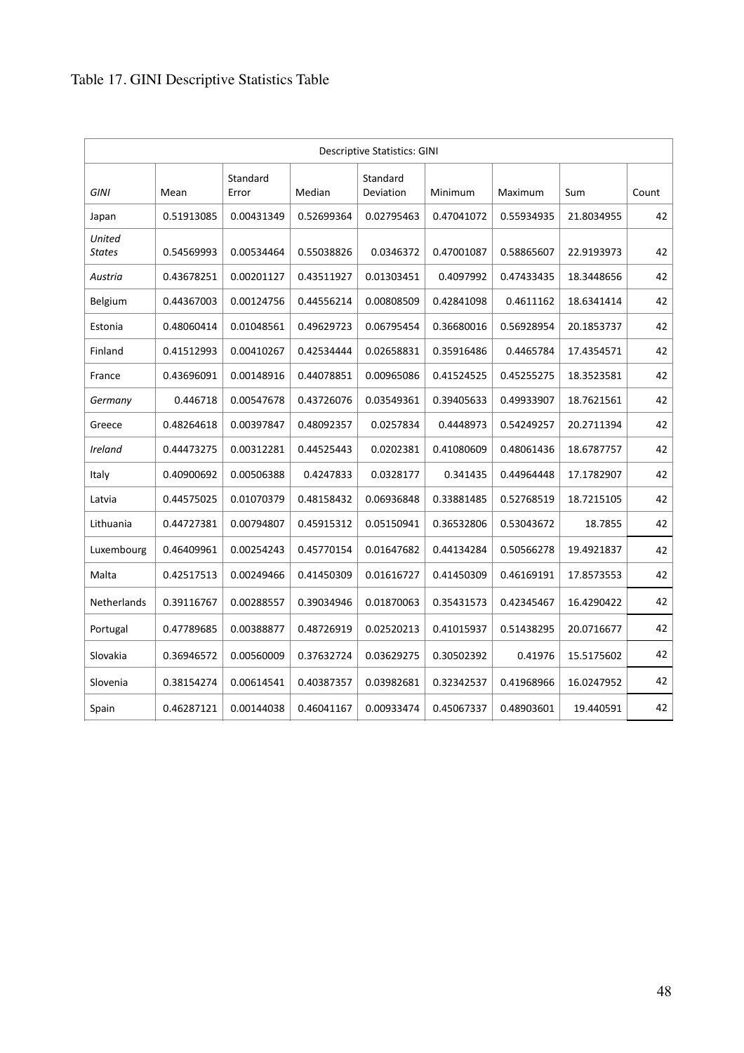Table 17. GINI Descriptive Statistics Table

| Descriptive Statistics: GINI | | | | | | | | |
|---|---|---|---|---|---|---|---|---|
| *GINI* | Mean | Standard Error | Median | Standard Deviation | Minimum | Maximum | Sum | Count |
| Japan | 0.51913085 | 0.00431349 | 0.52699364 | 0.02795463 | 0.47041072 | 0.55934935 | 21.8034955 | 42 |
| *United States* | 0.54569993 | 0.00534464 | 0.55038826 | 0.0346372 | 0.47001087 | 0.58865607 | 22.9193973 | 42 |
| *Austria* | 0.43678251 | 0.00201127 | 0.43511927 | 0.01303451 | 0.4097992 | 0.47433435 | 18.3448656 | 42 |
| Belgium | 0.44367003 | 0.00124756 | 0.44556214 | 0.00808509 | 0.42841098 | 0.4611162 | 18.6341414 | 42 |
| Estonia | 0.48060414 | 0.01048561 | 0.49629723 | 0.06795454 | 0.36680016 | 0.56928954 | 20.1853737 | 42 |
| Finland | 0.41512993 | 0.00410267 | 0.42534444 | 0.02658831 | 0.35916486 | 0.4465784 | 17.4354571 | 42 |
| France | 0.43696091 | 0.00148916 | 0.44078851 | 0.00965086 | 0.41524525 | 0.45255275 | 18.3523581 | 42 |
| *Germany* | 0.446718 | 0.00547678 | 0.43726076 | 0.03549361 | 0.39405633 | 0.49933907 | 18.7621561 | 42 |
| Greece | 0.48264618 | 0.00397847 | 0.48092357 | 0.0257834 | 0.4448973 | 0.54249257 | 20.2711394 | 42 |
| *Ireland* | 0.44473275 | 0.00312281 | 0.44525443 | 0.0202381 | 0.41080609 | 0.48061436 | 18.6787757 | 42 |
| Italy | 0.40900692 | 0.00506388 | 0.4247833 | 0.0328177 | 0.341435 | 0.44964448 | 17.1782907 | 42 |
| Latvia | 0.44575025 | 0.01070379 | 0.48158432 | 0.06936848 | 0.33881485 | 0.52768519 | 18.7215105 | 42 |
| Lithuania | 0.44727381 | 0.00794807 | 0.45915312 | 0.05150941 | 0.36532806 | 0.53043672 | 18.7855 | 42 |
| Luxembourg | 0.46409961 | 0.00254243 | 0.45770154 | 0.01647682 | 0.44134284 | 0.50566278 | 19.4921837 | 42 |
| Malta | 0.42517513 | 0.00249466 | 0.41450309 | 0.01616727 | 0.41450309 | 0.46169191 | 17.8573553 | 42 |
| Netherlands | 0.39116767 | 0.00288557 | 0.39034946 | 0.01870063 | 0.35431573 | 0.42345467 | 16.4290422 | 42 |
| Portugal | 0.47789685 | 0.00388877 | 0.48726919 | 0.02520213 | 0.41015937 | 0.51438295 | 20.0716677 | 42 |
| Slovakia | 0.36946572 | 0.00560009 | 0.37632724 | 0.03629275 | 0.30502392 | 0.41976 | 15.5175602 | 42 |
| Slovenia | 0.38154274 | 0.00614541 | 0.40387357 | 0.03982681 | 0.32342537 | 0.41968966 | 16.0247952 | 42 |
| Spain | 0.46287121 | 0.00144038 | 0.46041167 | 0.00933474 | 0.45067337 | 0.48903601 | 19.440591 | 42 |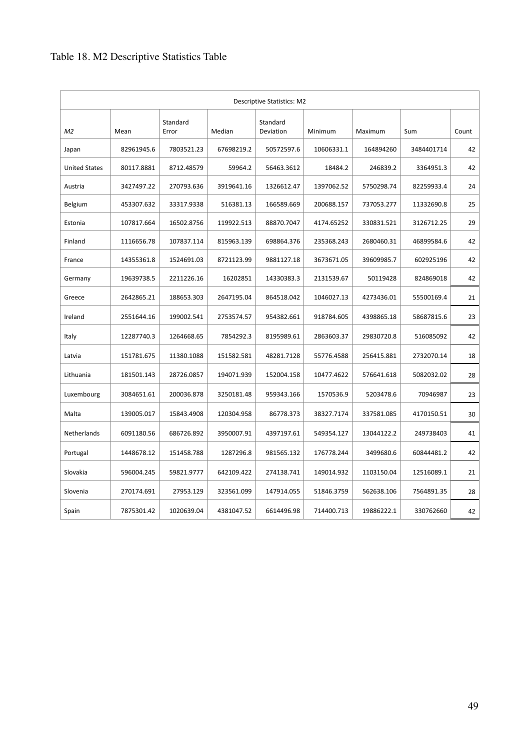Table 18. M2 Descriptive Statistics Table

| Descriptive Statistics: M2 | | | | | | | | |
|---|---|---|---|---|---|---|---|---|
| *M2* | Mean | Standard Error | Median | Standard Deviation | Minimum | Maximum | Sum | Count |
| Japan | 82961945.6 | 7803521.23 | 67698219.2 | 50572597.6 | 10606331.1 | 164894260 | 3484401714 | 42 |
| United States | 80117.8881 | 8712.48579 | 59964.2 | 56463.3612 | 18484.2 | 246839.2 | 3364951.3 | 42 |
| Austria | 3427497.22 | 270793.636 | 3919641.16 | 1326612.47 | 1397062.52 | 5750298.74 | 82259933.4 | 24 |
| Belgium | 453307.632 | 33317.9338 | 516381.13 | 166589.669 | 200688.157 | 737053.277 | 11332690.8 | 25 |
| Estonia | 107817.664 | 16502.8756 | 119922.513 | 88870.7047 | 4174.65252 | 330831.521 | 3126712.25 | 29 |
| Finland | 1116656.78 | 107837.114 | 815963.139 | 698864.376 | 235368.243 | 2680460.31 | 46899584.6 | 42 |
| France | 14355361.8 | 1524691.03 | 8721123.99 | 9881127.18 | 3673671.05 | 39609985.7 | 602925196 | 42 |
| Germany | 19639738.5 | 2211226.16 | 16202851 | 14330383.3 | 2131539.67 | 50119428 | 824869018 | 42 |
| Greece | 2642865.21 | 188653.303 | 2647195.04 | 864518.042 | 1046027.13 | 4273436.01 | 55500169.4 | 21 |
| Ireland | 2551644.16 | 199002.541 | 2753574.57 | 954382.661 | 918784.605 | 4398865.18 | 58687815.6 | 23 |
| Italy | 12287740.3 | 1264668.65 | 7854292.3 | 8195989.61 | 2863603.37 | 29830720.8 | 516085092 | 42 |
| Latvia | 151781.675 | 11380.1088 | 151582.581 | 48281.7128 | 55776.4588 | 256415.881 | 2732070.14 | 18 |
| Lithuania | 181501.143 | 28726.0857 | 194071.939 | 152004.158 | 10477.4622 | 576641.618 | 5082032.02 | 28 |
| Luxembourg | 3084651.61 | 200036.878 | 3250181.48 | 959343.166 | 1570536.9 | 5203478.6 | 70946987 | 23 |
| Malta | 139005.017 | 15843.4908 | 120304.958 | 86778.373 | 38327.7174 | 337581.085 | 4170150.51 | 30 |
| Netherlands | 6091180.56 | 686726.892 | 3950007.91 | 4397197.61 | 549354.127 | 13044122.2 | 249738403 | 41 |
| Portugal | 1448678.12 | 151458.788 | 1287296.8 | 981565.132 | 176778.244 | 3499680.6 | 60844481.2 | 42 |
| Slovakia | 596004.245 | 59821.9777 | 642109.422 | 274138.741 | 149014.932 | 1103150.04 | 12516089.1 | 21 |
| Slovenia | 270174.691 | 27953.129 | 323561.099 | 147914.055 | 51846.3759 | 562638.106 | 7564891.35 | 28 |
| Spain | 7875301.42 | 1020639.04 | 4381047.52 | 6614496.98 | 714400.713 | 19886222.1 | 330762660 | 42 |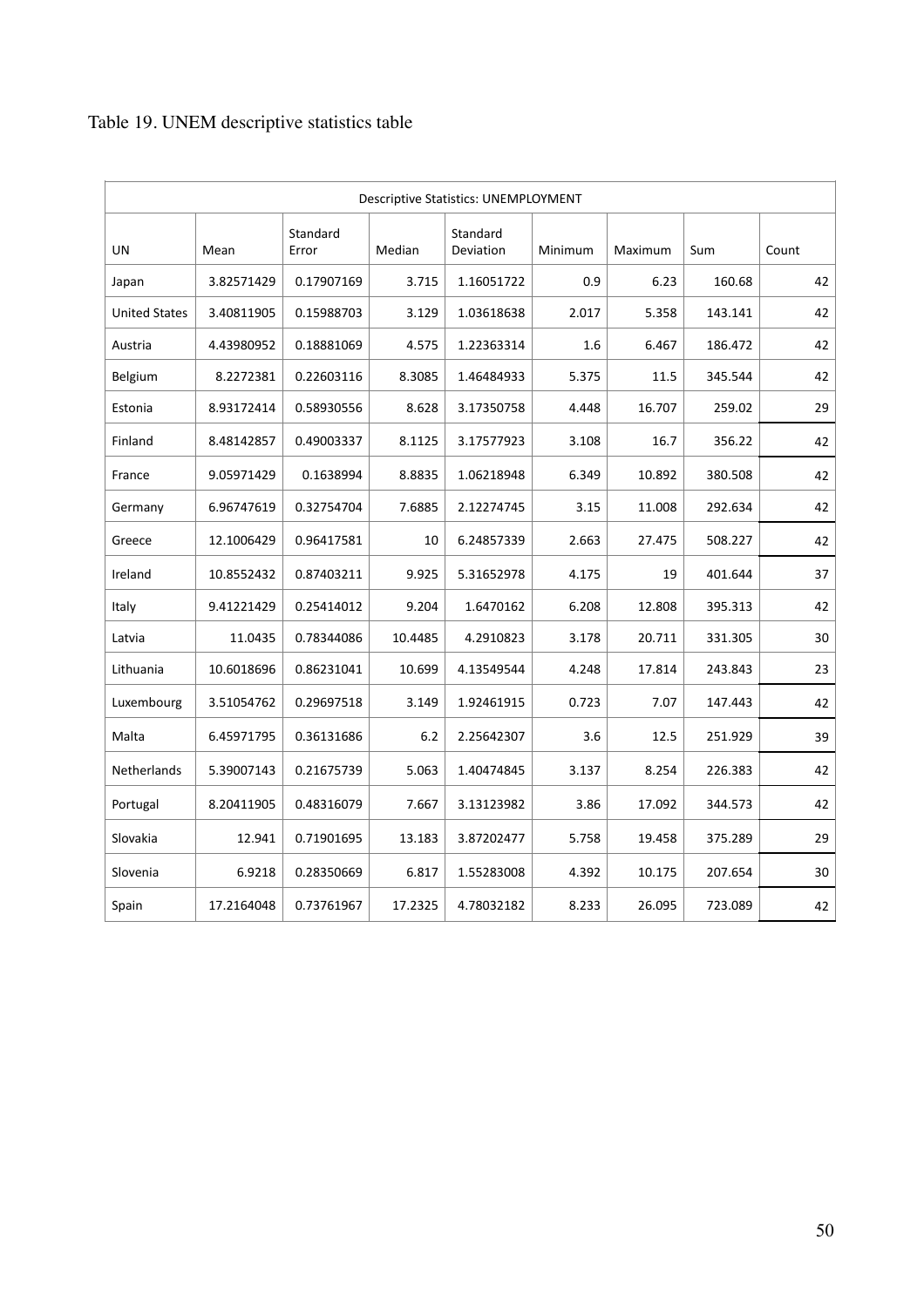Table 19. UNEM descriptive statistics table

| Descriptive Statistics: UNEMPLOYMENT | | | | | | | | |
|---|---|---|---|---|---|---|---|---|
| UN | Mean | Standard Error | Median | Standard Deviation | Minimum | Maximum | Sum | Count |
| Japan | 3.82571429 | 0.17907169 | 3.715 | 1.16051722 | 0.9 | 6.23 | 160.68 | 42 |
| United States | 3.40811905 | 0.15988703 | 3.129 | 1.03618638 | 2.017 | 5.358 | 143.141 | 42 |
| Austria | 4.43980952 | 0.18881069 | 4.575 | 1.22363314 | 1.6 | 6.467 | 186.472 | 42 |
| Belgium | 8.2272381 | 0.22603116 | 8.3085 | 1.46484933 | 5.375 | 11.5 | 345.544 | 42 |
| Estonia | 8.93172414 | 0.58930556 | 8.628 | 3.17350758 | 4.448 | 16.707 | 259.02 | 29 |
| Finland | 8.48142857 | 0.49003337 | 8.1125 | 3.17577923 | 3.108 | 16.7 | 356.22 | 42 |
| France | 9.05971429 | 0.1638994 | 8.8835 | 1.06218948 | 6.349 | 10.892 | 380.508 | 42 |
| Germany | 6.96747619 | 0.32754704 | 7.6885 | 2.12274745 | 3.15 | 11.008 | 292.634 | 42 |
| Greece | 12.1006429 | 0.96417581 | 10 | 6.24857339 | 2.663 | 27.475 | 508.227 | 42 |
| Ireland | 10.8552432 | 0.87403211 | 9.925 | 5.31652978 | 4.175 | 19 | 401.644 | 37 |
| Italy | 9.41221429 | 0.25414012 | 9.204 | 1.6470162 | 6.208 | 12.808 | 395.313 | 42 |
| Latvia | 11.0435 | 0.78344086 | 10.4485 | 4.2910823 | 3.178 | 20.711 | 331.305 | 30 |
| Lithuania | 10.6018696 | 0.86231041 | 10.699 | 4.13549544 | 4.248 | 17.814 | 243.843 | 23 |
| Luxembourg | 3.51054762 | 0.29697518 | 3.149 | 1.92461915 | 0.723 | 7.07 | 147.443 | 42 |
| Malta | 6.45971795 | 0.36131686 | 6.2 | 2.25642307 | 3.6 | 12.5 | 251.929 | 39 |
| Netherlands | 5.39007143 | 0.21675739 | 5.063 | 1.40474845 | 3.137 | 8.254 | 226.383 | 42 |
| Portugal | 8.20411905 | 0.48316079 | 7.667 | 3.13123982 | 3.86 | 17.092 | 344.573 | 42 |
| Slovakia | 12.941 | 0.71901695 | 13.183 | 3.87202477 | 5.758 | 19.458 | 375.289 | 29 |
| Slovenia | 6.9218 | 0.28350669 | 6.817 | 1.55283008 | 4.392 | 10.175 | 207.654 | 30 |
| Spain | 17.2164048 | 0.73761967 | 17.2325 | 4.78032182 | 8.233 | 26.095 | 723.089 | 42 |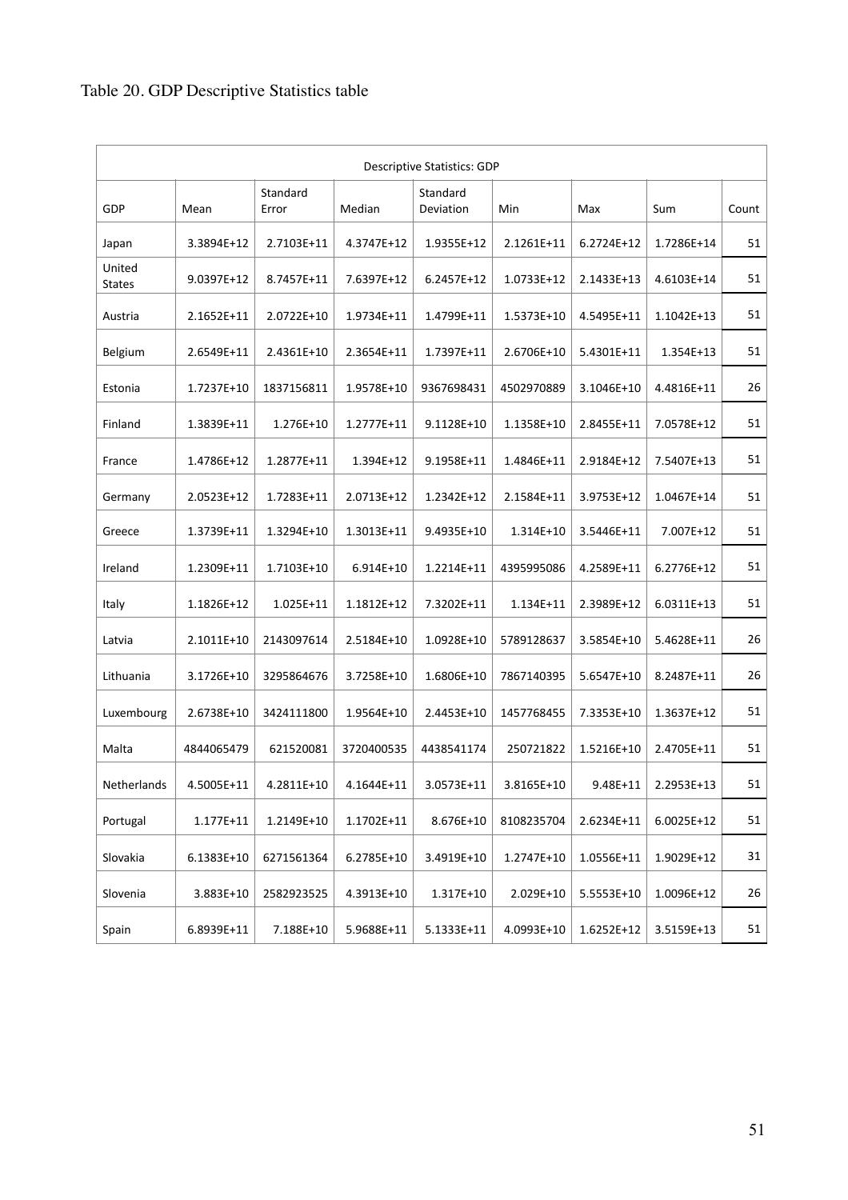Table 20. GDP Descriptive Statistics table

| Descriptive Statistics: GDP | | | | | | | | |
|---|---|---|---|---|---|---|---|---|
| GDP | Mean | Standard Error | Median | Standard Deviation | Min | Max | Sum | Count |
| Japan | 3.3894E+12 | 2.7103E+11 | 4.3747E+12 | 1.9355E+12 | 2.1261E+11 | 6.2724E+12 | 1.7286E+14 | 51 |
| United States | 9.0397E+12 | 8.7457E+11 | 7.6397E+12 | 6.2457E+12 | 1.0733E+12 | 2.1433E+13 | 4.6103E+14 | 51 |
| Austria | 2.1652E+11 | 2.0722E+10 | 1.9734E+11 | 1.4799E+11 | 1.5373E+10 | 4.5495E+11 | 1.1042E+13 | 51 |
| Belgium | 2.6549E+11 | 2.4361E+10 | 2.3654E+11 | 1.7397E+11 | 2.6706E+10 | 5.4301E+11 | 1.354E+13 | 51 |
| Estonia | 1.7237E+10 | 1837156811 | 1.9578E+10 | 9367698431 | 4502970889 | 3.1046E+10 | 4.4816E+11 | 26 |
| Finland | 1.3839E+11 | 1.276E+10 | 1.2777E+11 | 9.1128E+10 | 1.1358E+10 | 2.8455E+11 | 7.0578E+12 | 51 |
| France | 1.4786E+12 | 1.2877E+11 | 1.394E+12 | 9.1958E+11 | 1.4846E+11 | 2.9184E+12 | 7.5407E+13 | 51 |
| Germany | 2.0523E+12 | 1.7283E+11 | 2.0713E+12 | 1.2342E+12 | 2.1584E+11 | 3.9753E+12 | 1.0467E+14 | 51 |
| Greece | 1.3739E+11 | 1.3294E+10 | 1.3013E+11 | 9.4935E+10 | 1.314E+10 | 3.5446E+11 | 7.007E+12 | 51 |
| Ireland | 1.2309E+11 | 1.7103E+10 | 6.914E+10 | 1.2214E+11 | 4395995086 | 4.2589E+11 | 6.2776E+12 | 51 |
| Italy | 1.1826E+12 | 1.025E+11 | 1.1812E+12 | 7.3202E+11 | 1.134E+11 | 2.3989E+12 | 6.0311E+13 | 51 |
| Latvia | 2.1011E+10 | 2143097614 | 2.5184E+10 | 1.0928E+10 | 5789128637 | 3.5854E+10 | 5.4628E+11 | 26 |
| Lithuania | 3.1726E+10 | 3295864676 | 3.7258E+10 | 1.6806E+10 | 7867140395 | 5.6547E+10 | 8.2487E+11 | 26 |
| Luxembourg | 2.6738E+10 | 3424111800 | 1.9564E+10 | 2.4453E+10 | 1457768455 | 7.3353E+10 | 1.3637E+12 | 51 |
| Malta | 4844065479 | 621520081 | 3720400535 | 4438541174 | 250721822 | 1.5216E+10 | 2.4705E+11 | 51 |
| Netherlands | 4.5005E+11 | 4.2811E+10 | 4.1644E+11 | 3.0573E+11 | 3.8165E+10 | 9.48E+11 | 2.2953E+13 | 51 |
| Portugal | 1.177E+11 | 1.2149E+10 | 1.1702E+11 | 8.676E+10 | 8108235704 | 2.6234E+11 | 6.0025E+12 | 51 |
| Slovakia | 6.1383E+10 | 6271561364 | 6.2785E+10 | 3.4919E+10 | 1.2747E+10 | 1.0556E+11 | 1.9029E+12 | 31 |
| Slovenia | 3.883E+10 | 2582923525 | 4.3913E+10 | 1.317E+10 | 2.029E+10 | 5.5553E+10 | 1.0096E+12 | 26 |
| Spain | 6.8939E+11 | 7.188E+10 | 5.9688E+11 | 5.1333E+11 | 4.0993E+10 | 1.6252E+12 | 3.5159E+13 | 51 |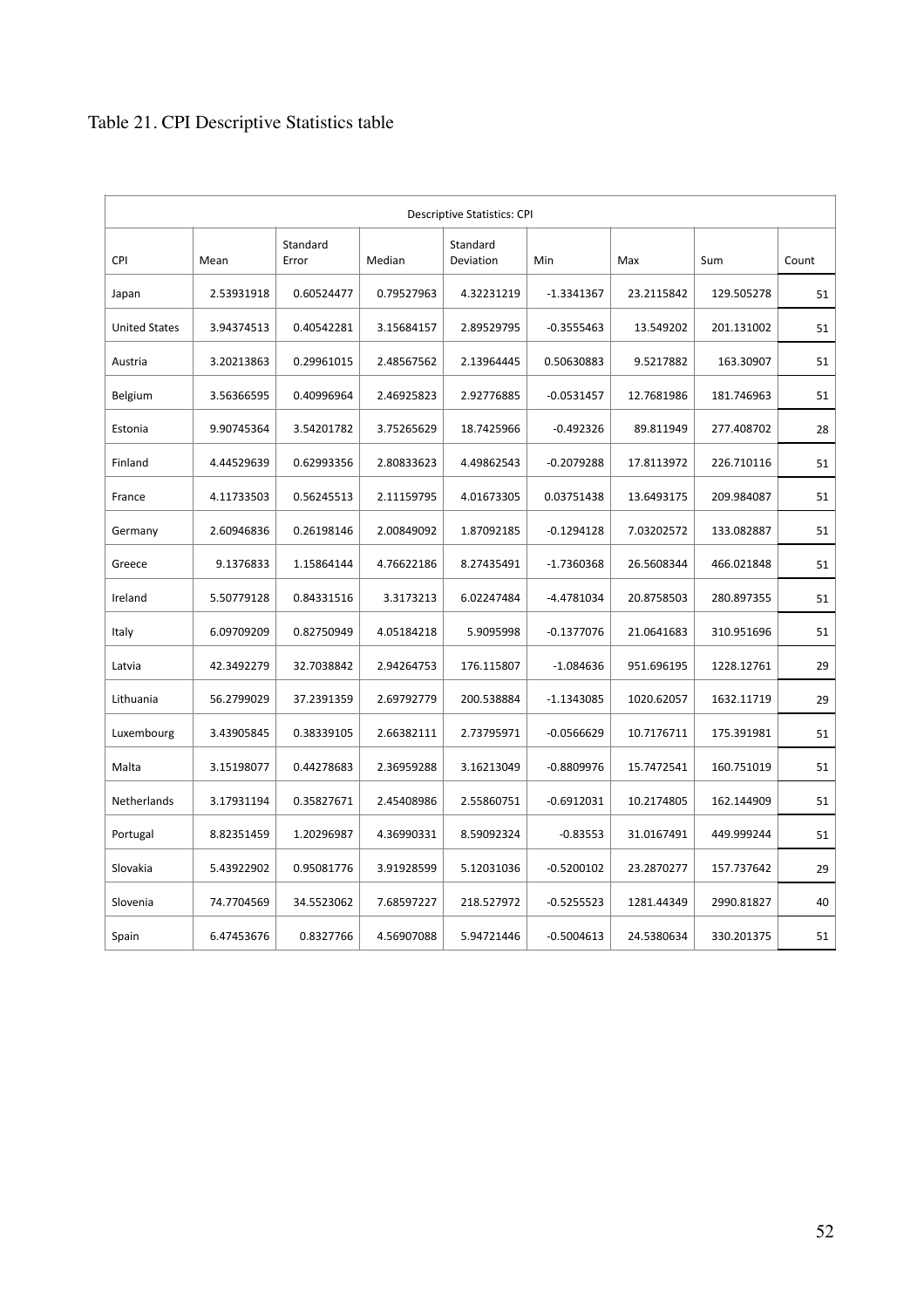Table 21. CPI Descriptive Statistics table

| Descriptive Statistics: CPI | | | | | | | | |
|---|---|---|---|---|---|---|---|---|
| CPI | Mean | Standard Error | Median | Standard Deviation | Min | Max | Sum | Count |
| Japan | 2.53931918 | 0.60524477 | 0.79527963 | 4.32231219 | -1.3341367 | 23.2115842 | 129.505278 | 51 |
| United States | 3.94374513 | 0.40542281 | 3.15684157 | 2.89529795 | -0.3555463 | 13.549202 | 201.131002 | 51 |
| Austria | 3.20213863 | 0.29961015 | 2.48567562 | 2.13964445 | 0.50630883 | 9.5217882 | 163.30907 | 51 |
| Belgium | 3.56366595 | 0.40996964 | 2.46925823 | 2.92776885 | -0.0531457 | 12.7681986 | 181.746963 | 51 |
| Estonia | 9.90745364 | 3.54201782 | 3.75265629 | 18.7425966 | -0.492326 | 89.811949 | 277.408702 | 28 |
| Finland | 4.44529639 | 0.62993356 | 2.80833623 | 4.49862543 | -0.2079288 | 17.8113972 | 226.710116 | 51 |
| France | 4.11733503 | 0.56245513 | 2.11159795 | 4.01673305 | 0.03751438 | 13.6493175 | 209.984087 | 51 |
| Germany | 2.60946836 | 0.26198146 | 2.00849092 | 1.87092185 | -0.1294128 | 7.03202572 | 133.082887 | 51 |
| Greece | 9.1376833 | 1.15864144 | 4.76622186 | 8.27435491 | -1.7360368 | 26.5608344 | 466.021848 | 51 |
| Ireland | 5.50779128 | 0.84331516 | 3.3173213 | 6.02247484 | -4.4781034 | 20.8758503 | 280.897355 | 51 |
| Italy | 6.09709209 | 0.82750949 | 4.05184218 | 5.9095998 | -0.1377076 | 21.0641683 | 310.951696 | 51 |
| Latvia | 42.3492279 | 32.7038842 | 2.94264753 | 176.115807 | -1.084636 | 951.696195 | 1228.12761 | 29 |
| Lithuania | 56.2799029 | 37.2391359 | 2.69792779 | 200.538884 | -1.1343085 | 1020.62057 | 1632.11719 | 29 |
| Luxembourg | 3.43905845 | 0.38339105 | 2.66382111 | 2.73795971 | -0.0566629 | 10.7176711 | 175.391981 | 51 |
| Malta | 3.15198077 | 0.44278683 | 2.36959288 | 3.16213049 | -0.8809976 | 15.7472541 | 160.751019 | 51 |
| Netherlands | 3.17931194 | 0.35827671 | 2.45408986 | 2.55860751 | -0.6912031 | 10.2174805 | 162.144909 | 51 |
| Portugal | 8.82351459 | 1.20296987 | 4.36990331 | 8.59092324 | -0.83553 | 31.0167491 | 449.999244 | 51 |
| Slovakia | 5.43922902 | 0.95081776 | 3.91928599 | 5.12031036 | -0.5200102 | 23.2870277 | 157.737642 | 29 |
| Slovenia | 74.7704569 | 34.5523062 | 7.68597227 | 218.527972 | -0.5255523 | 1281.44349 | 2990.81827 | 40 |
| Spain | 6.47453676 | 0.8327766 | 4.56907088 | 5.94721446 | -0.5004613 | 24.5380634 | 330.201375 | 51 |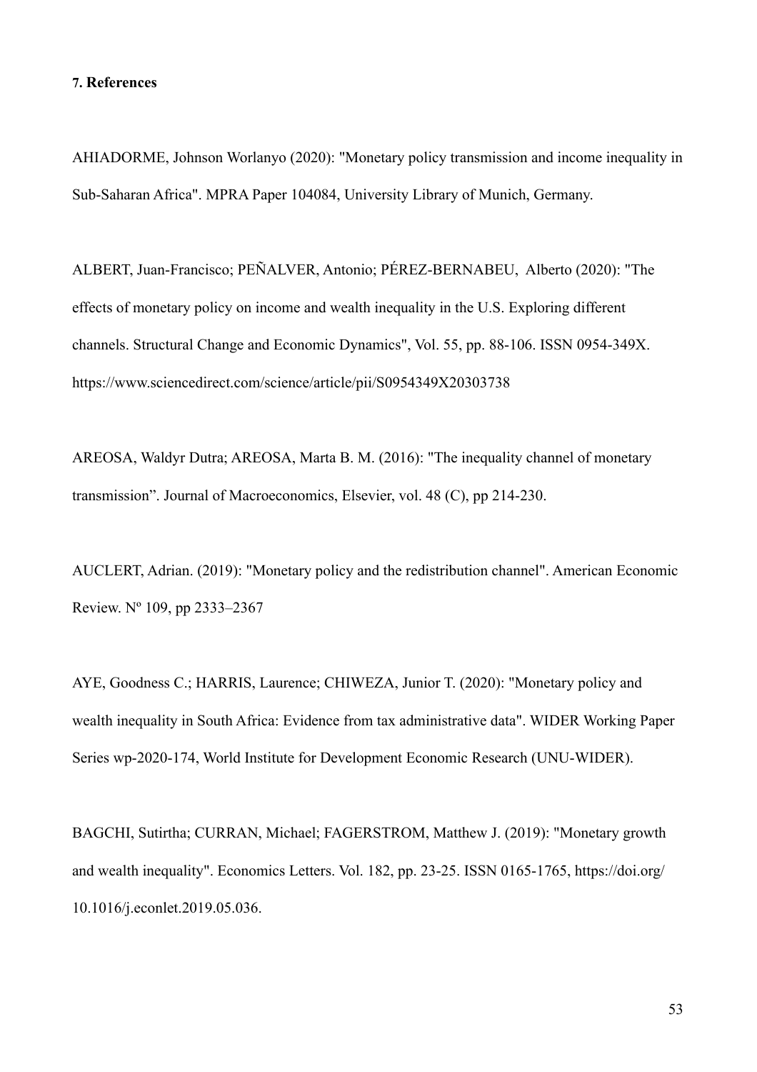**7. References**

AHIADORME, Johnson Worlanyo (2020): "Monetary policy transmission and income inequality in Sub-Saharan Africa". MPRA Paper 104084, University Library of Munich, Germany.

ALBERT, Juan-Francisco; PEÑALVER, Antonio; PÉREZ-BERNABEU, Alberto (2020): "The effects of monetary policy on income and wealth inequality in the U.S. Exploring different channels. Structural Change and Economic Dynamics", Vol. 55, pp. 88-106. ISSN 0954-349X. https://www.sciencedirect.com/science/article/pii/S0954349X20303738

AREOSA, Waldyr Dutra; AREOSA, Marta B. M. (2016): "The inequality channel of monetary transmission". Journal of Macroeconomics, Elsevier, vol. 48 (C), pp 214-230.

AUCLERT, Adrian. (2019): "Monetary policy and the redistribution channel". American Economic Review. Nº 109, pp 2333–2367

AYE, Goodness C.; HARRIS, Laurence; CHIWEZA, Junior T. (2020): "Monetary policy and wealth inequality in South Africa: Evidence from tax administrative data". WIDER Working Paper Series wp-2020-174, World Institute for Development Economic Research (UNU-WIDER).

BAGCHI, Sutirtha; CURRAN, Michael; FAGERSTROM, Matthew J. (2019): "Monetary growth and wealth inequality". Economics Letters. Vol. 182, pp. 23-25. ISSN 0165-1765, https://doi.org/10.1016/j.econlet.2019.05.036.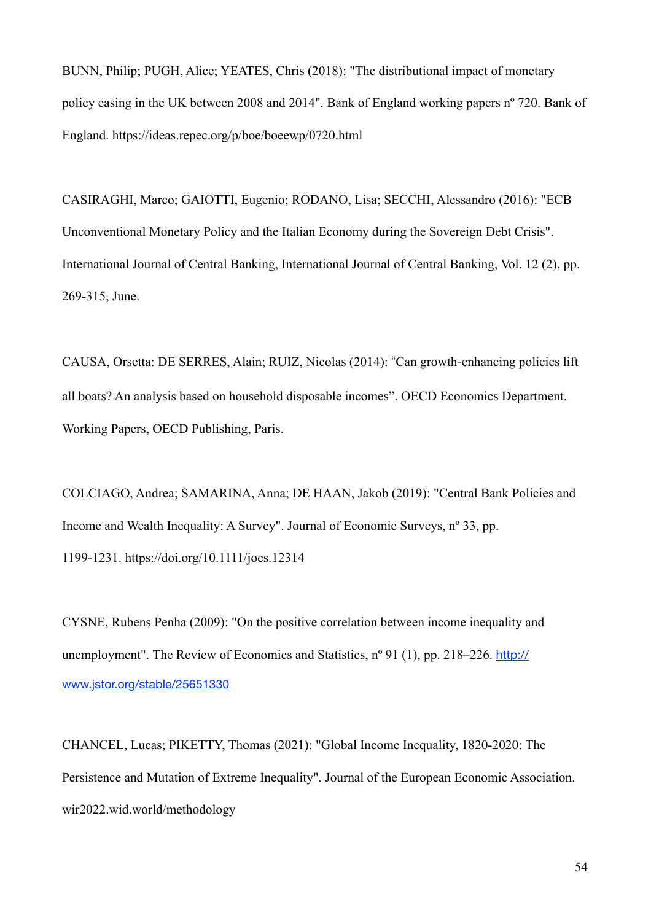BUNN, Philip; PUGH, Alice; YEATES, Chris (2018): "The distributional impact of monetary policy easing in the UK between 2008 and 2014". Bank of England working papers nº 720. Bank of England. https://ideas.repec.org/p/boe/boeewp/0720.html

CASIRAGHI, Marco; GAIOTTI, Eugenio; RODANO, Lisa; SECCHI, Alessandro (2016): "ECB Unconventional Monetary Policy and the Italian Economy during the Sovereign Debt Crisis". International Journal of Central Banking, International Journal of Central Banking, Vol. 12 (2), pp. 269-315, June.

CAUSA, Orsetta: DE SERRES, Alain; RUIZ, Nicolas (2014): "Can growth-enhancing policies lift all boats? An analysis based on household disposable incomes". OECD Economics Department. Working Papers, OECD Publishing, Paris.

COLCIAGO, Andrea; SAMARINA, Anna; DE HAAN, Jakob (2019): "Central Bank Policies and Income and Wealth Inequality: A Survey". Journal of Economic Surveys, nº 33, pp. 1199-1231. https://doi.org/10.1111/joes.12314

CYSNE, Rubens Penha (2009): "On the positive correlation between income inequality and unemployment". The Review of Economics and Statistics, nº 91 (1), pp. 218–226. http://www.jstor.org/stable/25651330

CHANCEL, Lucas; PIKETTY, Thomas (2021): "Global Income Inequality, 1820-2020: The Persistence and Mutation of Extreme Inequality". Journal of the European Economic Association. wir2022.wid.world/methodology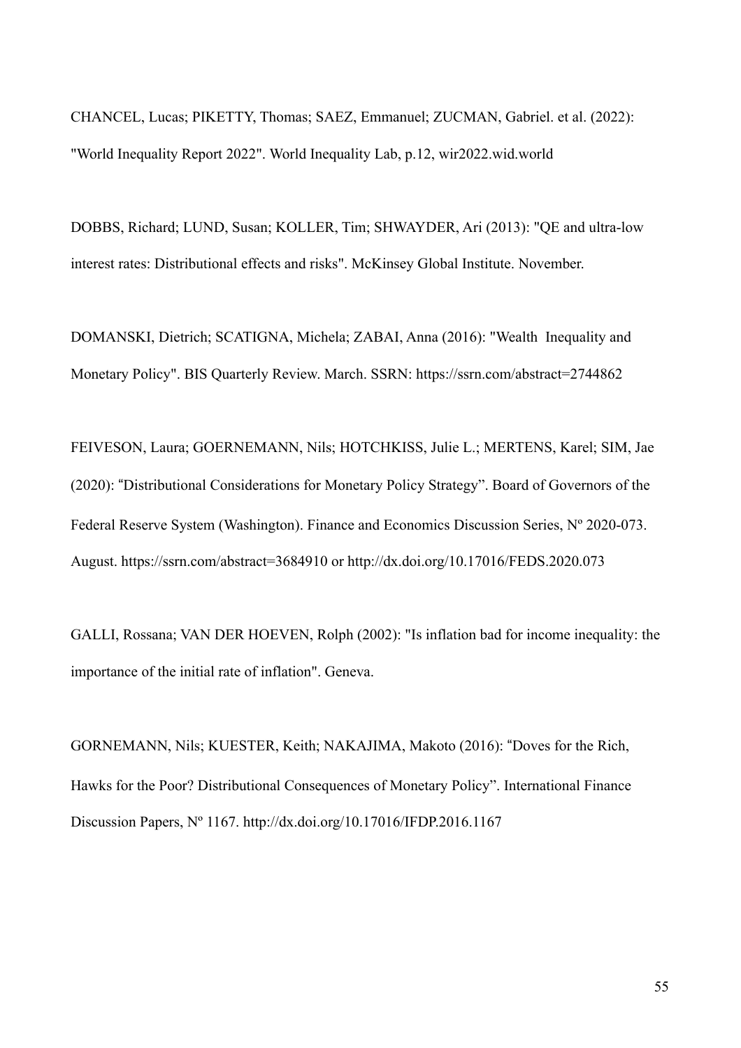CHANCEL, Lucas; PIKETTY, Thomas; SAEZ, Emmanuel; ZUCMAN, Gabriel. et al. (2022): "World Inequality Report 2022". World Inequality Lab, p.12, wir2022.wid.world

DOBBS, Richard; LUND, Susan; KOLLER, Tim; SHWAYDER, Ari (2013): "QE and ultra-low interest rates: Distributional effects and risks". McKinsey Global Institute. November.

DOMANSKI, Dietrich; SCATIGNA, Michela; ZABAI, Anna (2016): "Wealth Inequality and Monetary Policy". BIS Quarterly Review. March. SSRN: https://ssrn.com/abstract=2744862

FEIVESON, Laura; GOERNEMANN, Nils; HOTCHKISS, Julie L.; MERTENS, Karel; SIM, Jae (2020): "Distributional Considerations for Monetary Policy Strategy". Board of Governors of the Federal Reserve System (Washington). Finance and Economics Discussion Series, Nº 2020-073. August. https://ssrn.com/abstract=3684910 or http://dx.doi.org/10.17016/FEDS.2020.073

GALLI, Rossana; VAN DER HOEVEN, Rolph (2002): "Is inflation bad for income inequality: the importance of the initial rate of inflation". Geneva.

GORNEMANN, Nils; KUESTER, Keith; NAKAJIMA, Makoto (2016): "Doves for the Rich, Hawks for the Poor? Distributional Consequences of Monetary Policy". International Finance Discussion Papers, Nº 1167. http://dx.doi.org/10.17016/IFDP.2016.1167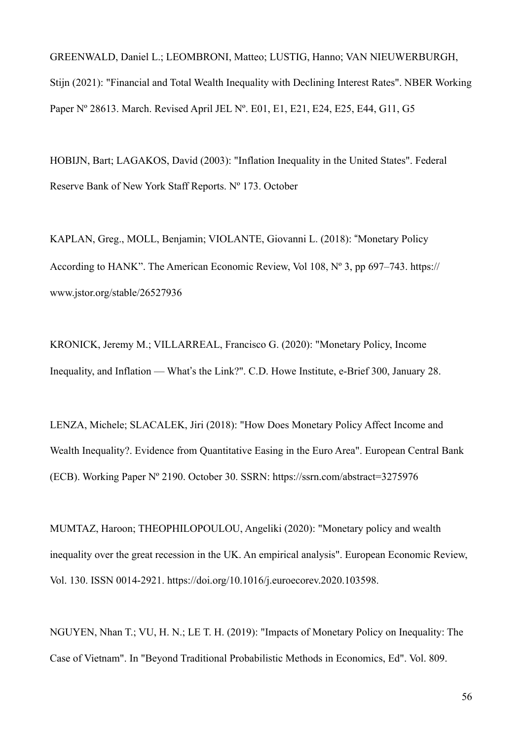GREENWALD, Daniel L.; LEOMBRONI, Matteo; LUSTIG, Hanno; VAN NIEUWERBURGH, Stijn (2021): "Financial and Total Wealth Inequality with Declining Interest Rates". NBER Working Paper Nº 28613. March. Revised April JEL Nº. E01, E1, E21, E24, E25, E44, G11, G5

HOBIJN, Bart; LAGAKOS, David (2003): "Inflation Inequality in the United States". Federal Reserve Bank of New York Staff Reports. Nº 173. October

KAPLAN, Greg., MOLL, Benjamin; VIOLANTE, Giovanni L. (2018): "Monetary Policy According to HANK". The American Economic Review, Vol 108, Nº 3, pp 697–743. https://www.jstor.org/stable/26527936

KRONICK, Jeremy M.; VILLARREAL, Francisco G. (2020): "Monetary Policy, Income Inequality, and Inflation — What's the Link?". C.D. Howe Institute, e-Brief 300, January 28.

LENZA, Michele; SLACALEK, Jiri (2018): "How Does Monetary Policy Affect Income and Wealth Inequality?. Evidence from Quantitative Easing in the Euro Area". European Central Bank (ECB). Working Paper Nº 2190. October 30. SSRN: https://ssrn.com/abstract=3275976

MUMTAZ, Haroon; THEOPHILOPOULOU, Angeliki (2020): "Monetary policy and wealth inequality over the great recession in the UK. An empirical analysis". European Economic Review, Vol. 130. ISSN 0014-2921. https://doi.org/10.1016/j.euroecorev.2020.103598.

NGUYEN, Nhan T.; VU, H. N.; LE T. H. (2019): "Impacts of Monetary Policy on Inequality: The Case of Vietnam". In "Beyond Traditional Probabilistic Methods in Economics, Ed". Vol. 809.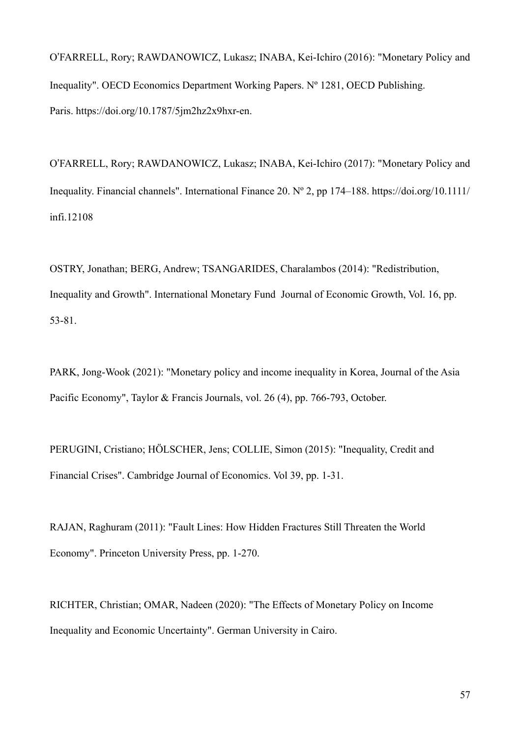O'FARRELL, Rory; RAWDANOWICZ, Lukasz; INABA, Kei-Ichiro (2016): "Monetary Policy and Inequality". OECD Economics Department Working Papers. Nº 1281, OECD Publishing. Paris. https://doi.org/10.1787/5jm2hz2x9hxr-en.

O'FARRELL, Rory; RAWDANOWICZ, Lukasz; INABA, Kei-Ichiro (2017): "Monetary Policy and Inequality. Financial channels". International Finance 20. Nº 2, pp 174–188. https://doi.org/10.1111/infi.12108

OSTRY, Jonathan; BERG, Andrew; TSANGARIDES, Charalambos (2014): "Redistribution, Inequality and Growth". International Monetary Fund Journal of Economic Growth, Vol. 16, pp. 53-81.

PARK, Jong-Wook (2021): "Monetary policy and income inequality in Korea, Journal of the Asia Pacific Economy", Taylor & Francis Journals, vol. 26 (4), pp. 766-793, October.

PERUGINI, Cristiano; HÖLSCHER, Jens; COLLIE, Simon (2015): "Inequality, Credit and Financial Crises". Cambridge Journal of Economics. Vol 39, pp. 1-31.

RAJAN, Raghuram (2011): "Fault Lines: How Hidden Fractures Still Threaten the World Economy". Princeton University Press, pp. 1-270.

RICHTER, Christian; OMAR, Nadeen (2020): "The Effects of Monetary Policy on Income Inequality and Economic Uncertainty". German University in Cairo.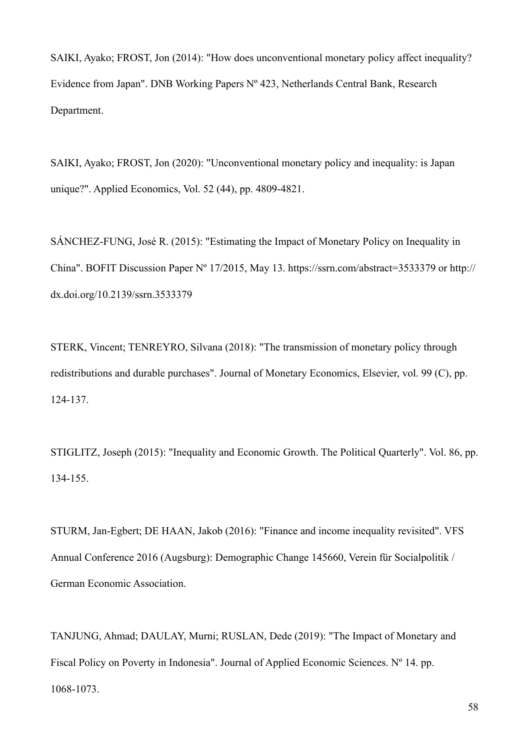SAIKI, Ayako; FROST, Jon (2014): "How does unconventional monetary policy affect inequality? Evidence from Japan". DNB Working Papers Nº 423, Netherlands Central Bank, Research Department.

SAIKI, Ayako; FROST, Jon (2020): "Unconventional monetary policy and inequality: is Japan unique?". Applied Economics, Vol. 52 (44), pp. 4809-4821.

SÁNCHEZ-FUNG, José R. (2015): "Estimating the Impact of Monetary Policy on Inequality in China". BOFIT Discussion Paper Nº 17/2015, May 13. https://ssrn.com/abstract=3533379 or http://dx.doi.org/10.2139/ssrn.3533379

STERK, Vincent; TENREYRO, Silvana (2018): "The transmission of monetary policy through redistributions and durable purchases". Journal of Monetary Economics, Elsevier, vol. 99 (C), pp. 124-137.

STIGLITZ, Joseph (2015): "Inequality and Economic Growth. The Political Quarterly". Vol. 86, pp. 134-155.

STURM, Jan-Egbert; DE HAAN, Jakob (2016): "Finance and income inequality revisited". VFS Annual Conference 2016 (Augsburg): Demographic Change 145660, Verein für Socialpolitik / German Economic Association.

TANJUNG, Ahmad; DAULAY, Murni; RUSLAN, Dede (2019): "The Impact of Monetary and Fiscal Policy on Poverty in Indonesia". Journal of Applied Economic Sciences. Nº 14. pp. 1068-1073.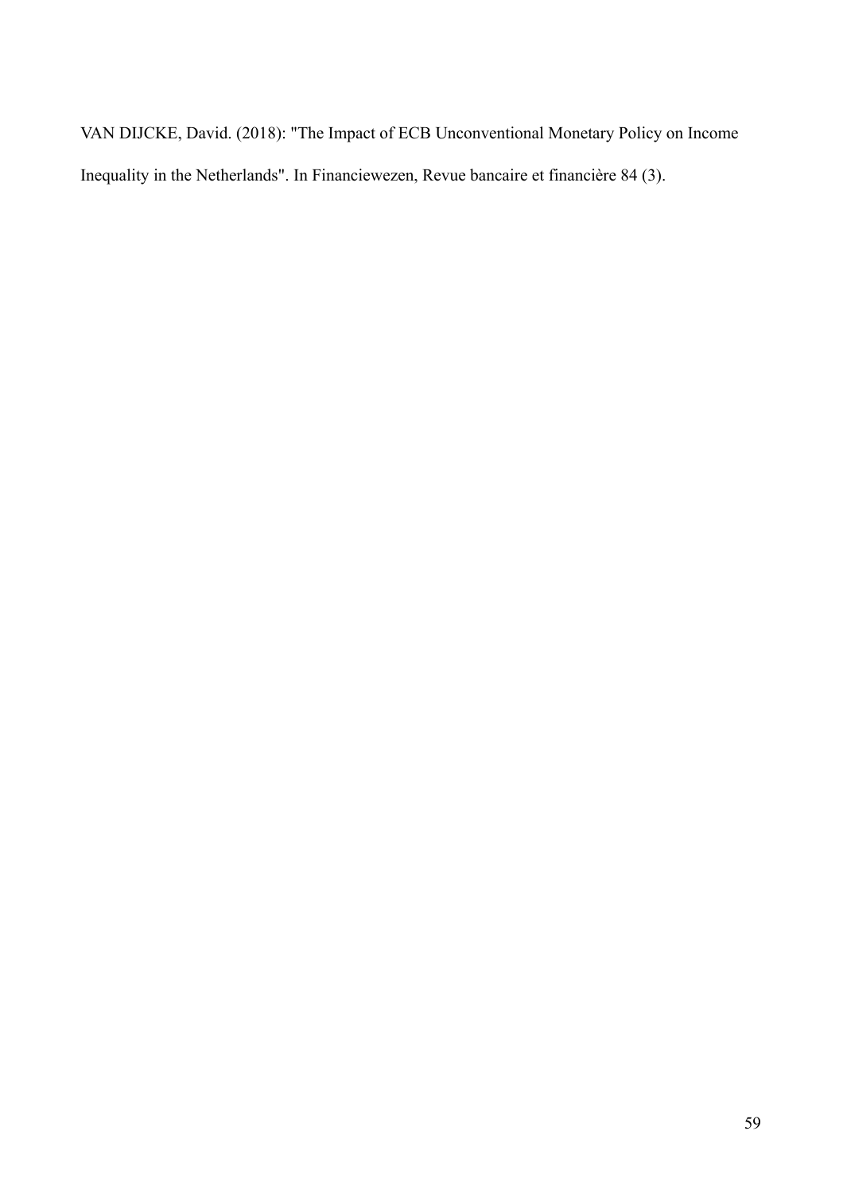VAN DIJCKE, David. (2018): "The Impact of ECB Unconventional Monetary Policy on Income Inequality in the Netherlands". In Financiewezen, Revue bancaire et financière 84 (3).